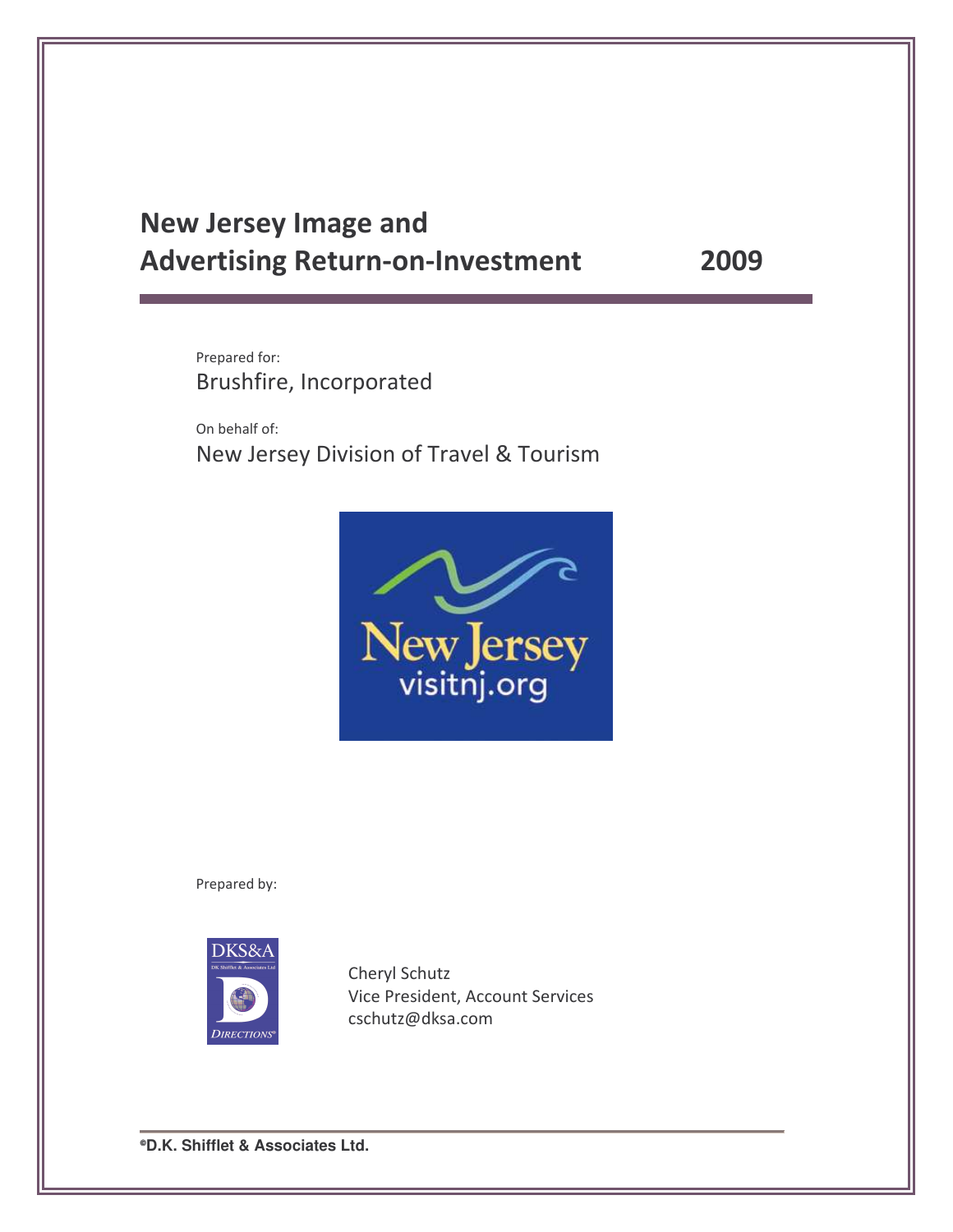# New Jersey Image and Advertising Return-on-Investment 2009

Prepared for:
Brushfire, Incorporated

On behalf of:
New Jersey Division of Travel & Tourism

New Jersey
visitnj.org

Prepared by:

DKS&A
DK Shifflet & Associates Ltd
DIRECTIONS®

Cheryl Schutz
Vice President, Account Services
cschutz@dksa.com

©D.K. Shifflet & Associates Ltd.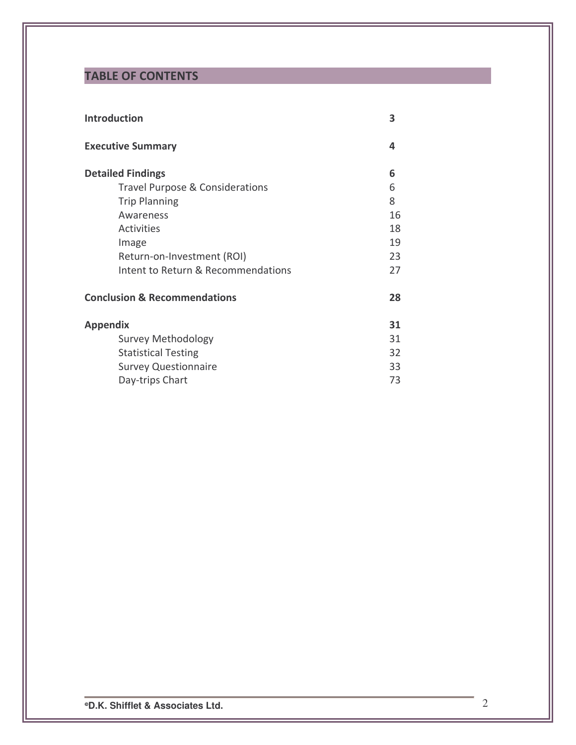## TABLE OF CONTENTS

| | |
|---|---|
| **Introduction** | **3** |
| **Executive Summary** | **4** |
| **Detailed Findings** | **6** |
| Travel Purpose & Considerations | 6 |
| Trip Planning | 8 |
| Awareness | 16 |
| Activities | 18 |
| Image | 19 |
| Return-on-Investment (ROI) | 23 |
| Intent to Return & Recommendations | 27 |
| **Conclusion & Recommendations** | **28** |
| **Appendix** | **31** |
| Survey Methodology | 31 |
| Statistical Testing | 32 |
| Survey Questionnaire | 33 |
| Day-trips Chart | 73 |

**©D.K. Shifflet & Associates Ltd.**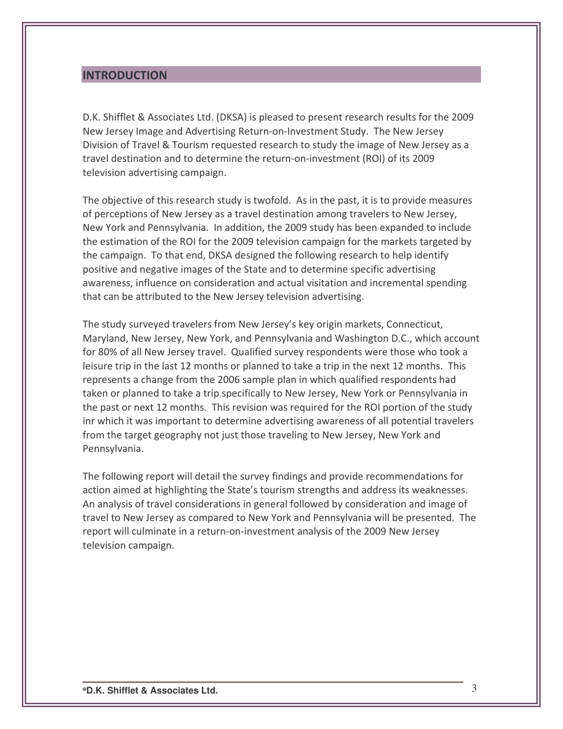## INTRODUCTION

D.K. Shifflet & Associates Ltd. (DKSA) is pleased to present research results for the 2009 New Jersey Image and Advertising Return-on-Investment Study. The New Jersey Division of Travel & Tourism requested research to study the image of New Jersey as a travel destination and to determine the return-on-investment (ROI) of its 2009 television advertising campaign.

The objective of this research study is twofold. As in the past, it is to provide measures of perceptions of New Jersey as a travel destination among travelers to New Jersey, New York and Pennsylvania. In addition, the 2009 study has been expanded to include the estimation of the ROI for the 2009 television campaign for the markets targeted by the campaign. To that end, DKSA designed the following research to help identify positive and negative images of the State and to determine specific advertising awareness, influence on consideration and actual visitation and incremental spending that can be attributed to the New Jersey television advertising.

The study surveyed travelers from New Jersey's key origin markets, Connecticut, Maryland, New Jersey, New York, and Pennsylvania and Washington D.C., which account for 80% of all New Jersey travel. Qualified survey respondents were those who took a leisure trip in the last 12 months or planned to take a trip in the next 12 months. This represents a change from the 2006 sample plan in which qualified respondents had taken or planned to take a trip specifically to New Jersey, New York or Pennsylvania in the past or next 12 months. This revision was required for the ROI portion of the study inr which it was important to determine advertising awareness of all potential travelers from the target geography not just those traveling to New Jersey, New York and Pennsylvania.

The following report will detail the survey findings and provide recommendations for action aimed at highlighting the State's tourism strengths and address its weaknesses. An analysis of travel considerations in general followed by consideration and image of travel to New Jersey as compared to New York and Pennsylvania will be presented. The report will culminate in a return-on-investment analysis of the 2009 New Jersey television campaign.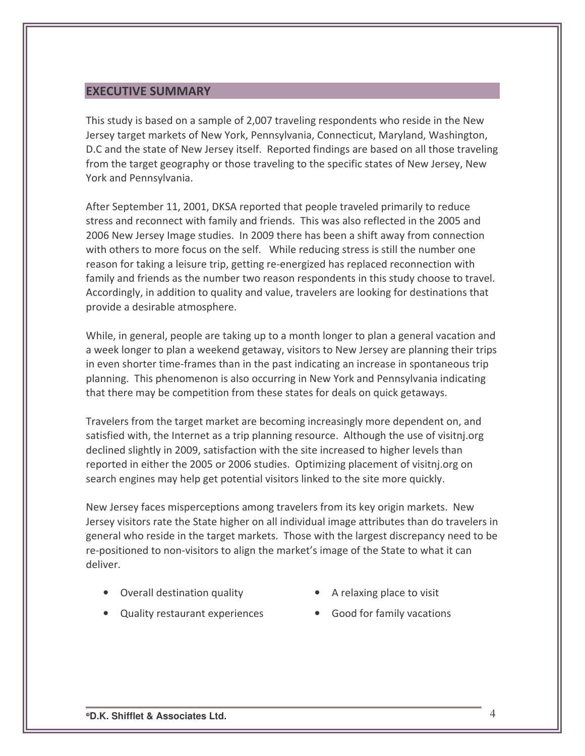## EXECUTIVE SUMMARY

This study is based on a sample of 2,007 traveling respondents who reside in the New Jersey target markets of New York, Pennsylvania, Connecticut, Maryland, Washington, D.C and the state of New Jersey itself. Reported findings are based on all those traveling from the target geography or those traveling to the specific states of New Jersey, New York and Pennsylvania.

After September 11, 2001, DKSA reported that people traveled primarily to reduce stress and reconnect with family and friends. This was also reflected in the 2005 and 2006 New Jersey Image studies. In 2009 there has been a shift away from connection with others to more focus on the self. While reducing stress is still the number one reason for taking a leisure trip, getting re-energized has replaced reconnection with family and friends as the number two reason respondents in this study choose to travel. Accordingly, in addition to quality and value, travelers are looking for destinations that provide a desirable atmosphere.

While, in general, people are taking up to a month longer to plan a general vacation and a week longer to plan a weekend getaway, visitors to New Jersey are planning their trips in even shorter time-frames than in the past indicating an increase in spontaneous trip planning. This phenomenon is also occurring in New York and Pennsylvania indicating that there may be competition from these states for deals on quick getaways.

Travelers from the target market are becoming increasingly more dependent on, and satisfied with, the Internet as a trip planning resource. Although the use of visitnj.org declined slightly in 2009, satisfaction with the site increased to higher levels than reported in either the 2005 or 2006 studies. Optimizing placement of visitnj.org on search engines may help get potential visitors linked to the site more quickly.

New Jersey faces misperceptions among travelers from its key origin markets. New Jersey visitors rate the State higher on all individual image attributes than do travelers in general who reside in the target markets. Those with the largest discrepancy need to be re-positioned to non-visitors to align the market's image of the State to what it can deliver.

- Overall destination quality
- Quality restaurant experiences
- A relaxing place to visit
- Good for family vacations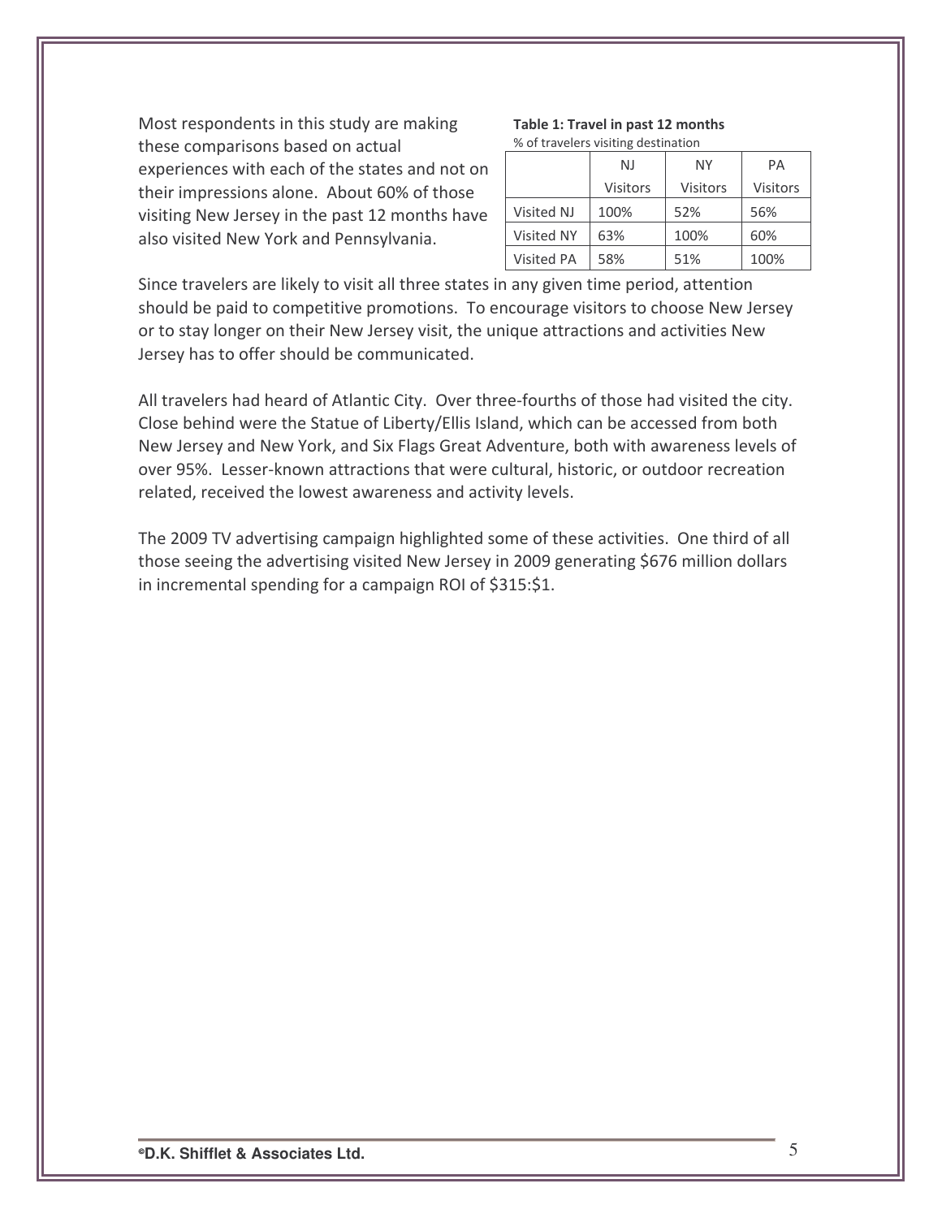Most respondents in this study are making these comparisons based on actual experiences with each of the states and not on their impressions alone. About 60% of those visiting New Jersey in the past 12 months have also visited New York and Pennsylvania.

**Table 1: Travel in past 12 months**
% of travelers visiting destination

| | NJ Visitors | NY Visitors | PA Visitors |
|---|---|---|---|
| Visited NJ | 100% | 52% | 56% |
| Visited NY | 63% | 100% | 60% |
| Visited PA | 58% | 51% | 100% |

Since travelers are likely to visit all three states in any given time period, attention should be paid to competitive promotions. To encourage visitors to choose New Jersey or to stay longer on their New Jersey visit, the unique attractions and activities New Jersey has to offer should be communicated.

All travelers had heard of Atlantic City. Over three-fourths of those had visited the city. Close behind were the Statue of Liberty/Ellis Island, which can be accessed from both New Jersey and New York, and Six Flags Great Adventure, both with awareness levels of over 95%. Lesser-known attractions that were cultural, historic, or outdoor recreation related, received the lowest awareness and activity levels.

The 2009 TV advertising campaign highlighted some of these activities. One third of all those seeing the advertising visited New Jersey in 2009 generating $676 million dollars in incremental spending for a campaign ROI of $315:$1.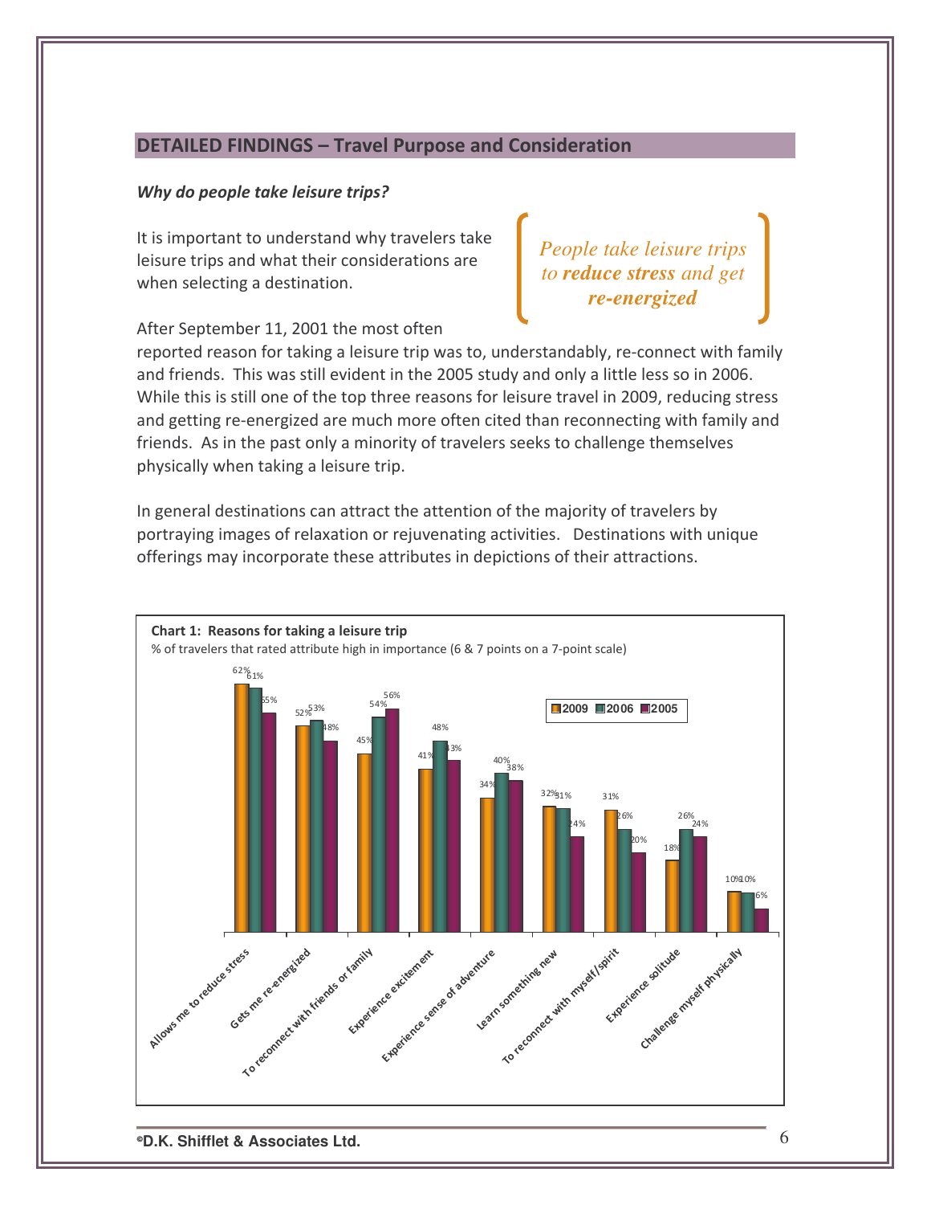## DETAILED FINDINGS – Travel Purpose and Consideration

***Why do people take leisure trips?***

It is important to understand why travelers take leisure trips and what their considerations are when selecting a destination.

> *People take leisure trips to **reduce stress** and get **re-energized***

After September 11, 2001 the most often reported reason for taking a leisure trip was to, understandably, re-connect with family and friends. This was still evident in the 2005 study and only a little less so in 2006. While this is still one of the top three reasons for leisure travel in 2009, reducing stress and getting re-energized are much more often cited than reconnecting with family and friends. As in the past only a minority of travelers seeks to challenge themselves physically when taking a leisure trip.

In general destinations can attract the attention of the majority of travelers by portraying images of relaxation or rejuvenating activities. Destinations with unique offerings may incorporate these attributes in depictions of their attractions.

**Chart 1: Reasons for taking a leisure trip**

% of travelers that rated attribute high in importance (6 & 7 points on a 7-point scale)

| Reason | 2009 | 2006 | 2005 |
|---|---|---|---|
| Allows me to reduce stress | 62% | 61% | 55% |
| Gets me re-energized | 52% | 53% | 48% |
| To reconnect with friends or family | 45% | 54% | 56% |
| Experience excitement | 41% | 48% | 43% |
| Experience sense of adventure | 34% | 40% | 38% |
| Learn something new | 32% | 31% | 24% |
| To reconnect with myself/spirit | 31% | 26% | 20% |
| Experience solitude | 18% | 26% | 24% |
| Challenge myself physically | 10% | 10% | 6% |

©D.K. Shifflet & Associates Ltd.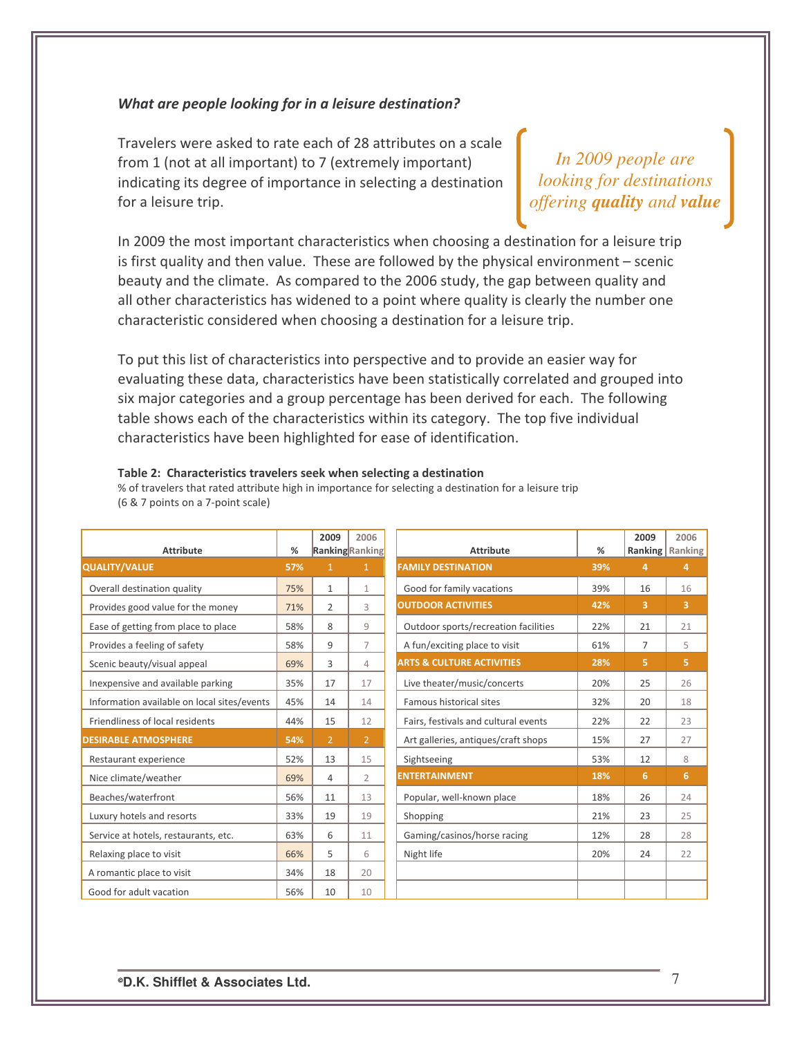### *What are people looking for in a leisure destination?*

Travelers were asked to rate each of 28 attributes on a scale from 1 (not at all important) to 7 (extremely important) indicating its degree of importance in selecting a destination for a leisure trip.

*In 2009 people are looking for destinations offering* ***quality*** *and* ***value***

In 2009 the most important characteristics when choosing a destination for a leisure trip is first quality and then value. These are followed by the physical environment – scenic beauty and the climate. As compared to the 2006 study, the gap between quality and all other characteristics has widened to a point where quality is clearly the number one characteristic considered when choosing a destination for a leisure trip.

To put this list of characteristics into perspective and to provide an easier way for evaluating these data, characteristics have been statistically correlated and grouped into six major categories and a group percentage has been derived for each. The following table shows each of the characteristics within its category. The top five individual characteristics have been highlighted for ease of identification.

**Table 2: Characteristics travelers seek when selecting a destination**
% of travelers that rated attribute high in importance for selecting a destination for a leisure trip (6 & 7 points on a 7-point scale)

| Attribute | % | 2009 Ranking | 2006 Ranking |
|---|---|---|---|
| **QUALITY/VALUE** | **57%** | **1** | **1** |
| Overall destination quality | 75% | 1 | 1 |
| Provides good value for the money | 71% | 2 | 3 |
| Ease of getting from place to place | 58% | 8 | 9 |
| Provides a feeling of safety | 58% | 9 | 7 |
| Scenic beauty/visual appeal | 69% | 3 | 4 |
| Inexpensive and available parking | 35% | 17 | 17 |
| Information available on local sites/events | 45% | 14 | 14 |
| Friendliness of local residents | 44% | 15 | 12 |
| **DESIRABLE ATMOSPHERE** | **54%** | **2** | **2** |
| Restaurant experience | 52% | 13 | 15 |
| Nice climate/weather | 69% | 4 | 2 |
| Beaches/waterfront | 56% | 11 | 13 |
| Luxury hotels and resorts | 33% | 19 | 19 |
| Service at hotels, restaurants, etc. | 63% | 6 | 11 |
| Relaxing place to visit | 66% | 5 | 6 |
| A romantic place to visit | 34% | 18 | 20 |
| Good for adult vacation | 56% | 10 | 10 |
| **FAMILY DESTINATION** | **39%** | **4** | **4** |
| Good for family vacations | 39% | 16 | 16 |
| **OUTDOOR ACTIVITIES** | **42%** | **3** | **3** |
| Outdoor sports/recreation facilities | 22% | 21 | 21 |
| A fun/exciting place to visit | 61% | 7 | 5 |
| **ARTS & CULTURE ACTIVITIES** | **28%** | **5** | **5** |
| Live theater/music/concerts | 20% | 25 | 26 |
| Famous historical sites | 32% | 20 | 18 |
| Fairs, festivals and cultural events | 22% | 22 | 23 |
| Art galleries, antiques/craft shops | 15% | 27 | 27 |
| Sightseeing | 53% | 12 | 8 |
| **ENTERTAINMENT** | **18%** | **6** | **6** |
| Popular, well-known place | 18% | 26 | 24 |
| Shopping | 21% | 23 | 25 |
| Gaming/casinos/horse racing | 12% | 28 | 28 |
| Night life | 20% | 24 | 22 |

©D.K. Shifflet & Associates Ltd.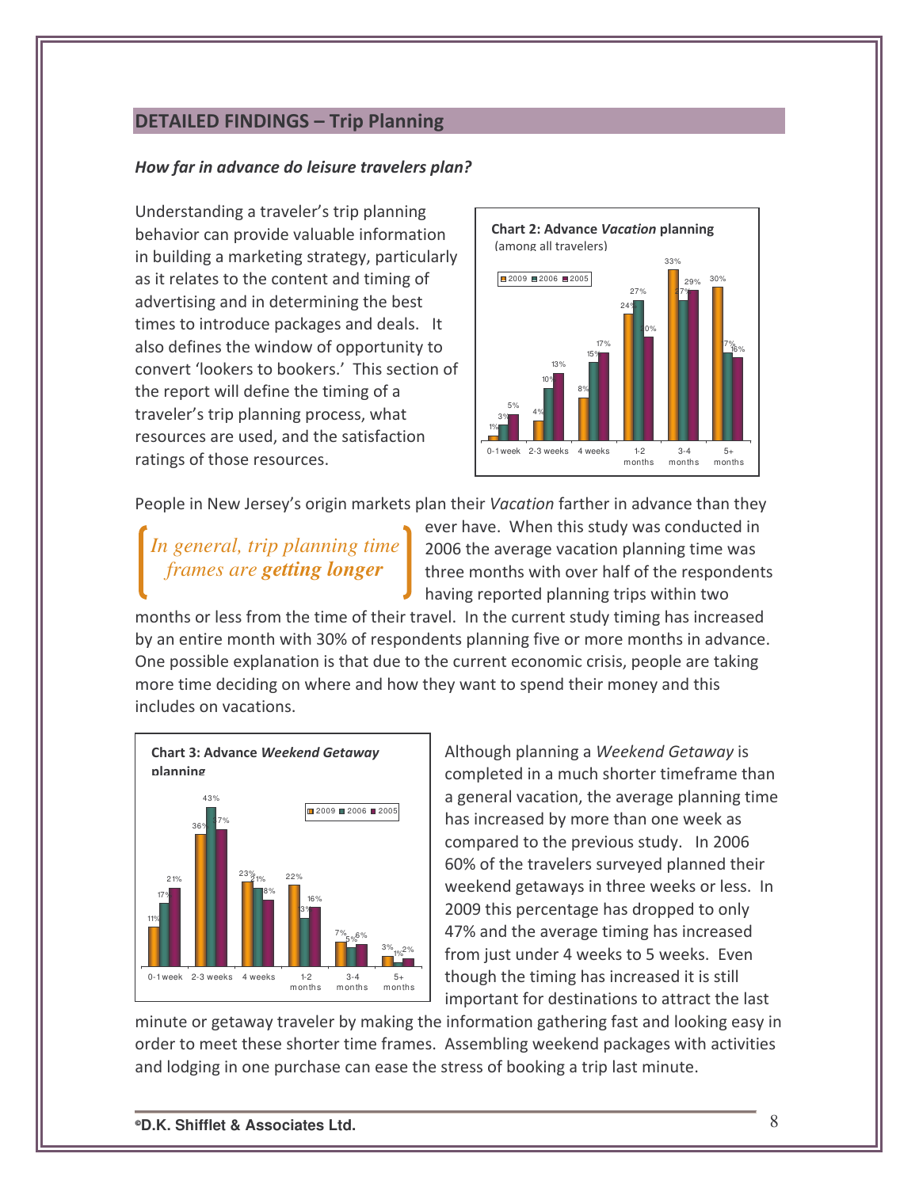## DETAILED FINDINGS – Trip Planning

***How far in advance do leisure travelers plan?***

Understanding a traveler's trip planning behavior can provide valuable information in building a marketing strategy, particularly as it relates to the content and timing of advertising and in determining the best times to introduce packages and deals. It also defines the window of opportunity to convert 'lookers to bookers.' This section of the report will define the timing of a traveler's trip planning process, what resources are used, and the satisfaction ratings of those resources.

**Chart 2: Advance *Vacation* planning**
(among all travelers)

| | 2009 | 2006 | 2005 |
|---|---|---|---|
| 0-1 week | 1% | 3% | 5% |
| 2-3 weeks | 4% | 10% | 13% |
| 4 weeks | 8% | 15% | 17% |
| 1-2 months | 24% | 27% | 20% |
| 3-4 months | 33% | 27% | 29% |
| 5+ months | 30% | 17% | 16% |

People in New Jersey's origin markets plan their *Vacation* farther in advance than they ever have. When this study was conducted in 2006 the average vacation planning time was three months with over half of the respondents having reported planning trips within two months or less from the time of their travel. In the current study timing has increased by an entire month with 30% of respondents planning five or more months in advance. One possible explanation is that due to the current economic crisis, people are taking more time deciding on where and how they want to spend their money and this includes on vacations.

> *In general, trip planning time frames are* ***getting longer***

**Chart 3: Advance *Weekend Getaway* planning**

| | 2009 | 2006 | 2005 |
|---|---|---|---|
| 0-1 week | 11% | 17% | 21% |
| 2-3 weeks | 36% | 43% | 37% |
| 4 weeks | 23% | 21% | 18% |
| 1-2 months | 22% | 13% | 16% |
| 3-4 months | 7% | 5% | 6% |
| 5+ months | 3% | 1% | 2% |

Although planning a *Weekend Getaway* is completed in a much shorter timeframe than a general vacation, the average planning time has increased by more than one week as compared to the previous study. In 2006 60% of the travelers surveyed planned their weekend getaways in three weeks or less. In 2009 this percentage has dropped to only 47% and the average timing has increased from just under 4 weeks to 5 weeks. Even though the timing has increased it is still important for destinations to attract the last minute or getaway traveler by making the information gathering fast and looking easy in order to meet these shorter time frames. Assembling weekend packages with activities and lodging in one purchase can ease the stress of booking a trip last minute.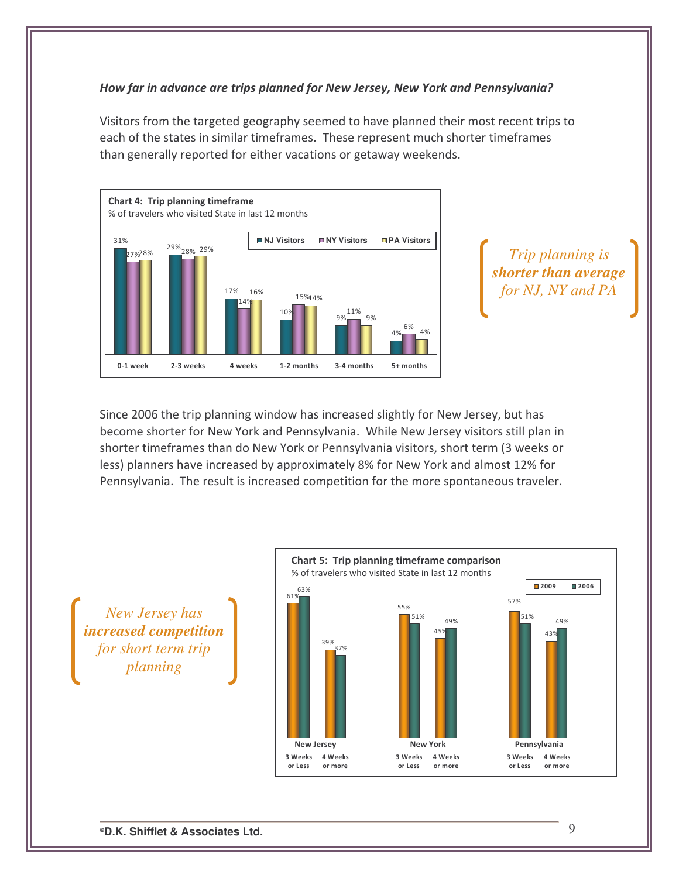***How far in advance are trips planned for New Jersey, New York and Pennsylvania?***

Visitors from the targeted geography seemed to have planned their most recent trips to each of the states in similar timeframes. These represent much shorter timeframes than generally reported for either vacations or getaway weekends.

**Chart 4: Trip planning timeframe**
% of travelers who visited State in last 12 months

| | NJ Visitors | NY Visitors | PA Visitors |
|---|---|---|---|
| 0-1 week | 31% | 27% | 28% |
| 2-3 weeks | 29% | 28% | 29% |
| 4 weeks | 17% | 14% | 16% |
| 1-2 months | 10% | 15% | 14% |
| 3-4 months | 9% | 11% | 9% |
| 5+ months | 4% | 6% | 4% |

*Trip planning is **shorter than average** for NJ, NY and PA*

Since 2006 the trip planning window has increased slightly for New Jersey, but has become shorter for New York and Pennsylvania. While New Jersey visitors still plan in shorter timeframes than do New York or Pennsylvania visitors, short term (3 weeks or less) planners have increased by approximately 8% for New York and almost 12% for Pennsylvania. The result is increased competition for the more spontaneous traveler.

*New Jersey has **increased competition** for short term trip planning*

**Chart 5: Trip planning timeframe comparison**
% of travelers who visited State in last 12 months

| | | 2009 | 2006 |
|---|---|---|---|
| New Jersey | 3 Weeks or Less | 61% | 63% |
| | 4 Weeks or more | 39% | 37% |
| New York | 3 Weeks or Less | 55% | 51% |
| | 4 Weeks or more | 45% | 49% |
| Pennsylvania | 3 Weeks or Less | 57% | 51% |
| | 4 Weeks or more | 43% | 49% |

©D.K. Shifflet & Associates Ltd.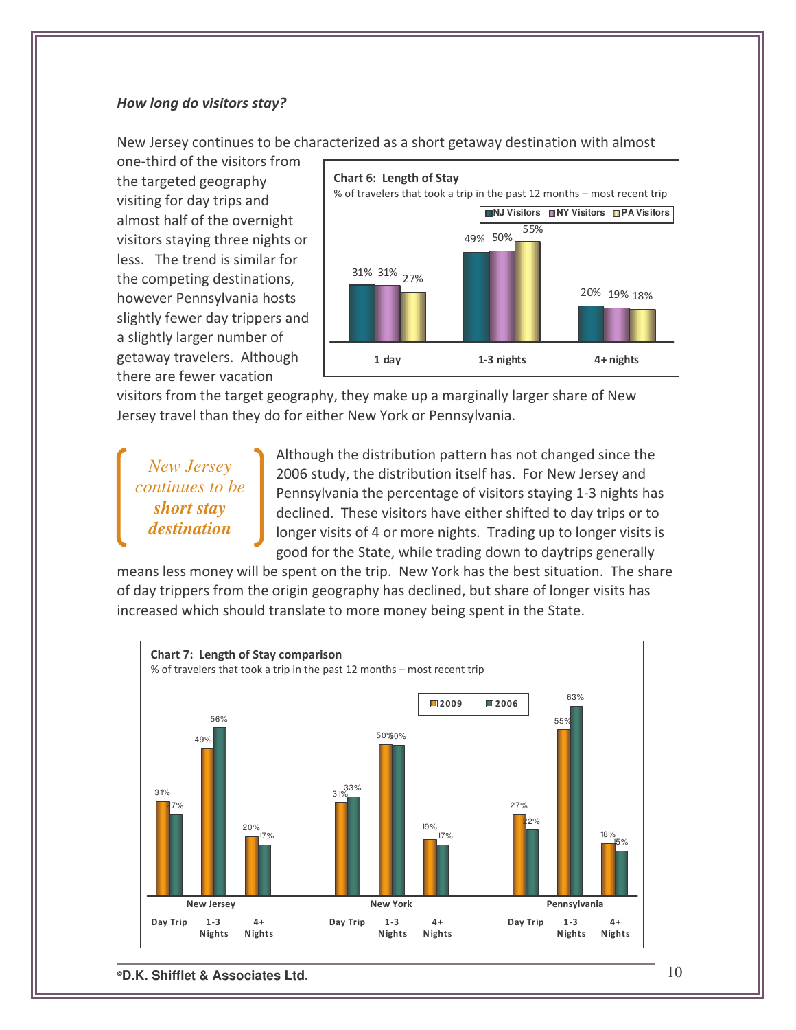*How long do visitors stay?*

New Jersey continues to be characterized as a short getaway destination with almost one-third of the visitors from the targeted geography visiting for day trips and almost half of the overnight visitors staying three nights or less. The trend is similar for the competing destinations, however Pennsylvania hosts slightly fewer day trippers and a slightly larger number of getaway travelers. Although there are fewer vacation visitors from the target geography, they make up a marginally larger share of New Jersey travel than they do for either New York or Pennsylvania.

**Chart 6: Length of Stay**
% of travelers that took a trip in the past 12 months – most recent trip

| | NJ Visitors | NY Visitors | PA Visitors |
|---|---|---|---|
| 1 day | 31% | 31% | 27% |
| 1-3 nights | 49% | 50% | 55% |
| 4+ nights | 20% | 19% | 18% |

*New Jersey continues to be* ***short stay destination***

Although the distribution pattern has not changed since the 2006 study, the distribution itself has. For New Jersey and Pennsylvania the percentage of visitors staying 1-3 nights has declined. These visitors have either shifted to day trips or to longer visits of 4 or more nights. Trading up to longer visits is good for the State, while trading down to daytrips generally means less money will be spent on the trip. New York has the best situation. The share of day trippers from the origin geography has declined, but share of longer visits has increased which should translate to more money being spent in the State.

**Chart 7: Length of Stay comparison**
% of travelers that took a trip in the past 12 months – most recent trip

| | | 2009 | 2006 |
|---|---|---|---|
| New Jersey | Day Trip | 31% | 27% |
| | 1-3 Nights | 49% | 56% |
| | 4+ Nights | 20% | 17% |
| New York | Day Trip | 31% | 33% |
| | 1-3 Nights | 50% | 50% |
| | 4+ Nights | 19% | 17% |
| Pennsylvania | Day Trip | 27% | 22% |
| | 1-3 Nights | 55% | 63% |
| | 4+ Nights | 18% | 15% |

©D.K. Shifflet & Associates Ltd.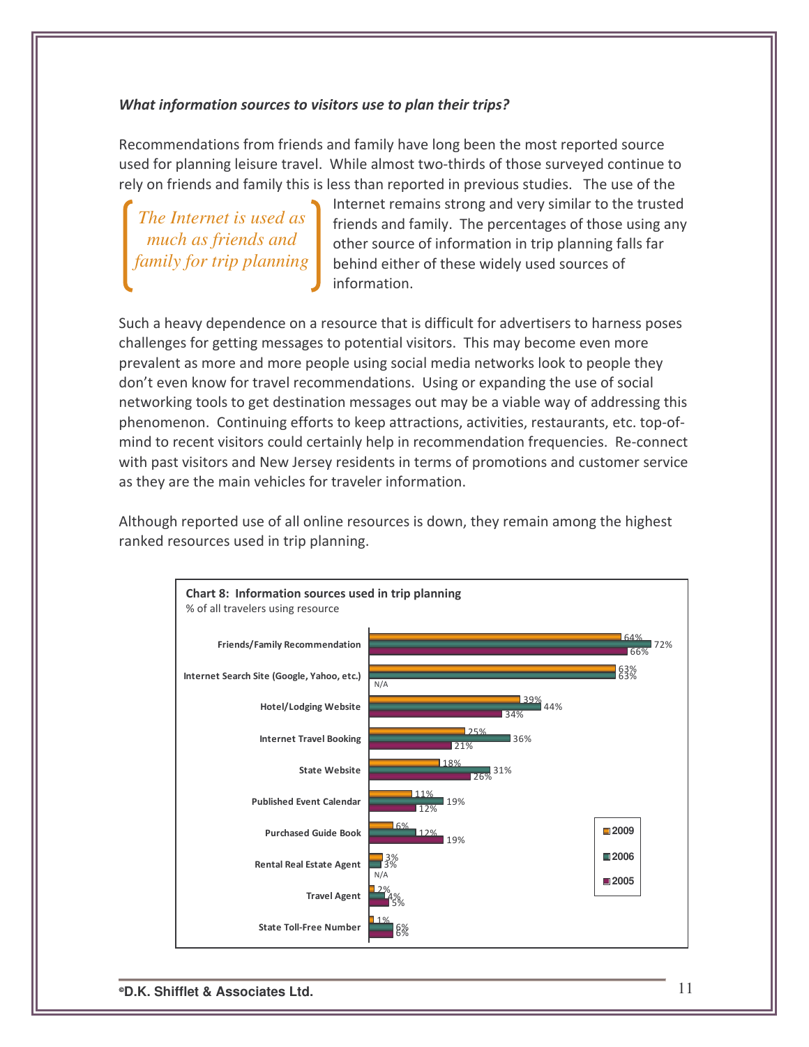***What information sources to visitors use to plan their trips?***

Recommendations from friends and family have long been the most reported source used for planning leisure travel. While almost two-thirds of those surveyed continue to rely on friends and family this is less than reported in previous studies. The use of the Internet remains strong and very similar to the trusted friends and family. The percentages of those using any other source of information in trip planning falls far behind either of these widely used sources of information.

*The Internet is used as much as friends and family for trip planning*

Such a heavy dependence on a resource that is difficult for advertisers to harness poses challenges for getting messages to potential visitors. This may become even more prevalent as more and more people using social media networks look to people they don't even know for travel recommendations. Using or expanding the use of social networking tools to get destination messages out may be a viable way of addressing this phenomenon. Continuing efforts to keep attractions, activities, restaurants, etc. top-of-mind to recent visitors could certainly help in recommendation frequencies. Re-connect with past visitors and New Jersey residents in terms of promotions and customer service as they are the main vehicles for traveler information.

Although reported use of all online resources is down, they remain among the highest ranked resources used in trip planning.

**Chart 8: Information sources used in trip planning**

% of all travelers using resource

| | 2009 | 2006 | 2005 |
|---|---|---|---|
| Friends/Family Recommendation | 64% | 72% | 66% |
| Internet Search Site (Google, Yahoo, etc.) | 63% | 63% | N/A |
| Hotel/Lodging Website | 39% | 44% | 34% |
| Internet Travel Booking | 25% | 36% | 21% |
| State Website | 18% | 31% | 26% |
| Published Event Calendar | 11% | 19% | 12% |
| Purchased Guide Book | 6% | 12% | 19% |
| Rental Real Estate Agent | 3% | 3% | N/A |
| Travel Agent | 2% | 4% | 5% |
| State Toll-Free Number | 1% | 6% | 6% |

©D.K. Shifflet & Associates Ltd.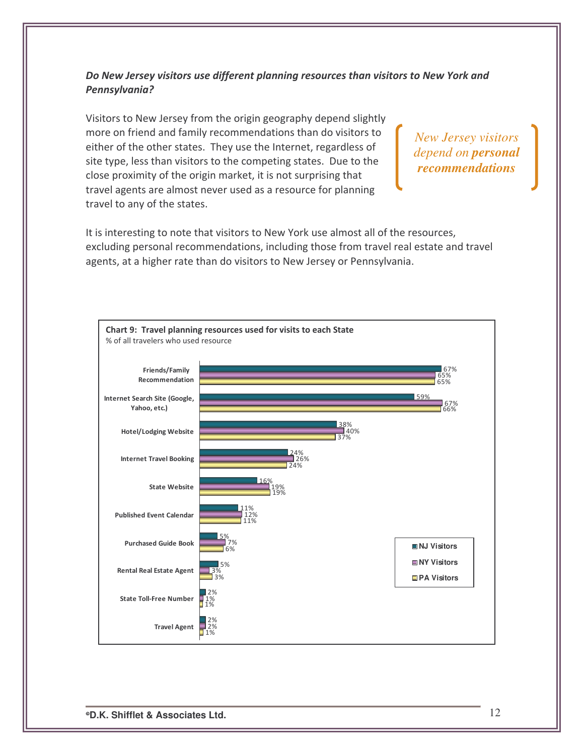***Do New Jersey visitors use different planning resources than visitors to New York and Pennsylvania?***

Visitors to New Jersey from the origin geography depend slightly more on friend and family recommendations than do visitors to either of the other states. They use the Internet, regardless of site type, less than visitors to the competing states. Due to the close proximity of the origin market, it is not surprising that travel agents are almost never used as a resource for planning travel to any of the states.

*New Jersey visitors depend on* ***personal recommendations***

It is interesting to note that visitors to New York use almost all of the resources, excluding personal recommendations, including those from travel real estate and travel agents, at a higher rate than do visitors to New Jersey or Pennsylvania.

**Chart 9: Travel planning resources used for visits to each State**
% of all travelers who used resource

| Resource | NJ Visitors | NY Visitors | PA Visitors |
|---|---|---|---|
| Friends/Family Recommendation | 67% | 65% | 65% |
| Internet Search Site (Google, Yahoo, etc.) | 59% | 67% | 66% |
| Hotel/Lodging Website | 38% | 40% | 37% |
| Internet Travel Booking | 24% | 26% | 24% |
| State Website | 16% | 19% | 19% |
| Published Event Calendar | 11% | 12% | 11% |
| Purchased Guide Book | 5% | 7% | 6% |
| Rental Real Estate Agent | 5% | 3% | 3% |
| State Toll-Free Number | 2% | 1% | 1% |
| Travel Agent | 2% | 2% | 1% |

©D.K. Shifflet & Associates Ltd.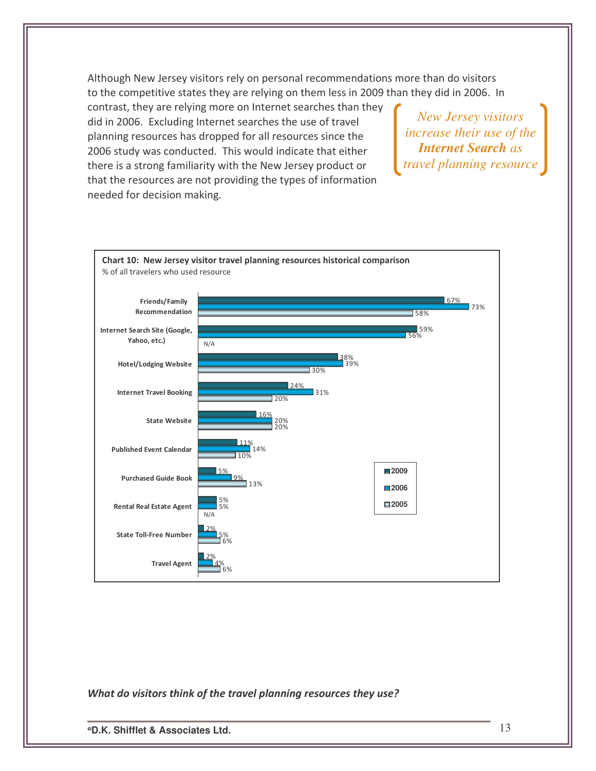Although New Jersey visitors rely on personal recommendations more than do visitors to the competitive states they are relying on them less in 2009 than they did in 2006. In contrast, they are relying more on Internet searches than they did in 2006. Excluding Internet searches the use of travel planning resources has dropped for all resources since the 2006 study was conducted. This would indicate that either there is a strong familiarity with the New Jersey product or that the resources are not providing the types of information needed for decision making.

*New Jersey visitors increase their use of the **Internet Search** as travel planning resource*

**Chart 10: New Jersey visitor travel planning resources historical comparison**

% of all travelers who used resource

| Resource | 2009 | 2006 | 2005 |
|---|---|---|---|
| Friends/Family Recommendation | 67% | 73% | 58% |
| Internet Search Site (Google, Yahoo, etc.) | 59% | 56% | N/A |
| Hotel/Lodging Website | 38% | 39% | 30% |
| Internet Travel Booking | 24% | 31% | 20% |
| State Website | 16% | 20% | 20% |
| Published Event Calendar | 11% | 14% | 10% |
| Purchased Guide Book | 5% | 9% | 13% |
| Rental Real Estate Agent | 5% | 5% | N/A |
| State Toll-Free Number | 2% | 5% | 6% |
| Travel Agent | 2% | 4% | 6% |

***What do visitors think of the travel planning resources they use?***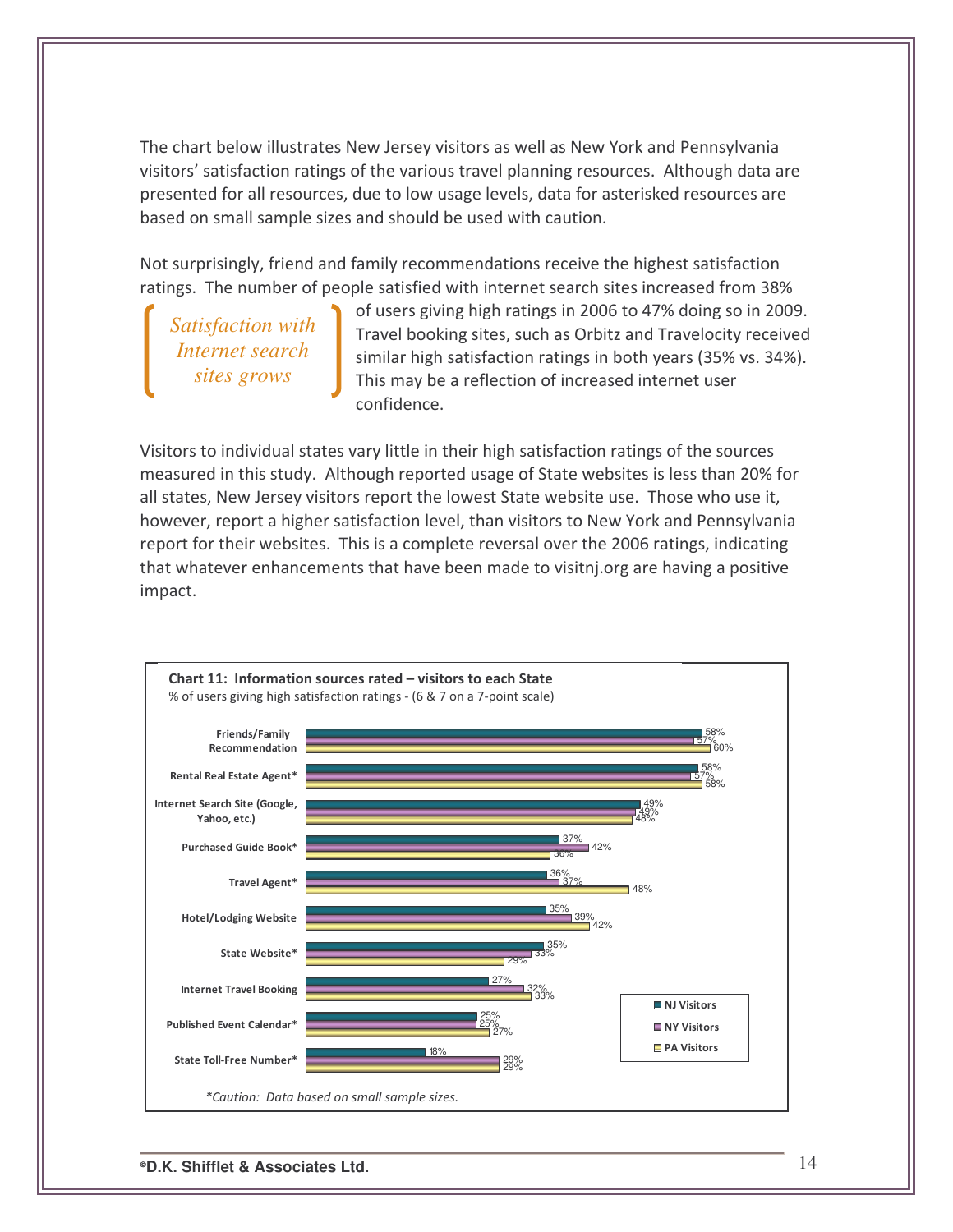The chart below illustrates New Jersey visitors as well as New York and Pennsylvania visitors' satisfaction ratings of the various travel planning resources. Although data are presented for all resources, due to low usage levels, data for asterisked resources are based on small sample sizes and should be used with caution.

Not surprisingly, friend and family recommendations receive the highest satisfaction ratings. The number of people satisfied with internet search sites increased from 38% of users giving high ratings in 2006 to 47% doing so in 2009. Travel booking sites, such as Orbitz and Travelocity received similar high satisfaction ratings in both years (35% vs. 34%). This may be a reflection of increased internet user confidence.

*Satisfaction with Internet search sites grows*

Visitors to individual states vary little in their high satisfaction ratings of the sources measured in this study. Although reported usage of State websites is less than 20% for all states, New Jersey visitors report the lowest State website use. Those who use it, however, report a higher satisfaction level, than visitors to New York and Pennsylvania report for their websites. This is a complete reversal over the 2006 ratings, indicating that whatever enhancements that have been made to visitnj.org are having a positive impact.

**Chart 11: Information sources rated – visitors to each State**

% of users giving high satisfaction ratings - (6 & 7 on a 7-point scale)

| Information Source | NJ Visitors | NY Visitors | PA Visitors |
|---|---|---|---|
| Friends/Family Recommendation | 58% | 57% | 60% |
| Rental Real Estate Agent* | 58% | 57% | 58% |
| Internet Search Site (Google, Yahoo, etc.) | 49% | 49% | 48% |
| Purchased Guide Book* | 37% | 42% | 36% |
| Travel Agent* | 36% | 37% | 48% |
| Hotel/Lodging Website | 35% | 39% | 42% |
| State Website* | 35% | 33% | 29% |
| Internet Travel Booking | 27% | 32% | 33% |
| Published Event Calendar* | 25% | 25% | 27% |
| State Toll-Free Number* | 18% | 29% | 29% |

*Caution: Data based on small sample sizes.

©D.K. Shifflet & Associates Ltd.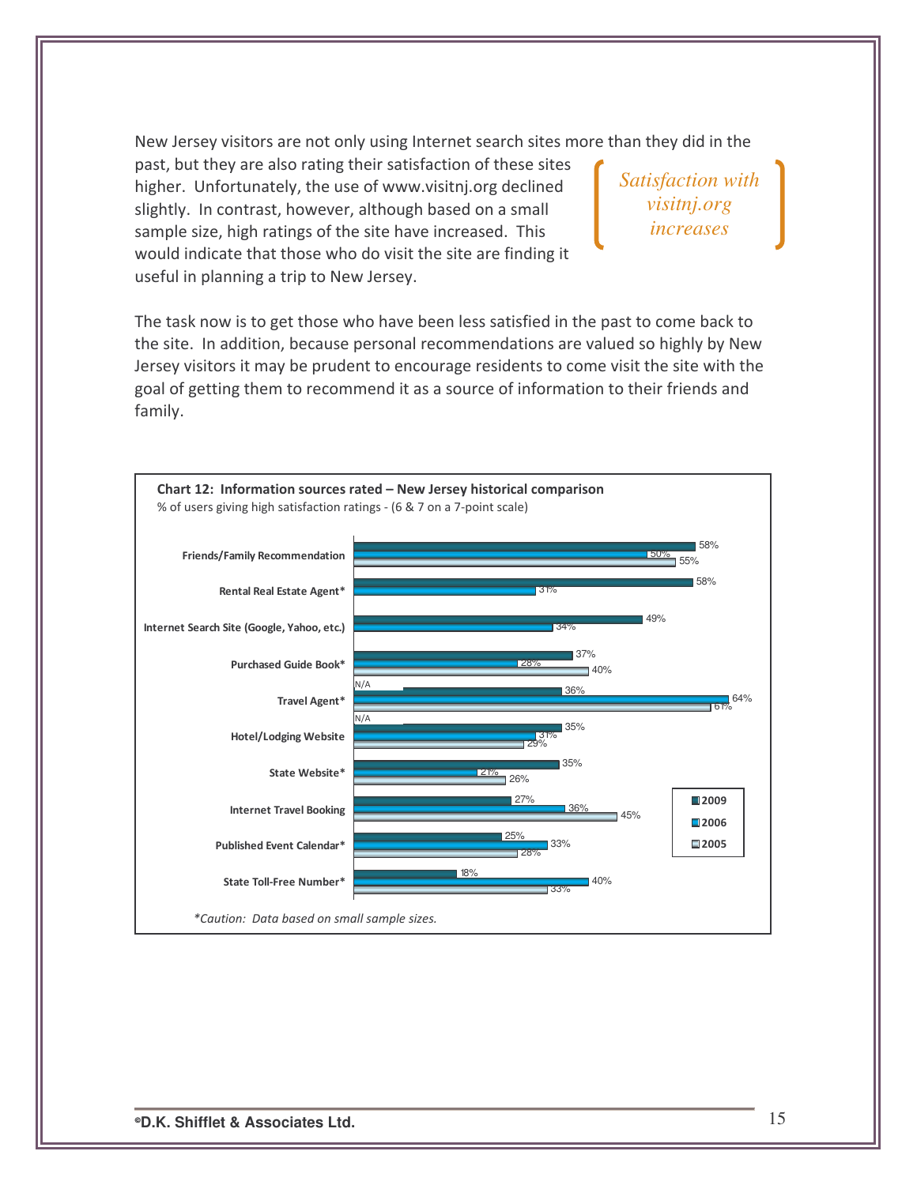New Jersey visitors are not only using Internet search sites more than they did in the past, but they are also rating their satisfaction of these sites higher. Unfortunately, the use of www.visitnj.org declined slightly. In contrast, however, although based on a small sample size, high ratings of the site have increased. This would indicate that those who do visit the site are finding it useful in planning a trip to New Jersey.

*Satisfaction with visitnj.org increases*

The task now is to get those who have been less satisfied in the past to come back to the site. In addition, because personal recommendations are valued so highly by New Jersey visitors it may be prudent to encourage residents to come visit the site with the goal of getting them to recommend it as a source of information to their friends and family.

**Chart 12: Information sources rated – New Jersey historical comparison**

% of users giving high satisfaction ratings - (6 & 7 on a 7-point scale)

| Information source | 2009 | 2006 | 2005 |
|---|---|---|---|
| Friends/Family Recommendation | 58% | 50% | 55% |
| Rental Real Estate Agent* | 58% | 31% | |
| Internet Search Site (Google, Yahoo, etc.) | 49% | 34% | |
| Purchased Guide Book* | 37% | 28% | 40% |
| Travel Agent* | 36% | 64% | 61% |
| Hotel/Lodging Website | 35% | 31% | 29% |
| State Website* | 35% | 21% | 26% |
| Internet Travel Booking | 27% | 36% | 45% |
| Published Event Calendar* | 25% | 33% | 28% |
| State Toll-Free Number* | 18% | 40% | 33% |

N/A (shown above Travel Agent* and Hotel/Lodging Website)

*\*Caution: Data based on small sample sizes.*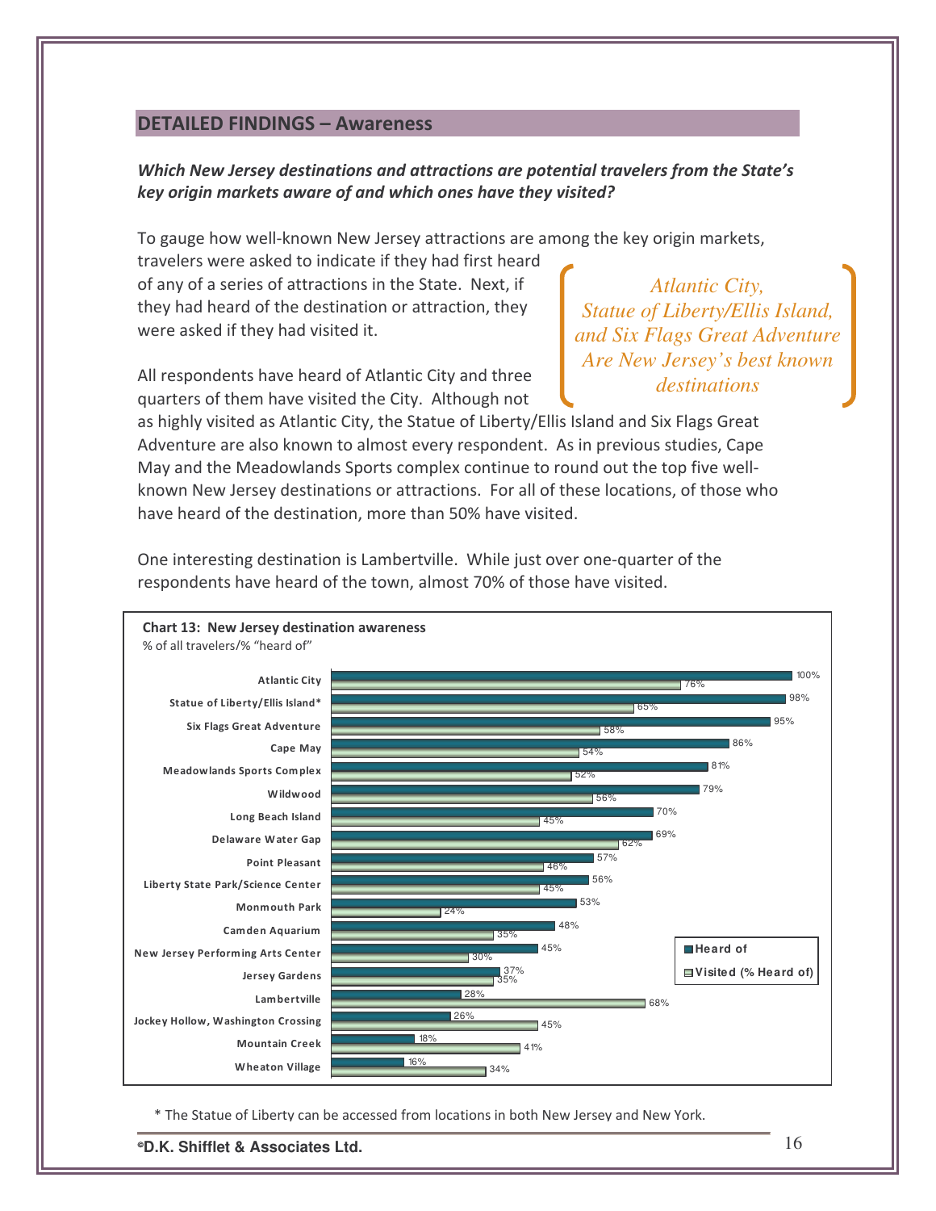## DETAILED FINDINGS – Awareness

***Which New Jersey destinations and attractions are potential travelers from the State's key origin markets aware of and which ones have they visited?***

To gauge how well-known New Jersey attractions are among the key origin markets, travelers were asked to indicate if they had first heard of any of a series of attractions in the State. Next, if they had heard of the destination or attraction, they were asked if they had visited it.

> *Atlantic City, Statue of Liberty/Ellis Island, and Six Flags Great Adventure Are New Jersey's best known destinations*

All respondents have heard of Atlantic City and three quarters of them have visited the City. Although not as highly visited as Atlantic City, the Statue of Liberty/Ellis Island and Six Flags Great Adventure are also known to almost every respondent. As in previous studies, Cape May and the Meadowlands Sports complex continue to round out the top five well-known New Jersey destinations or attractions. For all of these locations, of those who have heard of the destination, more than 50% have visited.

One interesting destination is Lambertville. While just over one-quarter of the respondents have heard of the town, almost 70% of those have visited.

**Chart 13: New Jersey destination awareness**
% of all travelers/% "heard of"

| Destination | Heard of | Visited (% Heard of) |
|---|---|---|
| Atlantic City | 100% | 76% |
| Statue of Liberty/Ellis Island* | 98% | 65% |
| Six Flags Great Adventure | 95% | 58% |
| Cape May | 86% | 54% |
| Meadowlands Sports Complex | 81% | 52% |
| Wildwood | 79% | 56% |
| Long Beach Island | 70% | 45% |
| Delaware Water Gap | 69% | 62% |
| Point Pleasant | 57% | 46% |
| Liberty State Park/Science Center | 56% | 45% |
| Monmouth Park | 53% | 24% |
| Camden Aquarium | 48% | 35% |
| New Jersey Performing Arts Center | 45% | 30% |
| Jersey Gardens | 37% | 35% |
| Lambertville | 28% | 68% |
| Jockey Hollow, Washington Crossing | 26% | 45% |
| Mountain Creek | 18% | 41% |
| Wheaton Village | 16% | 34% |

\* The Statue of Liberty can be accessed from locations in both New Jersey and New York.

©D.K. Shifflet & Associates Ltd.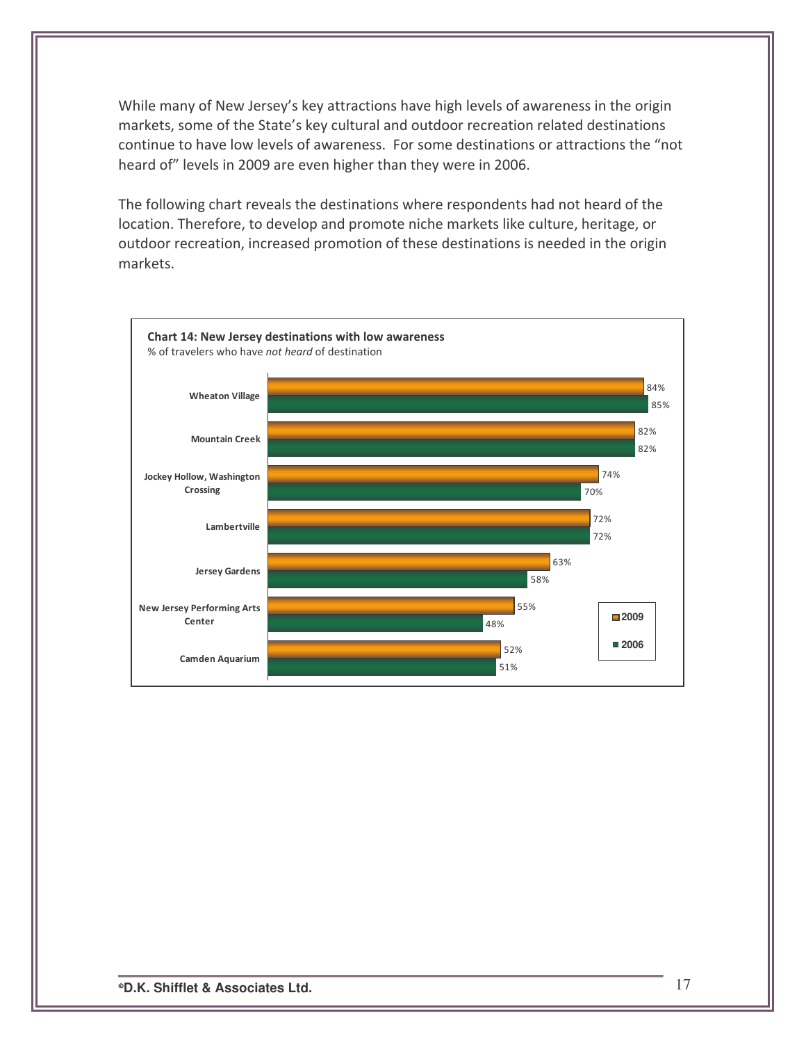While many of New Jersey's key attractions have high levels of awareness in the origin markets, some of the State's key cultural and outdoor recreation related destinations continue to have low levels of awareness. For some destinations or attractions the "not heard of" levels in 2009 are even higher than they were in 2006.

The following chart reveals the destinations where respondents had not heard of the location. Therefore, to develop and promote niche markets like culture, heritage, or outdoor recreation, increased promotion of these destinations is needed in the origin markets.

**Chart 14: New Jersey destinations with low awareness**
% of travelers who have *not heard* of destination

| Destination | 2009 | 2006 |
|---|---|---|
| Wheaton Village | 84% | 85% |
| Mountain Creek | 82% | 82% |
| Jockey Hollow, Washington Crossing | 74% | 70% |
| Lambertville | 72% | 72% |
| Jersey Gardens | 63% | 58% |
| New Jersey Performing Arts Center | 55% | 48% |
| Camden Aquarium | 52% | 51% |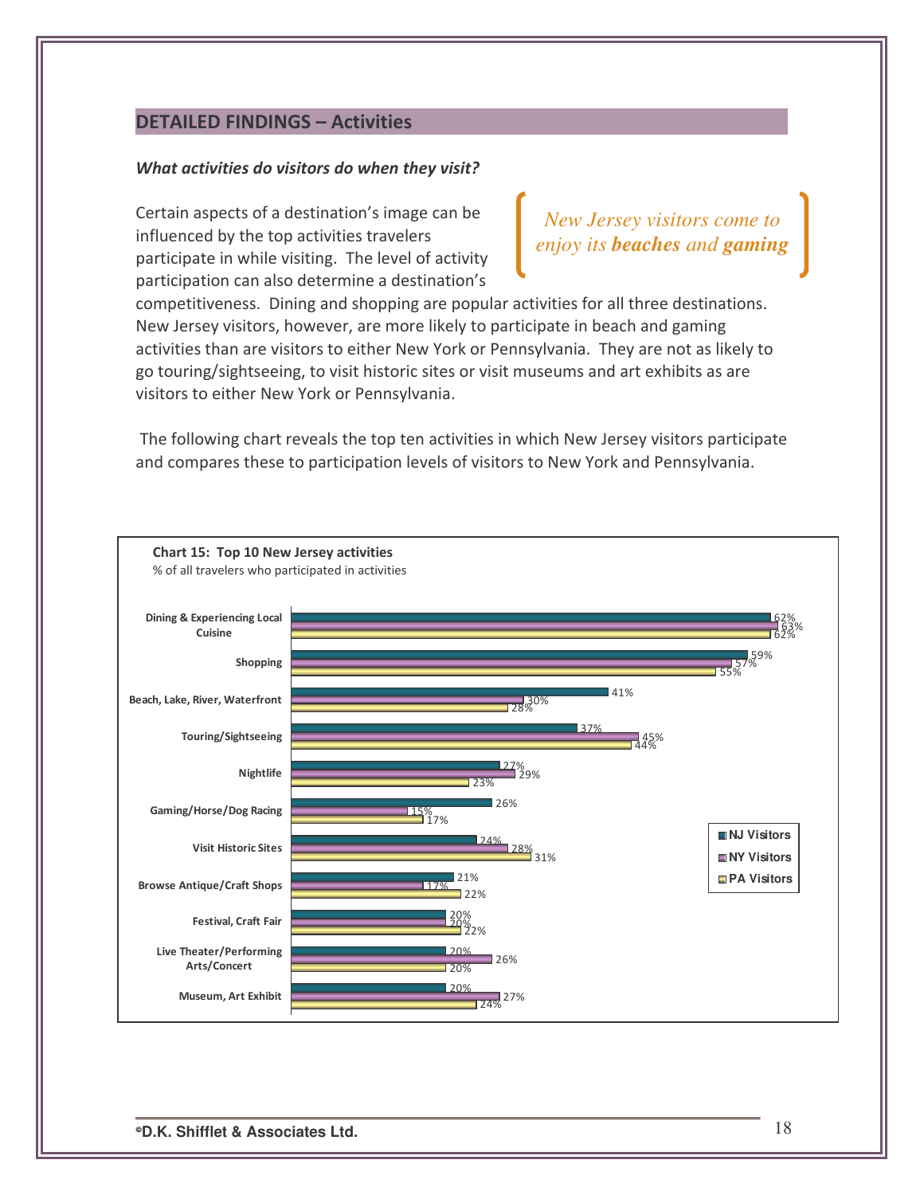## DETAILED FINDINGS – Activities

***What activities do visitors do when they visit?***

*New Jersey visitors come to enjoy its **beaches** and **gaming***

Certain aspects of a destination's image can be influenced by the top activities travelers participate in while visiting. The level of activity participation can also determine a destination's competitiveness. Dining and shopping are popular activities for all three destinations. New Jersey visitors, however, are more likely to participate in beach and gaming activities than are visitors to either New York or Pennsylvania. They are not as likely to go touring/sightseeing, to visit historic sites or visit museums and art exhibits as are visitors to either New York or Pennsylvania.

The following chart reveals the top ten activities in which New Jersey visitors participate and compares these to participation levels of visitors to New York and Pennsylvania.

**Chart 15: Top 10 New Jersey activities**

% of all travelers who participated in activities

| Activity | NJ Visitors | NY Visitors | PA Visitors |
|---|---|---|---|
| Dining & Experiencing Local Cuisine | 62% | 63% | 62% |
| Shopping | 59% | 57% | 55% |
| Beach, Lake, River, Waterfront | 41% | 30% | 28% |
| Touring/Sightseeing | 37% | 45% | 44% |
| Nightlife | 27% | 29% | 23% |
| Gaming/Horse/Dog Racing | 26% | 15% | 17% |
| Visit Historic Sites | 24% | 28% | 31% |
| Browse Antique/Craft Shops | 21% | 17% | 22% |
| Festival, Craft Fair | 20% | 20% | 22% |
| Live Theater/Performing Arts/Concert | 20% | 26% | 20% |
| Museum, Art Exhibit | 20% | 27% | 24% |

©D.K. Shifflet & Associates Ltd.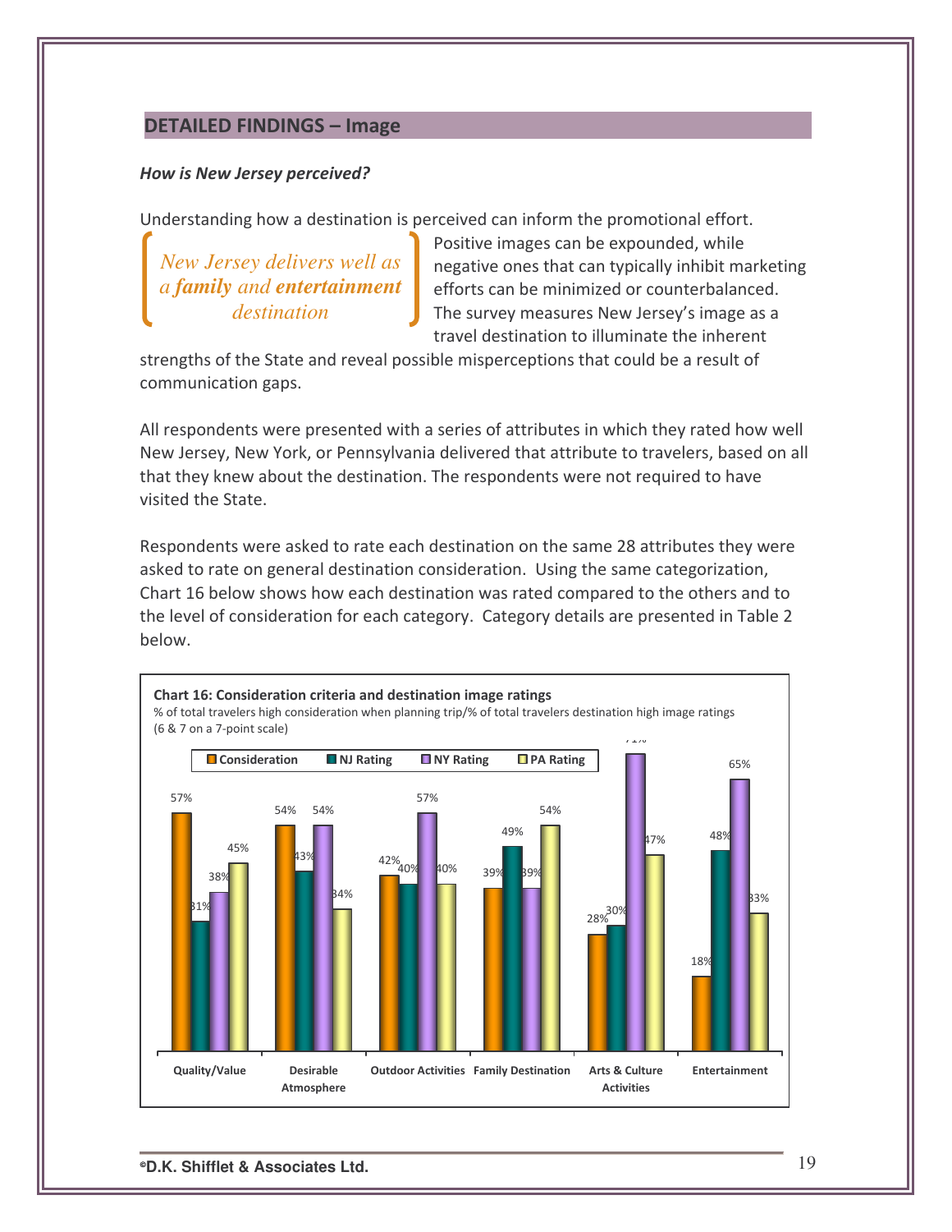## DETAILED FINDINGS – Image

***How is New Jersey perceived?***

Understanding how a destination is perceived can inform the promotional effort. Positive images can be expounded, while negative ones that can typically inhibit marketing efforts can be minimized or counterbalanced. The survey measures New Jersey's image as a travel destination to illuminate the inherent strengths of the State and reveal possible misperceptions that could be a result of communication gaps.

> *New Jersey delivers well as a **family** and **entertainment** destination*

All respondents were presented with a series of attributes in which they rated how well New Jersey, New York, or Pennsylvania delivered that attribute to travelers, based on all that they knew about the destination. The respondents were not required to have visited the State.

Respondents were asked to rate each destination on the same 28 attributes they were asked to rate on general destination consideration. Using the same categorization, Chart 16 below shows how each destination was rated compared to the others and to the level of consideration for each category. Category details are presented in Table 2 below.

**Chart 16: Consideration criteria and destination image ratings**
% of total travelers high consideration when planning trip/% of total travelers destination high image ratings (6 & 7 on a 7-point scale)

| | Consideration | NJ Rating | NY Rating | PA Rating |
|---|---|---|---|---|
| Quality/Value | 57% | 31% | 38% | 45% |
| Desirable Atmosphere | 54% | 43% | 54% | 34% |
| Outdoor Activities | 42% | 40% | 57% | 40% |
| Family Destination | 39% | 49% | 39% | 54% |
| Arts & Culture Activities | 28% | 30% | 71% | 47% |
| Entertainment | 18% | 48% | 65% | 33% |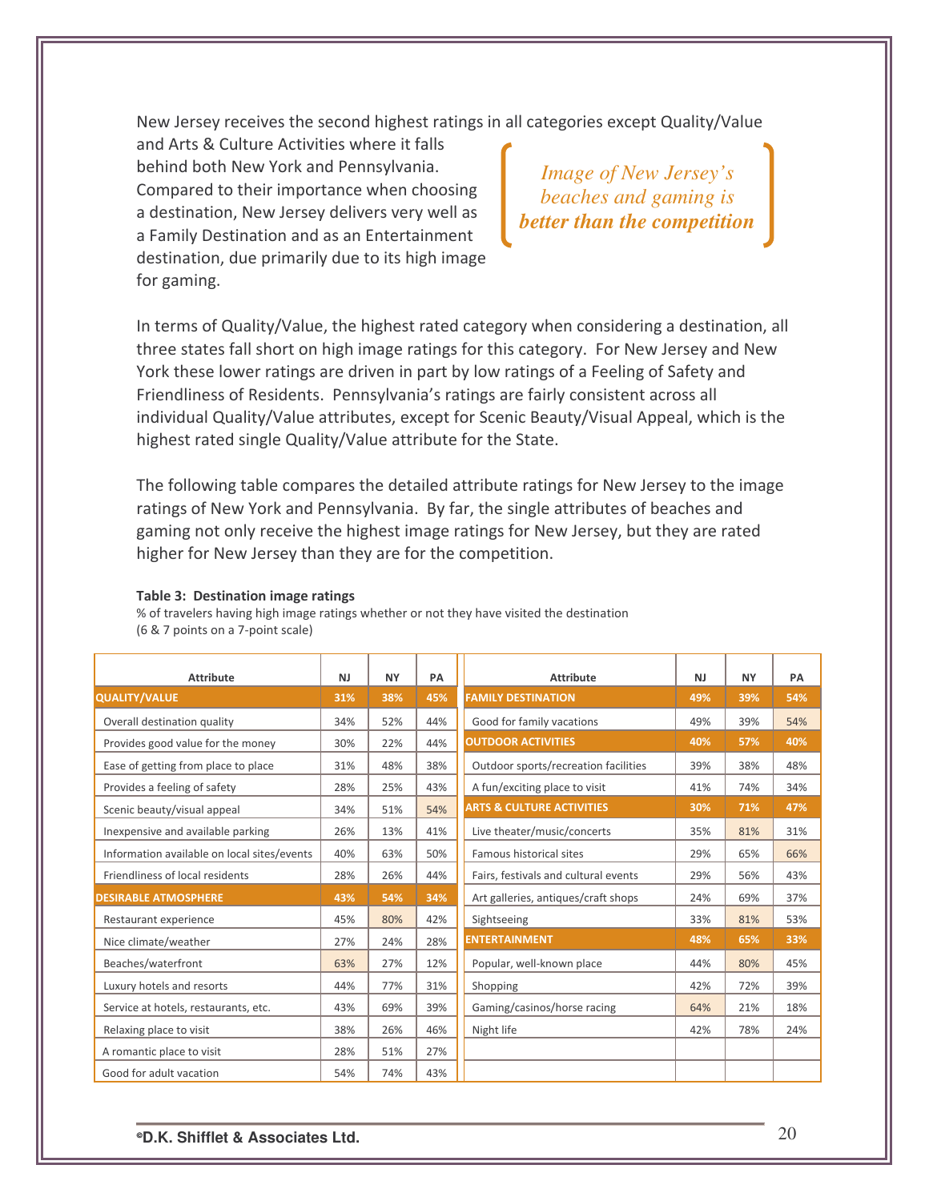New Jersey receives the second highest ratings in all categories except Quality/Value and Arts & Culture Activities where it falls behind both New York and Pennsylvania. Compared to their importance when choosing a destination, New Jersey delivers very well as a Family Destination and as an Entertainment destination, due primarily due to its high image for gaming.

*Image of New Jersey's beaches and gaming is* ***better than the competition***

In terms of Quality/Value, the highest rated category when considering a destination, all three states fall short on high image ratings for this category. For New Jersey and New York these lower ratings are driven in part by low ratings of a Feeling of Safety and Friendliness of Residents. Pennsylvania's ratings are fairly consistent across all individual Quality/Value attributes, except for Scenic Beauty/Visual Appeal, which is the highest rated single Quality/Value attribute for the State.

The following table compares the detailed attribute ratings for New Jersey to the image ratings of New York and Pennsylvania. By far, the single attributes of beaches and gaming not only receive the highest image ratings for New Jersey, but they are rated higher for New Jersey than they are for the competition.

**Table 3: Destination image ratings**

% of travelers having high image ratings whether or not they have visited the destination
(6 & 7 points on a 7-point scale)

| Attribute | NJ | NY | PA |
|---|---|---|---|
| **QUALITY/VALUE** | **31%** | **38%** | **45%** |
| Overall destination quality | 34% | 52% | 44% |
| Provides good value for the money | 30% | 22% | 44% |
| Ease of getting from place to place | 31% | 48% | 38% |
| Provides a feeling of safety | 28% | 25% | 43% |
| Scenic beauty/visual appeal | 34% | 51% | 54% |
| Inexpensive and available parking | 26% | 13% | 41% |
| Information available on local sites/events | 40% | 63% | 50% |
| Friendliness of local residents | 28% | 26% | 44% |
| **DESIRABLE ATMOSPHERE** | **43%** | **54%** | **34%** |
| Restaurant experience | 45% | 80% | 42% |
| Nice climate/weather | 27% | 24% | 28% |
| Beaches/waterfront | 63% | 27% | 12% |
| Luxury hotels and resorts | 44% | 77% | 31% |
| Service at hotels, restaurants, etc. | 43% | 69% | 39% |
| Relaxing place to visit | 38% | 26% | 46% |
| A romantic place to visit | 28% | 51% | 27% |
| Good for adult vacation | 54% | 74% | 43% |
| **FAMILY DESTINATION** | **49%** | **39%** | **54%** |
| Good for family vacations | 49% | 39% | 54% |
| **OUTDOOR ACTIVITIES** | **40%** | **57%** | **40%** |
| Outdoor sports/recreation facilities | 39% | 38% | 48% |
| A fun/exciting place to visit | 41% | 74% | 34% |
| **ARTS & CULTURE ACTIVITIES** | **30%** | **71%** | **47%** |
| Live theater/music/concerts | 35% | 81% | 31% |
| Famous historical sites | 29% | 65% | 66% |
| Fairs, festivals and cultural events | 29% | 56% | 43% |
| Art galleries, antiques/craft shops | 24% | 69% | 37% |
| Sightseeing | 33% | 81% | 53% |
| **ENTERTAINMENT** | **48%** | **65%** | **33%** |
| Popular, well-known place | 44% | 80% | 45% |
| Shopping | 42% | 72% | 39% |
| Gaming/casinos/horse racing | 64% | 21% | 18% |
| Night life | 42% | 78% | 24% |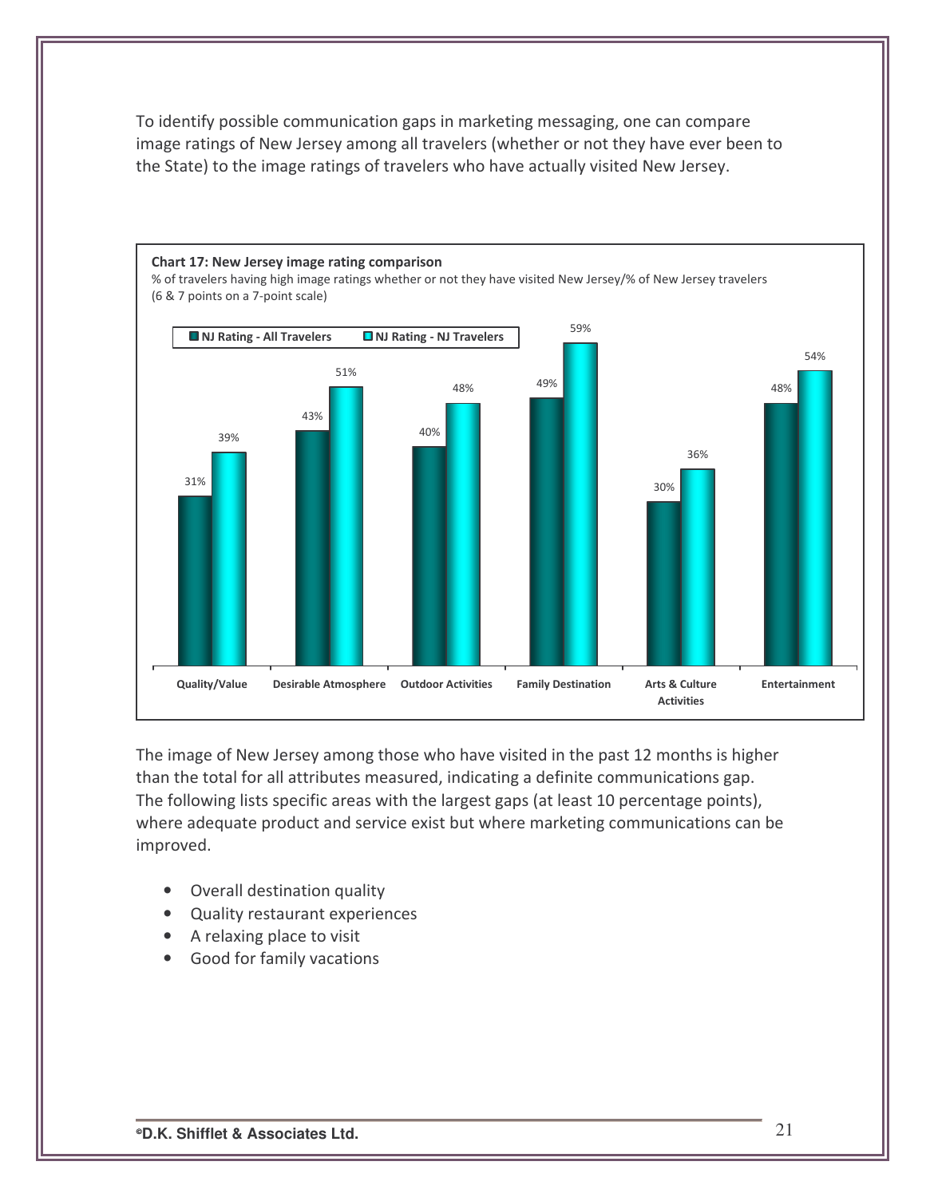To identify possible communication gaps in marketing messaging, one can compare image ratings of New Jersey among all travelers (whether or not they have ever been to the State) to the image ratings of travelers who have actually visited New Jersey.

**Chart 17: New Jersey image rating comparison**

% of travelers having high image ratings whether or not they have visited New Jersey/% of New Jersey travelers (6 & 7 points on a 7-point scale)

| | NJ Rating - All Travelers | NJ Rating - NJ Travelers |
|---|---|---|
| Quality/Value | 31% | 39% |
| Desirable Atmosphere | 43% | 51% |
| Outdoor Activities | 40% | 48% |
| Family Destination | 49% | 59% |
| Arts & Culture Activities | 30% | 36% |
| Entertainment | 48% | 54% |

The image of New Jersey among those who have visited in the past 12 months is higher than the total for all attributes measured, indicating a definite communications gap. The following lists specific areas with the largest gaps (at least 10 percentage points), where adequate product and service exist but where marketing communications can be improved.

- Overall destination quality
- Quality restaurant experiences
- A relaxing place to visit
- Good for family vacations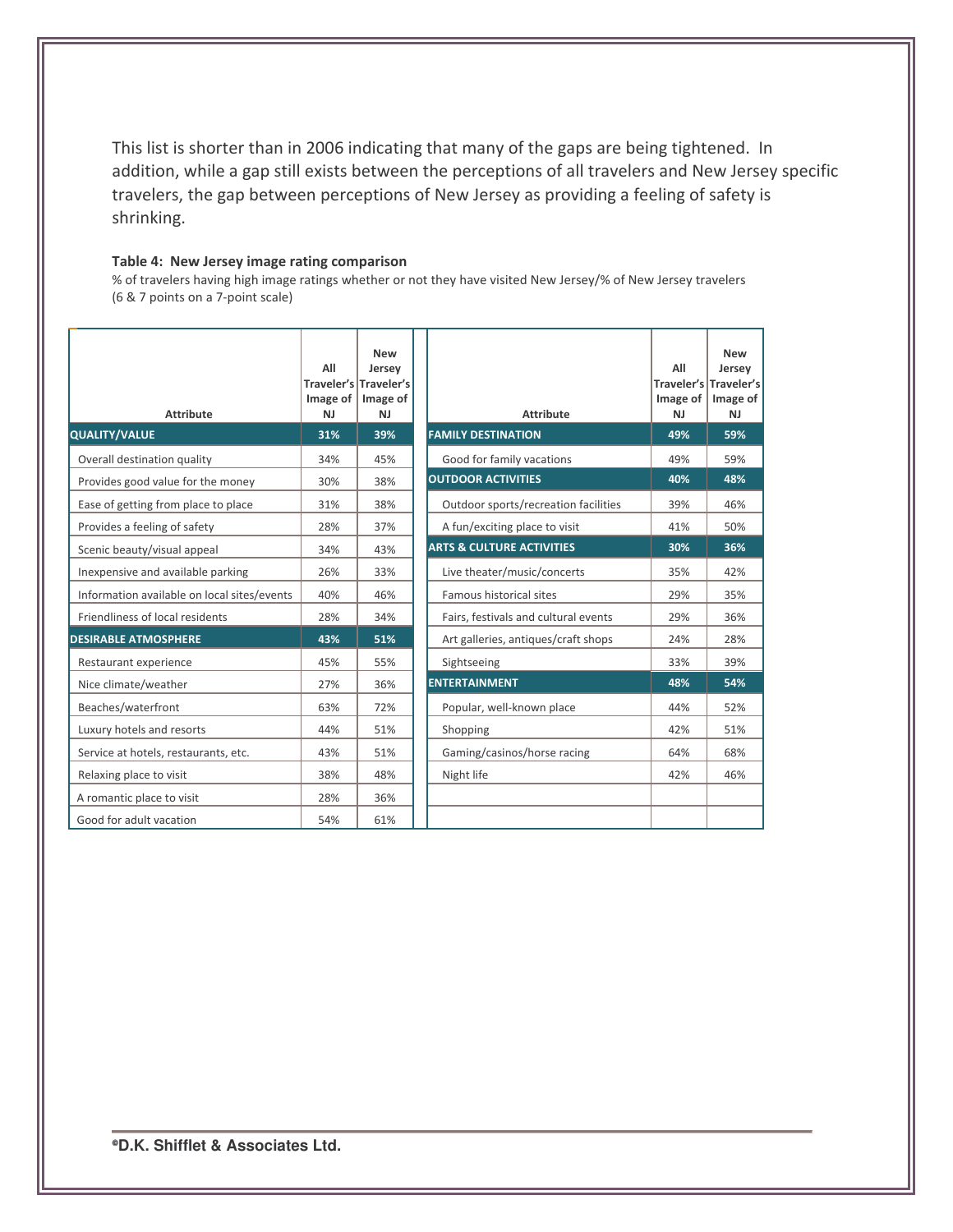This list is shorter than in 2006 indicating that many of the gaps are being tightened. In addition, while a gap still exists between the perceptions of all travelers and New Jersey specific travelers, the gap between perceptions of New Jersey as providing a feeling of safety is shrinking.

**Table 4: New Jersey image rating comparison**

% of travelers having high image ratings whether or not they have visited New Jersey/% of New Jersey travelers (6 & 7 points on a 7-point scale)

| Attribute | All Traveler's Image of NJ | New Jersey Traveler's Image of NJ |
|---|---|---|
| **QUALITY/VALUE** | **31%** | **39%** |
| Overall destination quality | 34% | 45% |
| Provides good value for the money | 30% | 38% |
| Ease of getting from place to place | 31% | 38% |
| Provides a feeling of safety | 28% | 37% |
| Scenic beauty/visual appeal | 34% | 43% |
| Inexpensive and available parking | 26% | 33% |
| Information available on local sites/events | 40% | 46% |
| Friendliness of local residents | 28% | 34% |
| **DESIRABLE ATMOSPHERE** | **43%** | **51%** |
| Restaurant experience | 45% | 55% |
| Nice climate/weather | 27% | 36% |
| Beaches/waterfront | 63% | 72% |
| Luxury hotels and resorts | 44% | 51% |
| Service at hotels, restaurants, etc. | 43% | 51% |
| Relaxing place to visit | 38% | 48% |
| A romantic place to visit | 28% | 36% |
| Good for adult vacation | 54% | 61% |

| Attribute | All Traveler's Image of NJ | New Jersey Traveler's Image of NJ |
|---|---|---|
| **FAMILY DESTINATION** | **49%** | **59%** |
| Good for family vacations | 49% | 59% |
| **OUTDOOR ACTIVITIES** | **40%** | **48%** |
| Outdoor sports/recreation facilities | 39% | 46% |
| A fun/exciting place to visit | 41% | 50% |
| **ARTS & CULTURE ACTIVITIES** | **30%** | **36%** |
| Live theater/music/concerts | 35% | 42% |
| Famous historical sites | 29% | 35% |
| Fairs, festivals and cultural events | 29% | 36% |
| Art galleries, antiques/craft shops | 24% | 28% |
| Sightseeing | 33% | 39% |
| **ENTERTAINMENT** | **48%** | **54%** |
| Popular, well-known place | 44% | 52% |
| Shopping | 42% | 51% |
| Gaming/casinos/horse racing | 64% | 68% |
| Night life | 42% | 46% |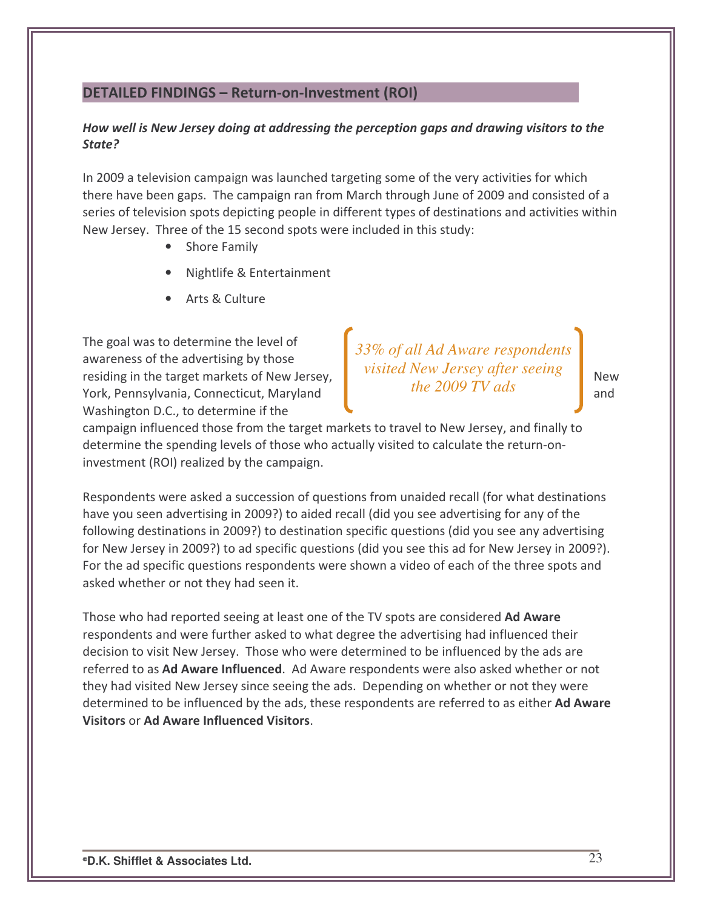## DETAILED FINDINGS – Return-on-Investment (ROI)

***How well is New Jersey doing at addressing the perception gaps and drawing visitors to the State?***

In 2009 a television campaign was launched targeting some of the very activities for which there have been gaps. The campaign ran from March through June of 2009 and consisted of a series of television spots depicting people in different types of destinations and activities within New Jersey. Three of the 15 second spots were included in this study:

- Shore Family
- Nightlife & Entertainment
- Arts & Culture

> *33% of all Ad Aware respondents visited New Jersey after seeing the 2009 TV ads*

The goal was to determine the level of awareness of the advertising by those residing in the target markets of New Jersey, New York, Pennsylvania, Connecticut, Maryland and Washington D.C., to determine if the campaign influenced those from the target markets to travel to New Jersey, and finally to determine the spending levels of those who actually visited to calculate the return-on-investment (ROI) realized by the campaign.

Respondents were asked a succession of questions from unaided recall (for what destinations have you seen advertising in 2009?) to aided recall (did you see advertising for any of the following destinations in 2009?) to destination specific questions (did you see any advertising for New Jersey in 2009?) to ad specific questions (did you see this ad for New Jersey in 2009?). For the ad specific questions respondents were shown a video of each of the three spots and asked whether or not they had seen it.

Those who had reported seeing at least one of the TV spots are considered **Ad Aware** respondents and were further asked to what degree the advertising had influenced their decision to visit New Jersey. Those who were determined to be influenced by the ads are referred to as **Ad Aware Influenced**. Ad Aware respondents were also asked whether or not they had visited New Jersey since seeing the ads. Depending on whether or not they were determined to be influenced by the ads, these respondents are referred to as either **Ad Aware Visitors** or **Ad Aware Influenced Visitors**.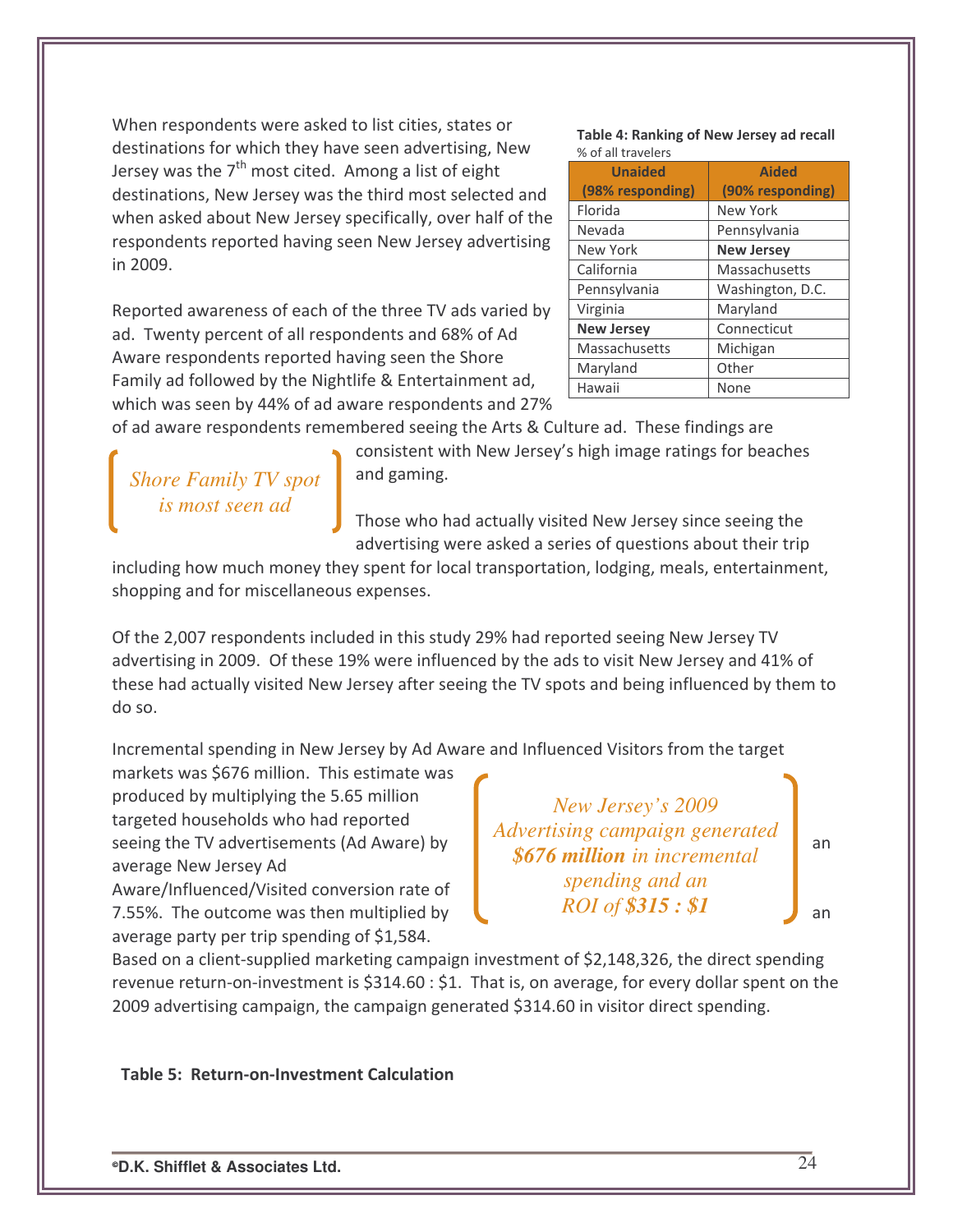When respondents were asked to list cities, states or destinations for which they have seen advertising, New Jersey was the 7th most cited. Among a list of eight destinations, New Jersey was the third most selected and when asked about New Jersey specifically, over half of the respondents reported having seen New Jersey advertising in 2009.

**Table 4: Ranking of New Jersey ad recall**
% of all travelers

| Unaided (98% responding) | Aided (90% responding) |
|---|---|
| Florida | New York |
| Nevada | Pennsylvania |
| New York | **New Jersey** |
| California | Massachusetts |
| Pennsylvania | Washington, D.C. |
| Virginia | Maryland |
| **New Jersey** | Connecticut |
| Massachusetts | Michigan |
| Maryland | Other |
| Hawaii | None |

Reported awareness of each of the three TV ads varied by ad. Twenty percent of all respondents and 68% of Ad Aware respondents reported having seen the Shore Family ad followed by the Nightlife & Entertainment ad, which was seen by 44% of ad aware respondents and 27% of ad aware respondents remembered seeing the Arts & Culture ad. These findings are consistent with New Jersey's high image ratings for beaches and gaming.

*Shore Family TV spot is most seen ad*

Those who had actually visited New Jersey since seeing the advertising were asked a series of questions about their trip including how much money they spent for local transportation, lodging, meals, entertainment, shopping and for miscellaneous expenses.

Of the 2,007 respondents included in this study 29% had reported seeing New Jersey TV advertising in 2009. Of these 19% were influenced by the ads to visit New Jersey and 41% of these had actually visited New Jersey after seeing the TV spots and being influenced by them to do so.

Incremental spending in New Jersey by Ad Aware and Influenced Visitors from the target markets was $676 million. This estimate was produced by multiplying the 5.65 million targeted households who had reported seeing the TV advertisements (Ad Aware) by average New Jersey Ad Aware/Influenced/Visited conversion rate of 7.55%. The outcome was then multiplied by average party per trip spending of $1,584.

*New Jersey's 2009 Advertising campaign generated **$676 million** in incremental spending and an ROI of **$315 : $1***

Based on a client-supplied marketing campaign investment of $2,148,326, the direct spending revenue return-on-investment is $314.60 : $1. That is, on average, for every dollar spent on the 2009 advertising campaign, the campaign generated $314.60 in visitor direct spending.

**Table 5: Return-on-Investment Calculation**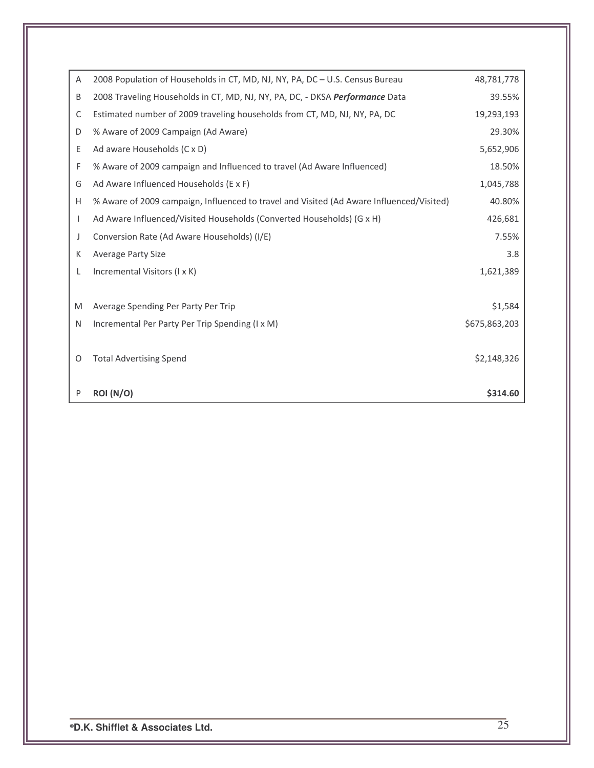| | | |
|---|---|---|
| A | 2008 Population of Households in CT, MD, NJ, NY, PA, DC – U.S. Census Bureau | 48,781,778 |
| B | 2008 Traveling Households in CT, MD, NJ, NY, PA, DC, - DKSA ***Performance*** Data | 39.55% |
| C | Estimated number of 2009 traveling households from CT, MD, NJ, NY, PA, DC | 19,293,193 |
| D | % Aware of 2009 Campaign (Ad Aware) | 29.30% |
| E | Ad aware Households (C x D) | 5,652,906 |
| F | % Aware of 2009 campaign and Influenced to travel (Ad Aware Influenced) | 18.50% |
| G | Ad Aware Influenced Households (E x F) | 1,045,788 |
| H | % Aware of 2009 campaign, Influenced to travel and Visited (Ad Aware Influenced/Visited) | 40.80% |
| I | Ad Aware Influenced/Visited Households (Converted Households) (G x H) | 426,681 |
| J | Conversion Rate (Ad Aware Households) (I/E) | 7.55% |
| K | Average Party Size | 3.8 |
| L | Incremental Visitors (I x K) | 1,621,389 |
| | | |
| M | Average Spending Per Party Per Trip | $1,584 |
| N | Incremental Per Party Per Trip Spending (I x M) | $675,863,203 |
| | | |
| O | Total Advertising Spend | $2,148,326 |
| | | |
| P | **ROI (N/O)** | **$314.60** |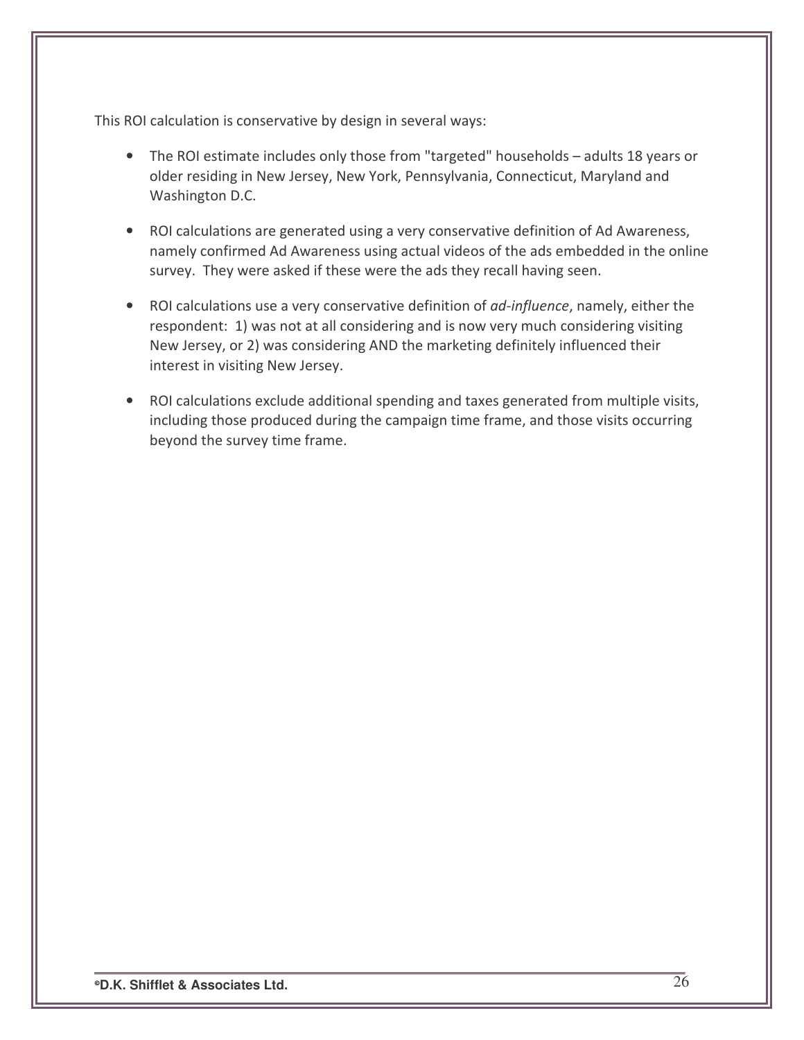This ROI calculation is conservative by design in several ways:

- The ROI estimate includes only those from "targeted" households – adults 18 years or older residing in New Jersey, New York, Pennsylvania, Connecticut, Maryland and Washington D.C.

- ROI calculations are generated using a very conservative definition of Ad Awareness, namely confirmed Ad Awareness using actual videos of the ads embedded in the online survey. They were asked if these were the ads they recall having seen.

- ROI calculations use a very conservative definition of *ad-influence*, namely, either the respondent: 1) was not at all considering and is now very much considering visiting New Jersey, or 2) was considering AND the marketing definitely influenced their interest in visiting New Jersey.

- ROI calculations exclude additional spending and taxes generated from multiple visits, including those produced during the campaign time frame, and those visits occurring beyond the survey time frame.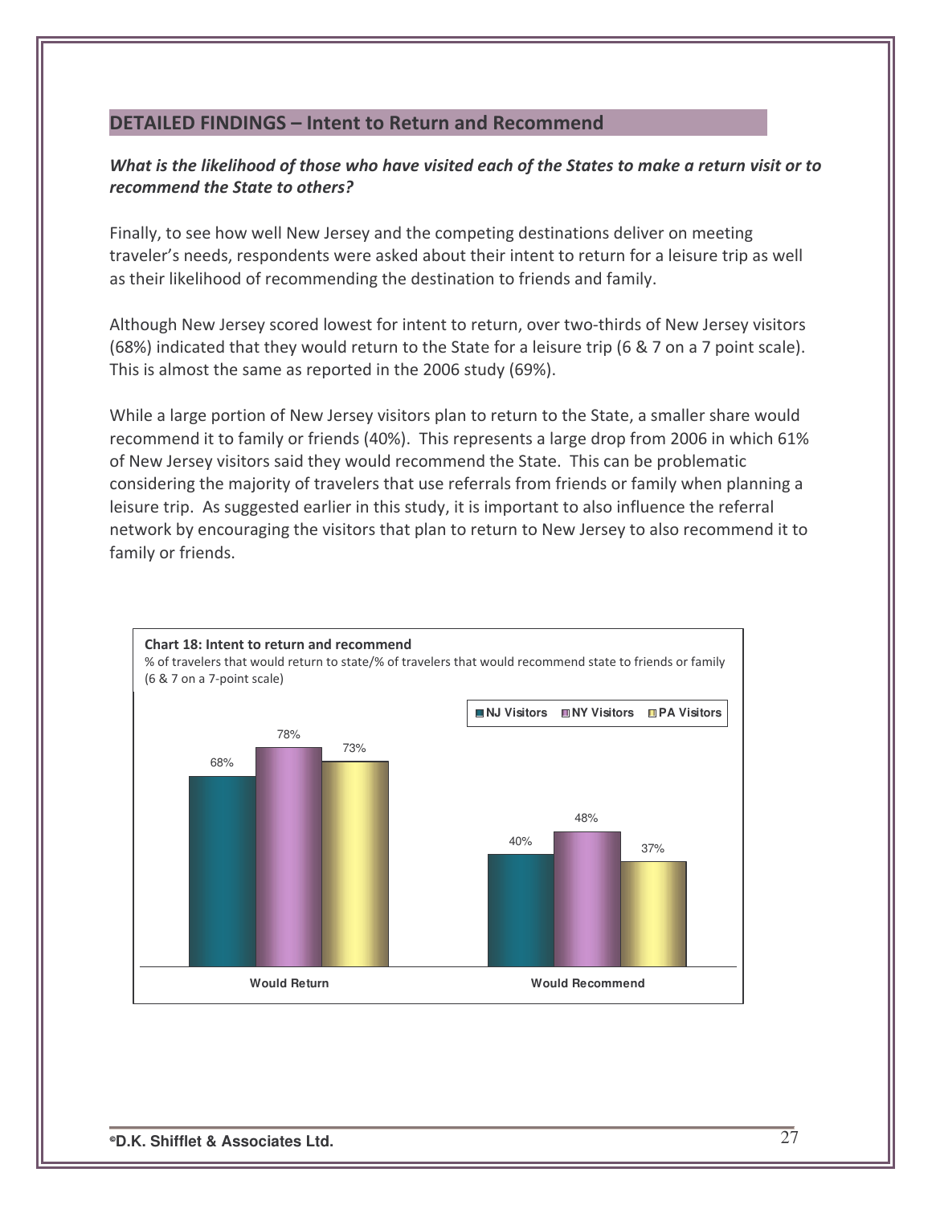## DETAILED FINDINGS – Intent to Return and Recommend

***What is the likelihood of those who have visited each of the States to make a return visit or to recommend the State to others?***

Finally, to see how well New Jersey and the competing destinations deliver on meeting traveler's needs, respondents were asked about their intent to return for a leisure trip as well as their likelihood of recommending the destination to friends and family.

Although New Jersey scored lowest for intent to return, over two-thirds of New Jersey visitors (68%) indicated that they would return to the State for a leisure trip (6 & 7 on a 7 point scale). This is almost the same as reported in the 2006 study (69%).

While a large portion of New Jersey visitors plan to return to the State, a smaller share would recommend it to family or friends (40%). This represents a large drop from 2006 in which 61% of New Jersey visitors said they would recommend the State. This can be problematic considering the majority of travelers that use referrals from friends or family when planning a leisure trip. As suggested earlier in this study, it is important to also influence the referral network by encouraging the visitors that plan to return to New Jersey to also recommend it to family or friends.

**Chart 18: Intent to return and recommend**

% of travelers that would return to state/% of travelers that would recommend state to friends or family (6 & 7 on a 7-point scale)

| | NJ Visitors | NY Visitors | PA Visitors |
|---|---|---|---|
| Would Return | 68% | 78% | 73% |
| Would Recommend | 40% | 48% | 37% |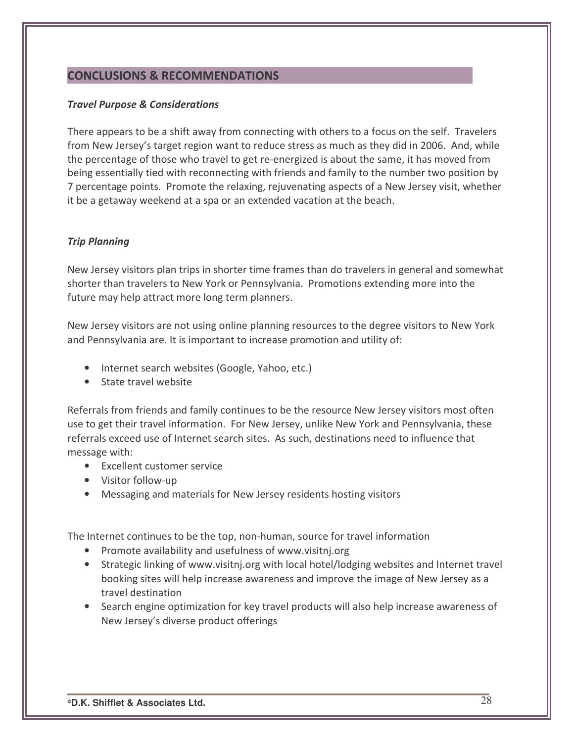## CONCLUSIONS & RECOMMENDATIONS

***Travel Purpose & Considerations***

There appears to be a shift away from connecting with others to a focus on the self. Travelers from New Jersey's target region want to reduce stress as much as they did in 2006. And, while the percentage of those who travel to get re-energized is about the same, it has moved from being essentially tied with reconnecting with friends and family to the number two position by 7 percentage points. Promote the relaxing, rejuvenating aspects of a New Jersey visit, whether it be a getaway weekend at a spa or an extended vacation at the beach.

***Trip Planning***

New Jersey visitors plan trips in shorter time frames than do travelers in general and somewhat shorter than travelers to New York or Pennsylvania. Promotions extending more into the future may help attract more long term planners.

New Jersey visitors are not using online planning resources to the degree visitors to New York and Pennsylvania are. It is important to increase promotion and utility of:

- Internet search websites (Google, Yahoo, etc.)
- State travel website

Referrals from friends and family continues to be the resource New Jersey visitors most often use to get their travel information. For New Jersey, unlike New York and Pennsylvania, these referrals exceed use of Internet search sites. As such, destinations need to influence that message with:

- Excellent customer service
- Visitor follow-up
- Messaging and materials for New Jersey residents hosting visitors

The Internet continues to be the top, non-human, source for travel information

- Promote availability and usefulness of www.visitnj.org
- Strategic linking of www.visitnj.org with local hotel/lodging websites and Internet travel booking sites will help increase awareness and improve the image of New Jersey as a travel destination
- Search engine optimization for key travel products will also help increase awareness of New Jersey's diverse product offerings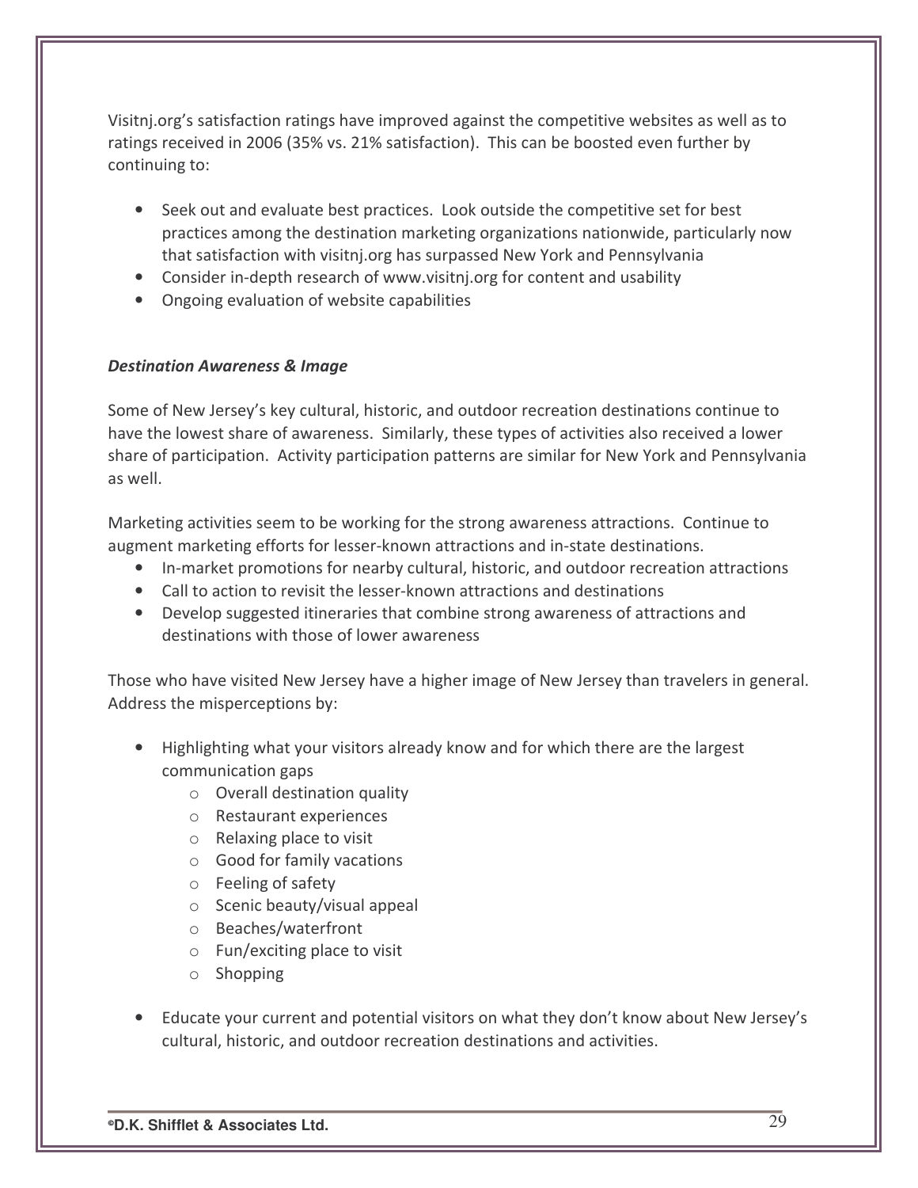Visitnj.org's satisfaction ratings have improved against the competitive websites as well as to ratings received in 2006 (35% vs. 21% satisfaction). This can be boosted even further by continuing to:

- Seek out and evaluate best practices. Look outside the competitive set for best practices among the destination marketing organizations nationwide, particularly now that satisfaction with visitnj.org has surpassed New York and Pennsylvania
- Consider in-depth research of www.visitnj.org for content and usability
- Ongoing evaluation of website capabilities

***Destination Awareness & Image***

Some of New Jersey's key cultural, historic, and outdoor recreation destinations continue to have the lowest share of awareness. Similarly, these types of activities also received a lower share of participation. Activity participation patterns are similar for New York and Pennsylvania as well.

Marketing activities seem to be working for the strong awareness attractions. Continue to augment marketing efforts for lesser-known attractions and in-state destinations.

- In-market promotions for nearby cultural, historic, and outdoor recreation attractions
- Call to action to revisit the lesser-known attractions and destinations
- Develop suggested itineraries that combine strong awareness of attractions and destinations with those of lower awareness

Those who have visited New Jersey have a higher image of New Jersey than travelers in general. Address the misperceptions by:

- Highlighting what your visitors already know and for which there are the largest communication gaps
  - Overall destination quality
  - Restaurant experiences
  - Relaxing place to visit
  - Good for family vacations
  - Feeling of safety
  - Scenic beauty/visual appeal
  - Beaches/waterfront
  - Fun/exciting place to visit
  - Shopping
- Educate your current and potential visitors on what they don't know about New Jersey's cultural, historic, and outdoor recreation destinations and activities.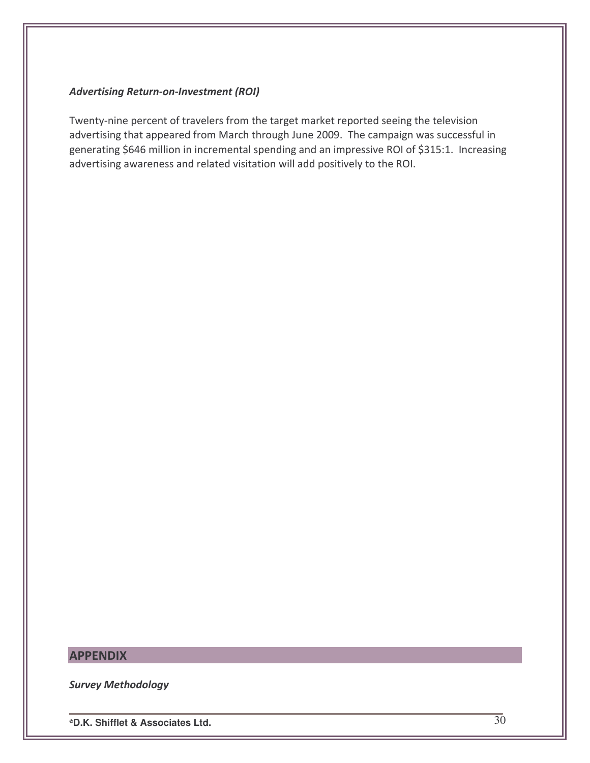### *Advertising Return-on-Investment (ROI)*

Twenty-nine percent of travelers from the target market reported seeing the television advertising that appeared from March through June 2009. The campaign was successful in generating $646 million in incremental spending and an impressive ROI of $315:1. Increasing advertising awareness and related visitation will add positively to the ROI.

## APPENDIX

### *Survey Methodology*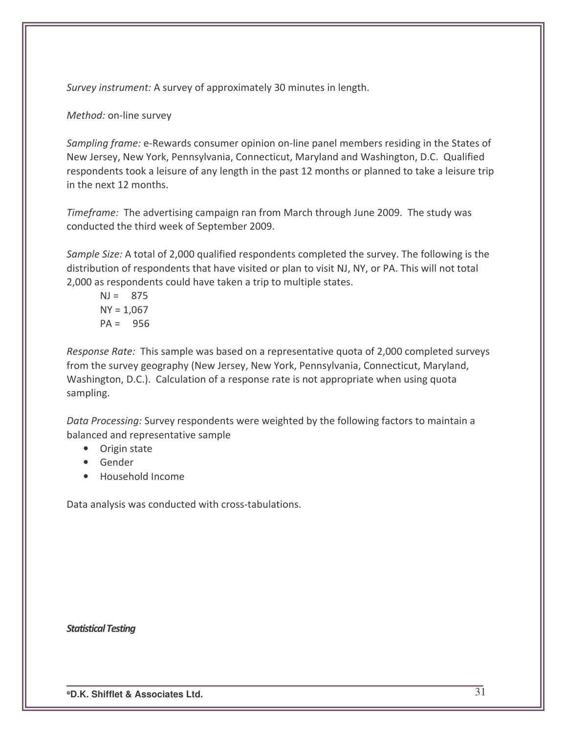*Survey instrument:* A survey of approximately 30 minutes in length.

*Method:* on-line survey

*Sampling frame:* e-Rewards consumer opinion on-line panel members residing in the States of New Jersey, New York, Pennsylvania, Connecticut, Maryland and Washington, D.C. Qualified respondents took a leisure of any length in the past 12 months or planned to take a leisure trip in the next 12 months.

*Timeframe:* The advertising campaign ran from March through June 2009. The study was conducted the third week of September 2009.

*Sample Size:* A total of 2,000 qualified respondents completed the survey. The following is the distribution of respondents that have visited or plan to visit NJ, NY, or PA. This will not total 2,000 as respondents could have taken a trip to multiple states.

NJ = 875
NY = 1,067
PA = 956

*Response Rate:* This sample was based on a representative quota of 2,000 completed surveys from the survey geography (New Jersey, New York, Pennsylvania, Connecticut, Maryland, Washington, D.C.). Calculation of a response rate is not appropriate when using quota sampling.

*Data Processing:* Survey respondents were weighted by the following factors to maintain a balanced and representative sample

- Origin state
- Gender
- Household Income

Data analysis was conducted with cross-tabulations.

***Statistical Testing***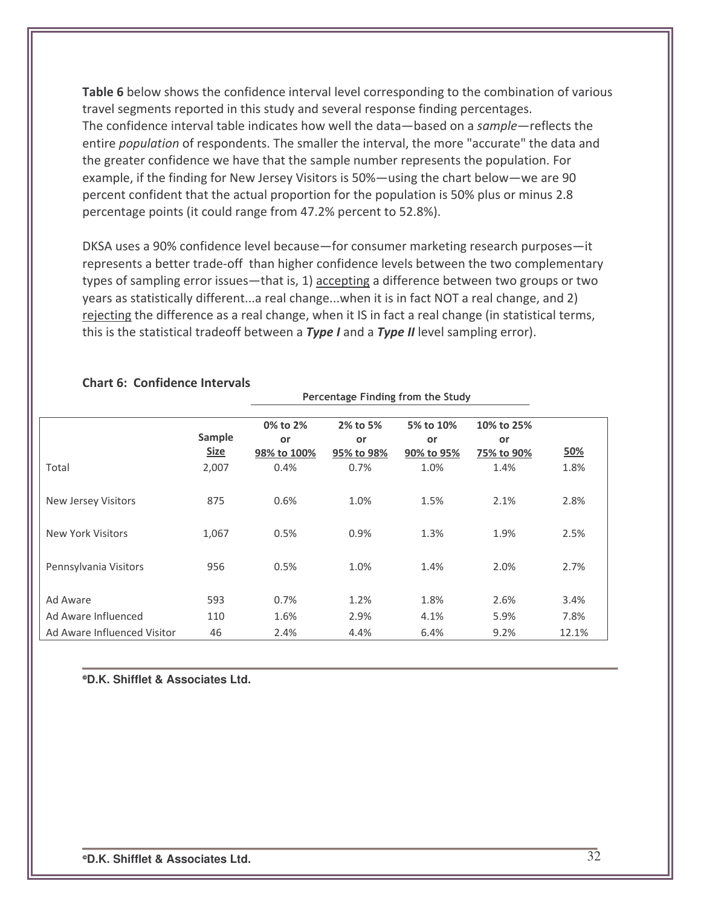**Table 6** below shows the confidence interval level corresponding to the combination of various travel segments reported in this study and several response finding percentages. The confidence interval table indicates how well the data—based on a *sample*—reflects the entire *population* of respondents. The smaller the interval, the more "accurate" the data and the greater confidence we have that the sample number represents the population. For example, if the finding for New Jersey Visitors is 50%—using the chart below—we are 90 percent confident that the actual proportion for the population is 50% plus or minus 2.8 percentage points (it could range from 47.2% percent to 52.8%).

DKSA uses a 90% confidence level because—for consumer marketing research purposes—it represents a better trade-off than higher confidence levels between the two complementary types of sampling error issues—that is, 1) accepting a difference between two groups or two years as statistically different...a real change...when it is in fact NOT a real change, and 2) rejecting the difference as a real change, when it IS in fact a real change (in statistical terms, this is the statistical tradeoff between a ***Type I*** and a ***Type II*** level sampling error).

**Chart 6: Confidence Intervals**

| | | Percentage Finding from the Study | | | | |
|---|---|---|---|---|---|---|
| | Sample Size | 0% to 2% or 98% to 100% | 2% to 5% or 95% to 98% | 5% to 10% or 90% to 95% | 10% to 25% or 75% to 90% | 50% |
| Total | 2,007 | 0.4% | 0.7% | 1.0% | 1.4% | 1.8% |
| New Jersey Visitors | 875 | 0.6% | 1.0% | 1.5% | 2.1% | 2.8% |
| New York Visitors | 1,067 | 0.5% | 0.9% | 1.3% | 1.9% | 2.5% |
| Pennsylvania Visitors | 956 | 0.5% | 1.0% | 1.4% | 2.0% | 2.7% |
| Ad Aware | 593 | 0.7% | 1.2% | 1.8% | 2.6% | 3.4% |
| Ad Aware Influenced | 110 | 1.6% | 2.9% | 4.1% | 5.9% | 7.8% |
| Ad Aware Influenced Visitor | 46 | 2.4% | 4.4% | 6.4% | 9.2% | 12.1% |

©D.K. Shifflet & Associates Ltd.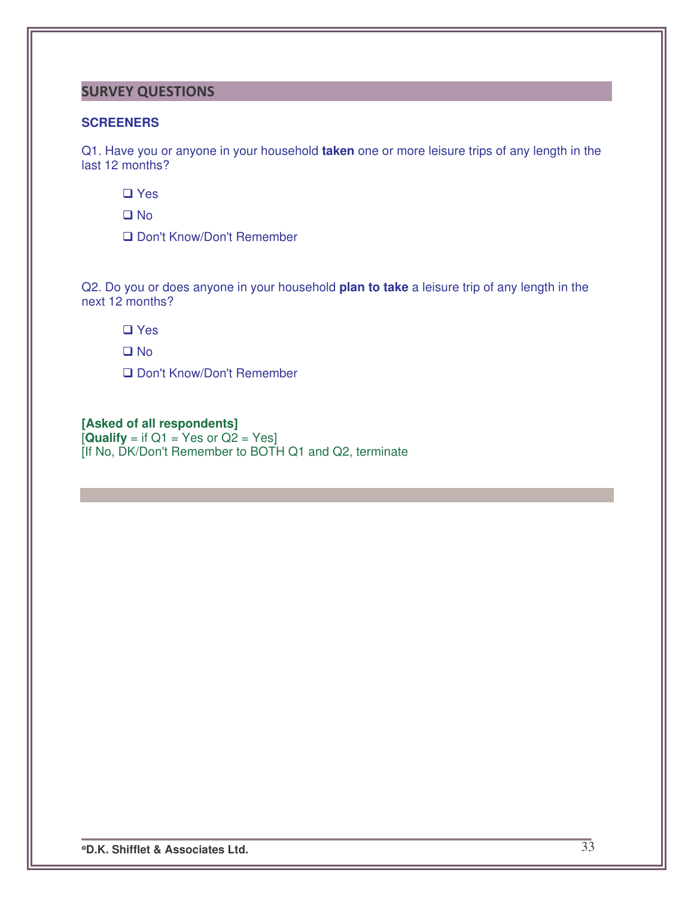## SURVEY QUESTIONS

### SCREENERS

Q1. Have you or anyone in your household **taken** one or more leisure trips of any length in the last 12 months?

- ❑ Yes
- ❑ No
- ❑ Don't Know/Don't Remember

Q2. Do you or does anyone in your household **plan to take** a leisure trip of any length in the next 12 months?

- ❑ Yes
- ❑ No
- ❑ Don't Know/Don't Remember

**[Asked of all respondents]**
[**Qualify** = if Q1 = Yes or Q2 = Yes]
[If No, DK/Don't Remember to BOTH Q1 and Q2, terminate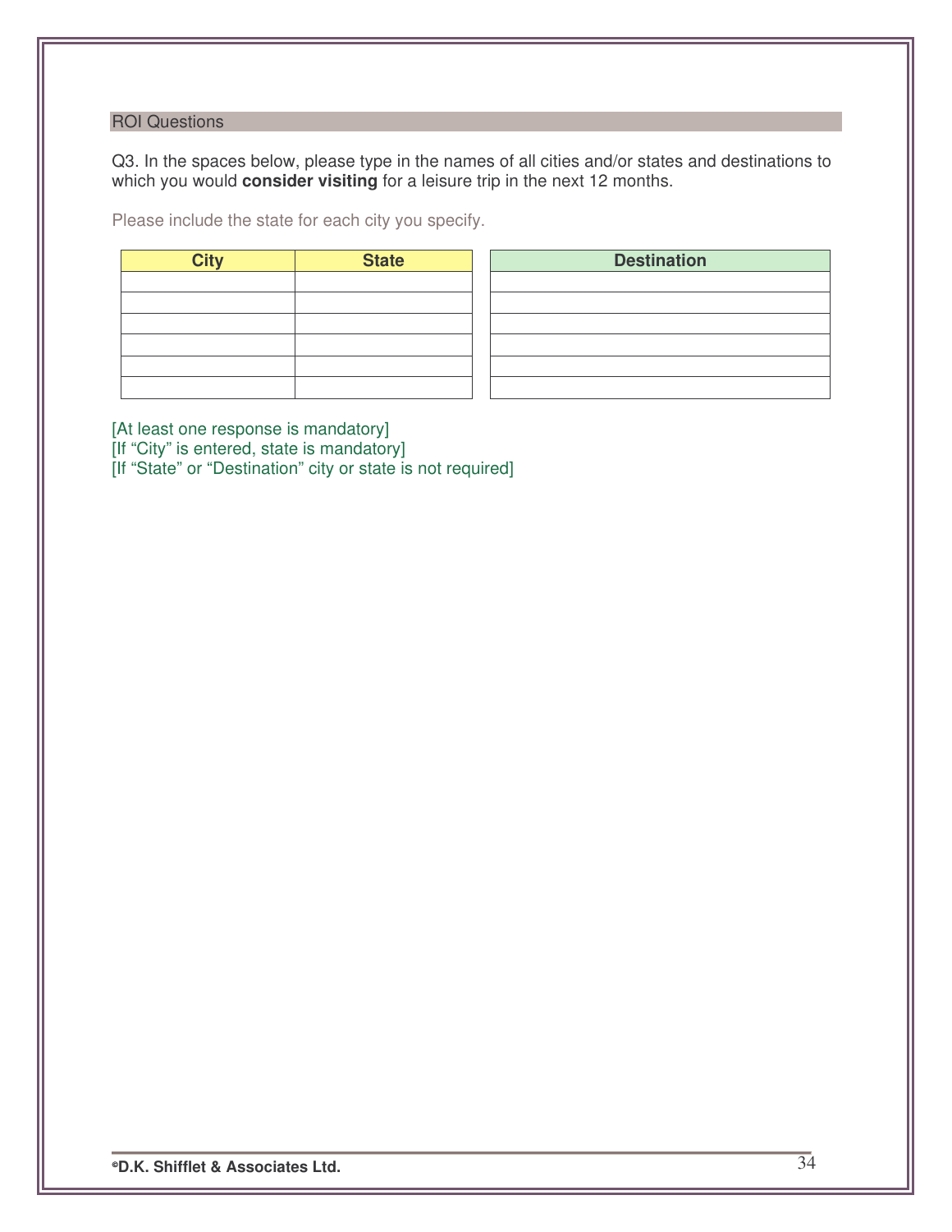## ROI Questions

Q3. In the spaces below, please type in the names of all cities and/or states and destinations to which you would **consider visiting** for a leisure trip in the next 12 months.

Please include the state for each city you specify.

| City | State |
|---|---|
| | |
| | |
| | |
| | |
| | |
| | |

| Destination |
|---|
| |
| |
| |
| |
| |
| |

[At least one response is mandatory]
[If "City" is entered, state is mandatory]
[If "State" or "Destination" city or state is not required]

©D.K. Shifflet & Associates Ltd.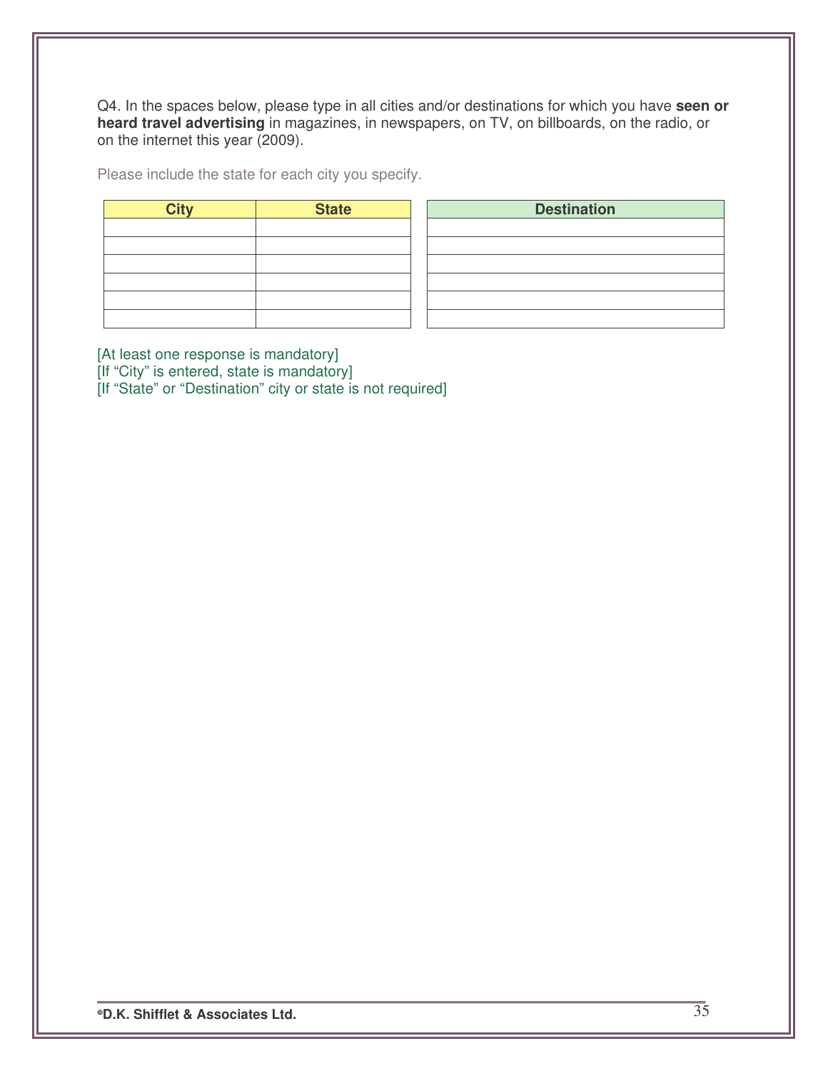Q4. In the spaces below, please type in all cities and/or destinations for which you have **seen or heard travel advertising** in magazines, in newspapers, on TV, on billboards, on the radio, or on the internet this year (2009).

Please include the state for each city you specify.

| City | State |
|---|---|
| | |
| | |
| | |
| | |
| | |
| | |

| Destination |
|---|
| |
| |
| |
| |
| |
| |

[At least one response is mandatory]
[If "City" is entered, state is mandatory]
[If "State" or "Destination" city or state is not required]

**©D.K. Shifflet & Associates Ltd.**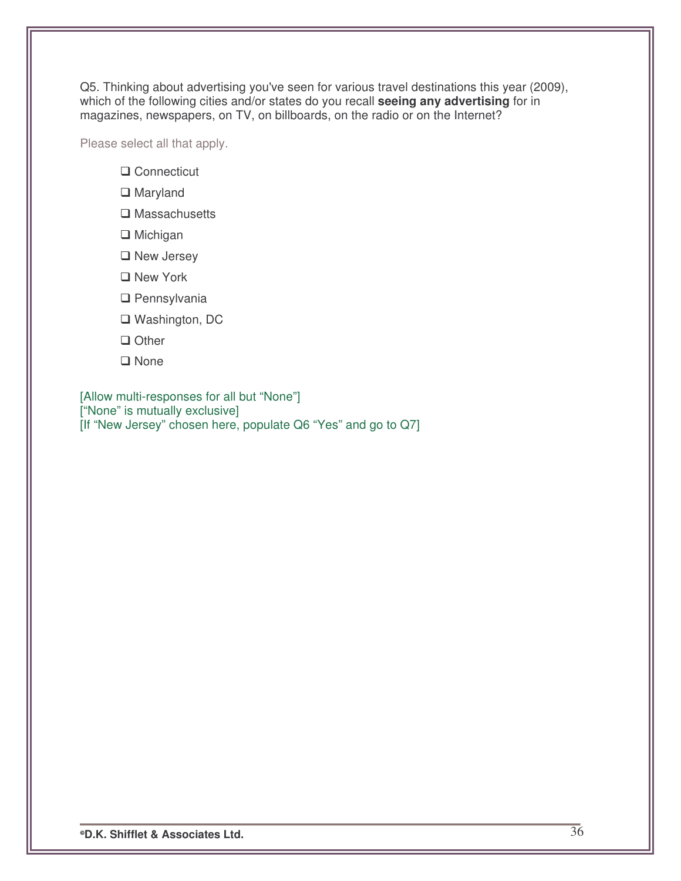Q5. Thinking about advertising you've seen for various travel destinations this year (2009), which of the following cities and/or states do you recall **seeing any advertising** for in magazines, newspapers, on TV, on billboards, on the radio or on the Internet?

Please select all that apply.

- ❑ Connecticut
- ❑ Maryland
- ❑ Massachusetts
- ❑ Michigan
- ❑ New Jersey
- ❑ New York
- ❑ Pennsylvania
- ❑ Washington, DC
- ❑ Other
- ❑ None

[Allow multi-responses for all but “None”]
[“None” is mutually exclusive]
[If “New Jersey” chosen here, populate Q6 “Yes” and go to Q7]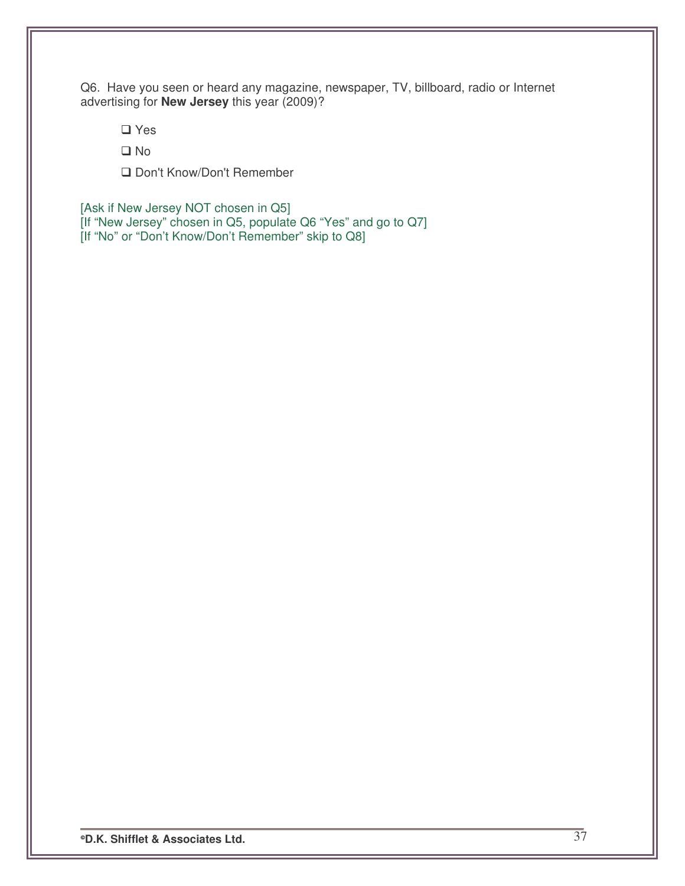Q6. Have you seen or heard any magazine, newspaper, TV, billboard, radio or Internet advertising for **New Jersey** this year (2009)?

- ❑ Yes
- ❑ No
- ❑ Don't Know/Don't Remember

[Ask if New Jersey NOT chosen in Q5]
[If "New Jersey" chosen in Q5, populate Q6 "Yes" and go to Q7]
[If "No" or "Don't Know/Don't Remember" skip to Q8]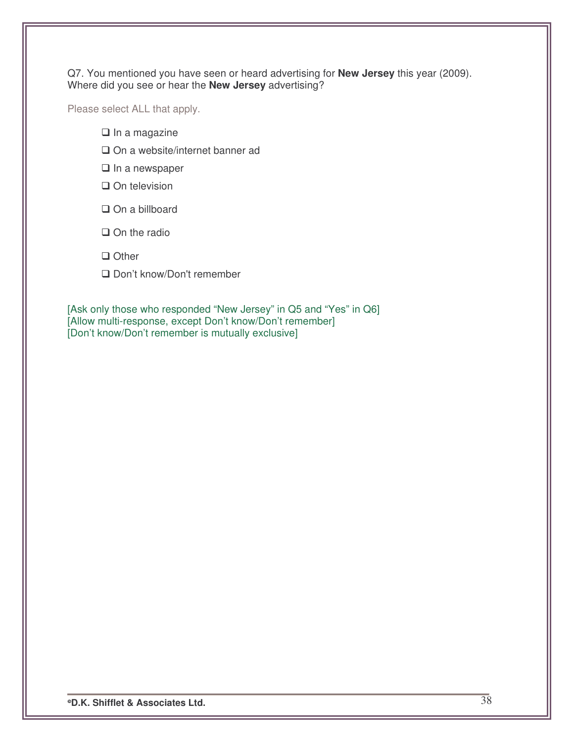Q7. You mentioned you have seen or heard advertising for **New Jersey** this year (2009). Where did you see or hear the **New Jersey** advertising?

Please select ALL that apply.

- ❑ In a magazine
- ❑ On a website/internet banner ad
- ❑ In a newspaper
- ❑ On television
- ❑ On a billboard
- ❑ On the radio
- ❑ Other
- ❑ Don't know/Don't remember

[Ask only those who responded "New Jersey" in Q5 and "Yes" in Q6]
[Allow multi-response, except Don't know/Don't remember]
[Don't know/Don't remember is mutually exclusive]

©D.K. Shifflet & Associates Ltd.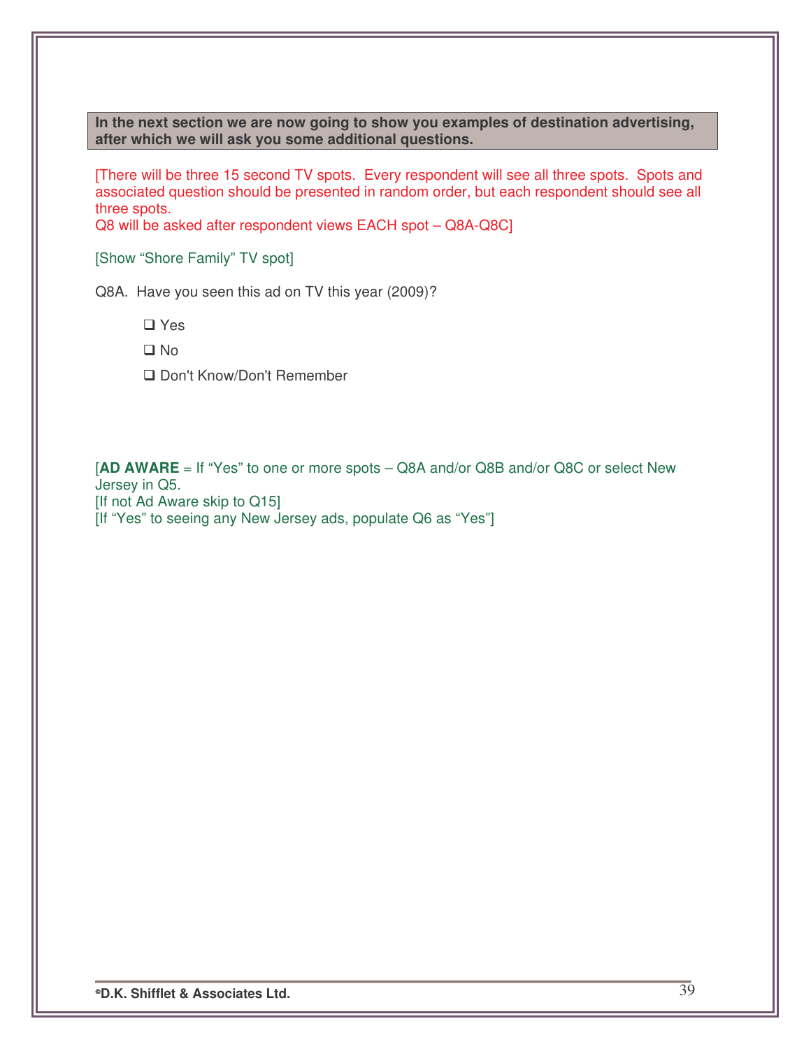**In the next section we are now going to show you examples of destination advertising, after which we will ask you some additional questions.**

[There will be three 15 second TV spots. Every respondent will see all three spots. Spots and associated question should be presented in random order, but each respondent should see all three spots.
Q8 will be asked after respondent views EACH spot – Q8A-Q8C]

[Show "Shore Family" TV spot]

Q8A. Have you seen this ad on TV this year (2009)?

- ❑ Yes
- ❑ No
- ❑ Don't Know/Don't Remember

[**AD AWARE** = If "Yes" to one or more spots – Q8A and/or Q8B and/or Q8C or select New Jersey in Q5.
[If not Ad Aware skip to Q15]
[If "Yes" to seeing any New Jersey ads, populate Q6 as "Yes"]

©D.K. Shifflet & Associates Ltd.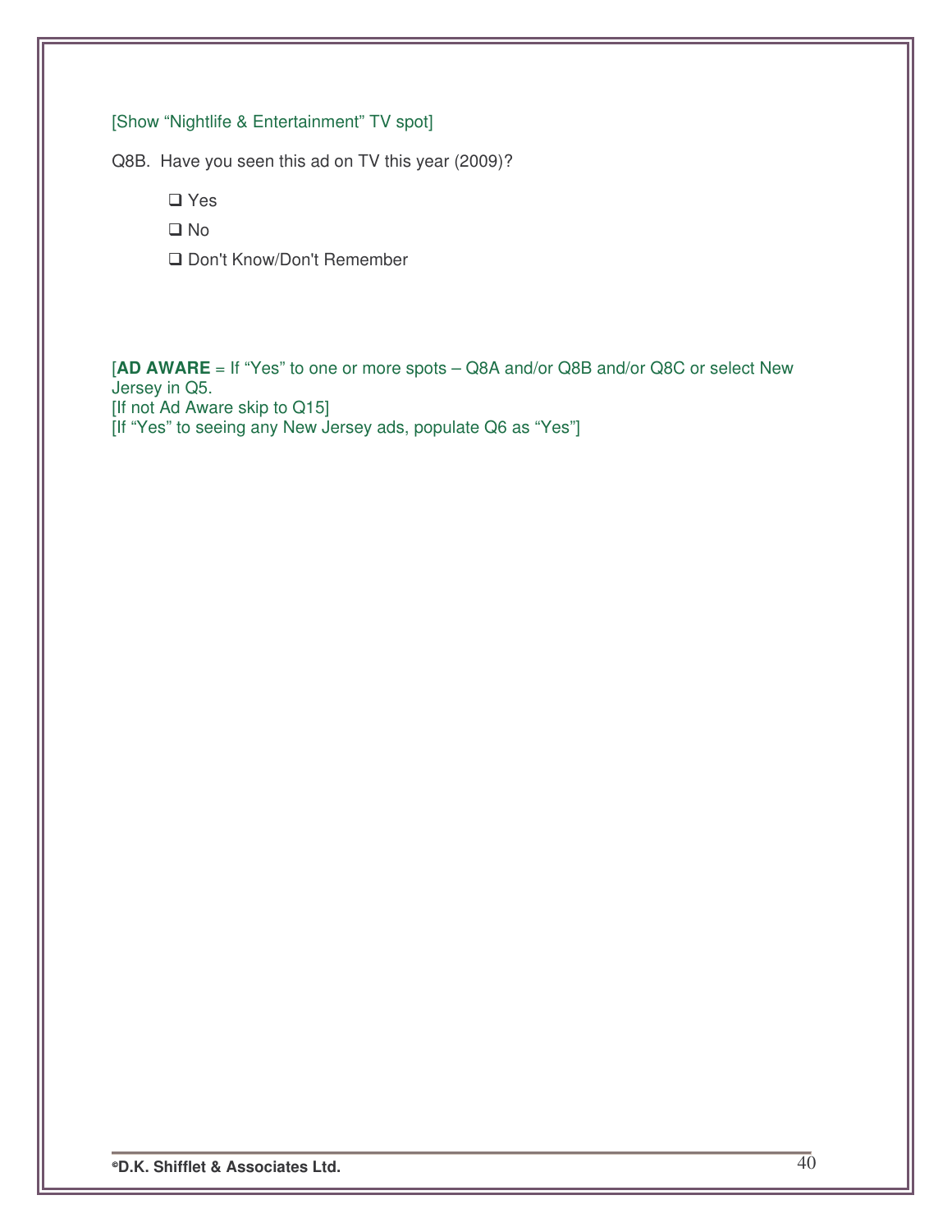[Show “Nightlife & Entertainment” TV spot]

Q8B. Have you seen this ad on TV this year (2009)?

- ❑ Yes
- ❑ No
- ❑ Don't Know/Don't Remember

[**AD AWARE** = If “Yes” to one or more spots – Q8A and/or Q8B and/or Q8C or select New Jersey in Q5.
[If not Ad Aware skip to Q15]
[If “Yes” to seeing any New Jersey ads, populate Q6 as “Yes”]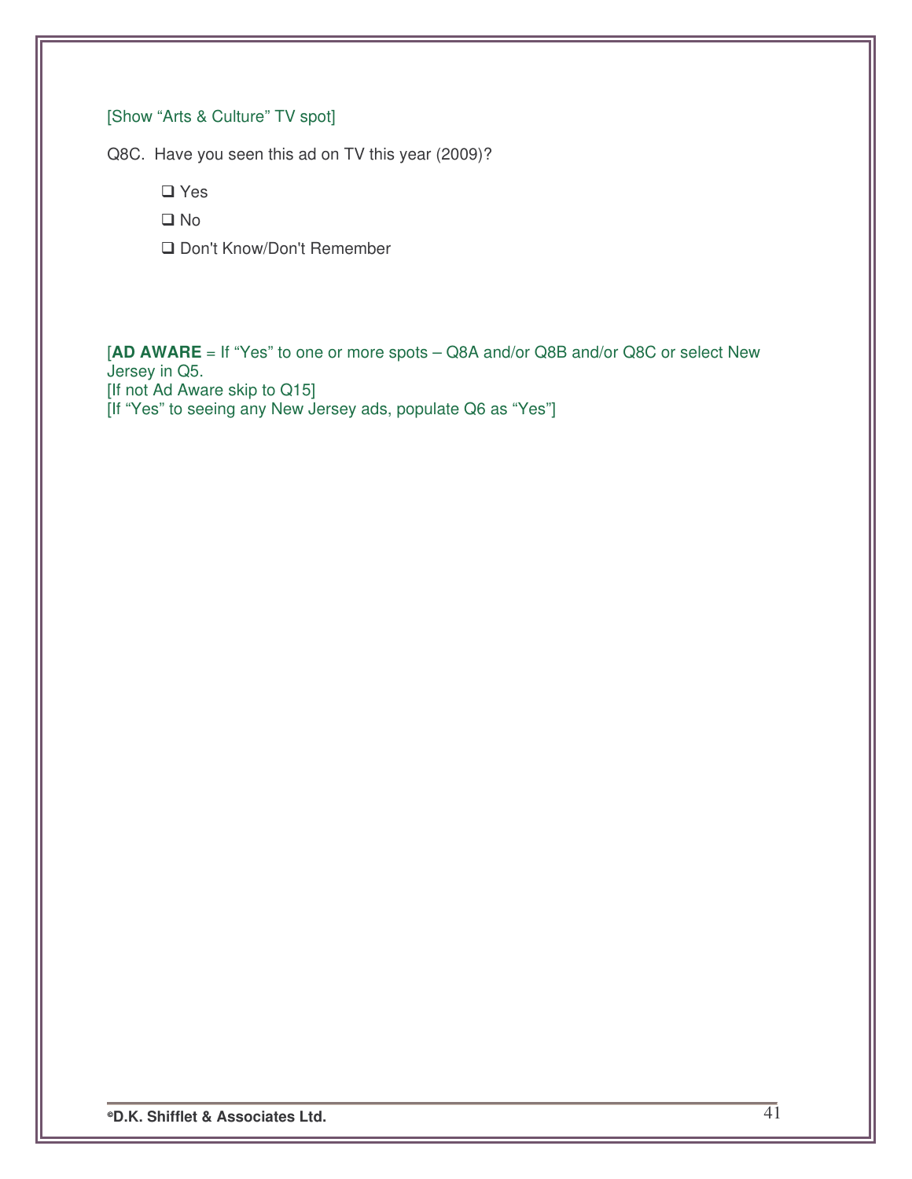[Show “Arts & Culture” TV spot]

Q8C. Have you seen this ad on TV this year (2009)?

- ❑ Yes
- ❑ No
- ❑ Don't Know/Don't Remember

[**AD AWARE** = If “Yes” to one or more spots – Q8A and/or Q8B and/or Q8C or select New Jersey in Q5.
[If not Ad Aware skip to Q15]
[If “Yes” to seeing any New Jersey ads, populate Q6 as “Yes”]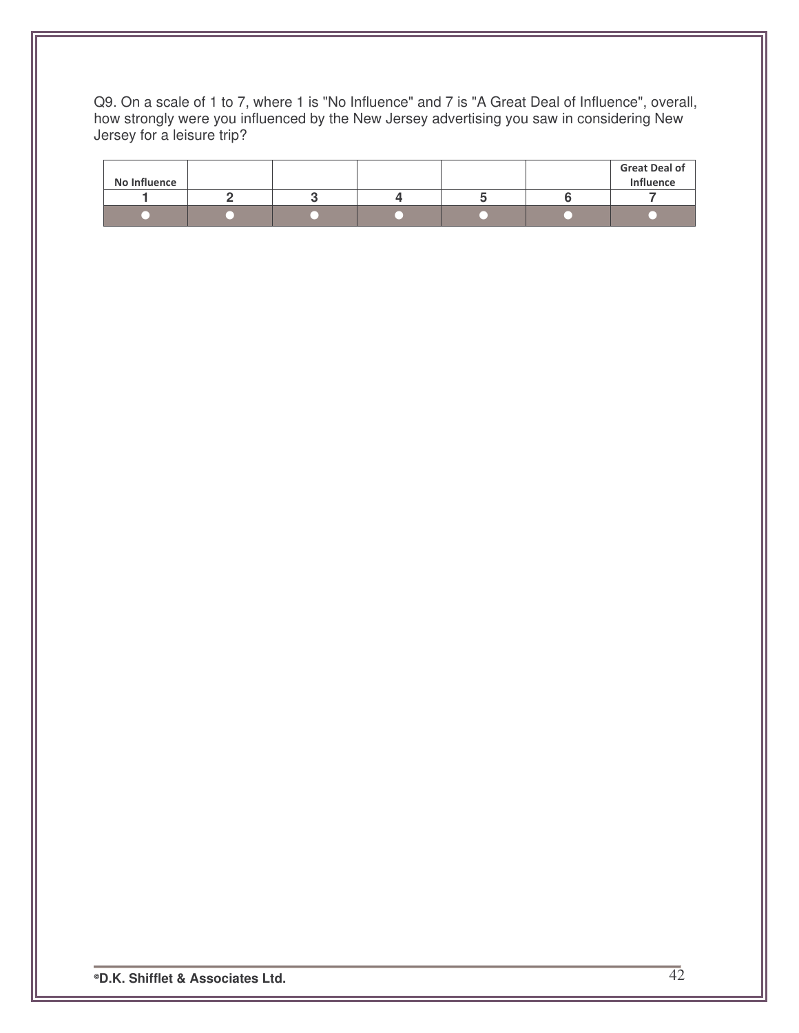Q9. On a scale of 1 to 7, where 1 is "No Influence" and 7 is "A Great Deal of Influence", overall, how strongly were you influenced by the New Jersey advertising you saw in considering New Jersey for a leisure trip?

| No Influence | | | | | | Great Deal of Influence |
|---|---|---|---|---|---|---|
| 1 | 2 | 3 | 4 | 5 | 6 | 7 |
| ● | ● | ● | ● | ● | ● | ● |

©D.K. Shifflet & Associates Ltd.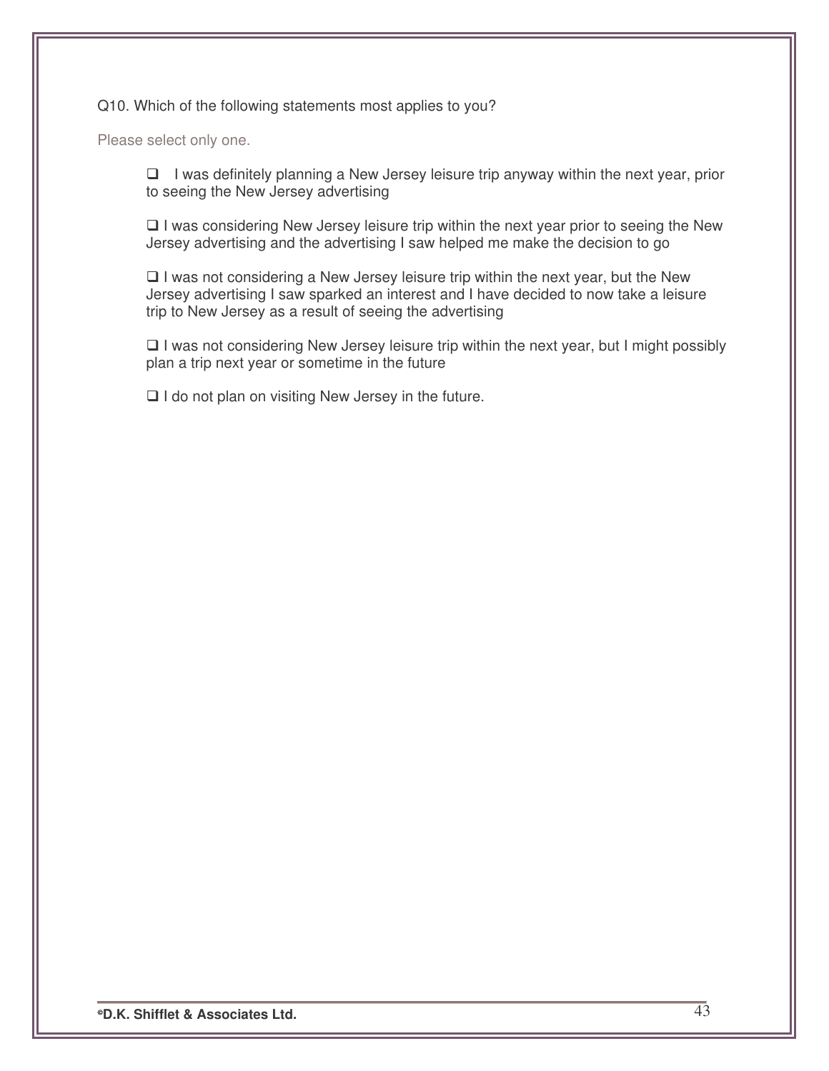Q10. Which of the following statements most applies to you?

Please select only one.

- ❑ I was definitely planning a New Jersey leisure trip anyway within the next year, prior to seeing the New Jersey advertising

- ❑ I was considering New Jersey leisure trip within the next year prior to seeing the New Jersey advertising and the advertising I saw helped me make the decision to go

- ❑ I was not considering a New Jersey leisure trip within the next year, but the New Jersey advertising I saw sparked an interest and I have decided to now take a leisure trip to New Jersey as a result of seeing the advertising

- ❑ I was not considering New Jersey leisure trip within the next year, but I might possibly plan a trip next year or sometime in the future

- ❑ I do not plan on visiting New Jersey in the future.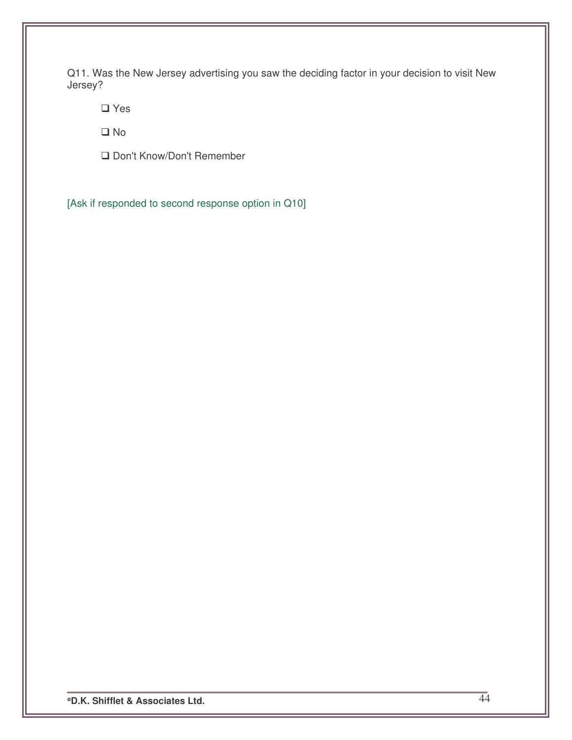Q11. Was the New Jersey advertising you saw the deciding factor in your decision to visit New Jersey?

- ❑ Yes
- ❑ No
- ❑ Don't Know/Don't Remember

[Ask if responded to second response option in Q10]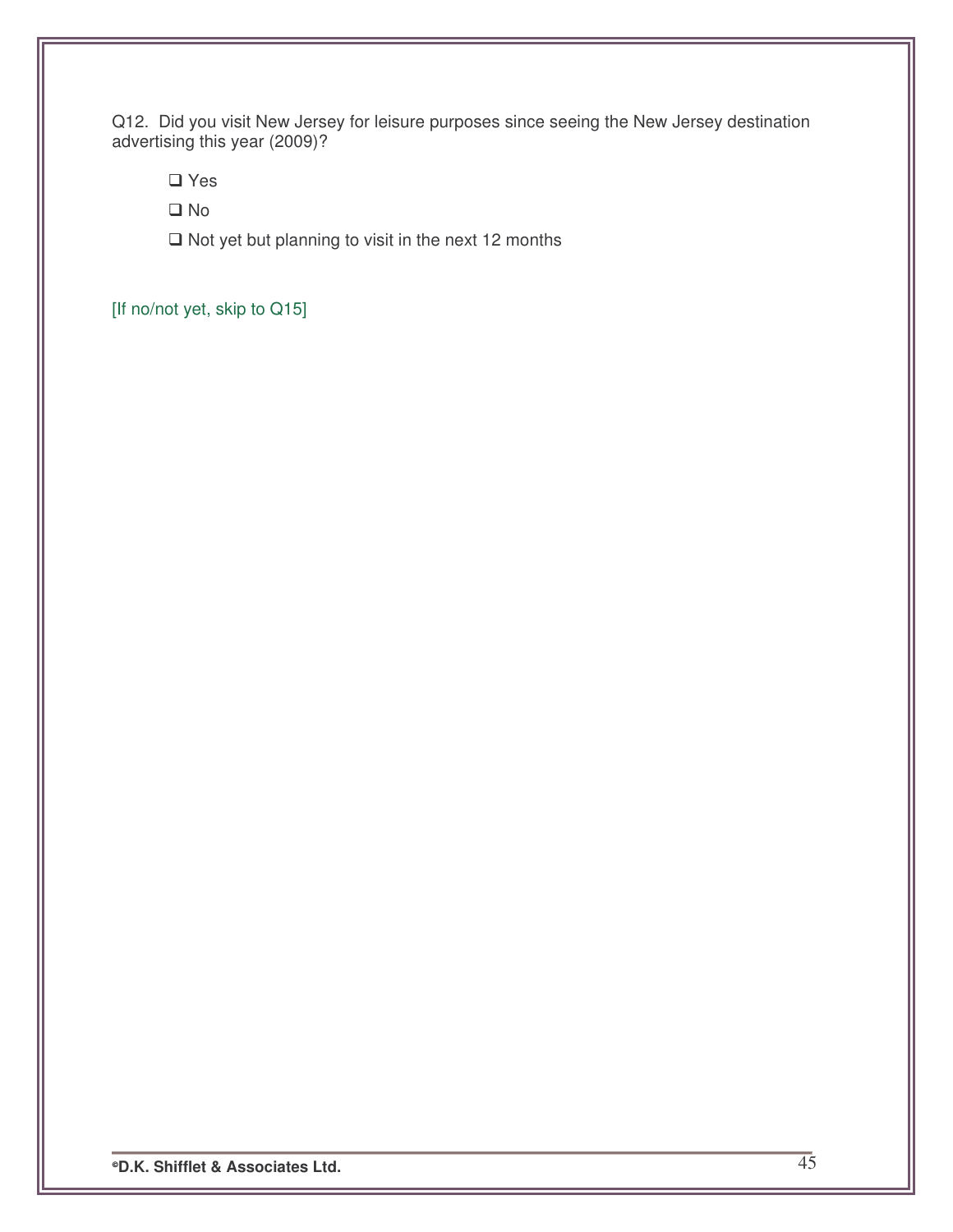Q12. Did you visit New Jersey for leisure purposes since seeing the New Jersey destination advertising this year (2009)?

- ❑ Yes
- ❑ No
- ❑ Not yet but planning to visit in the next 12 months

[If no/not yet, skip to Q15]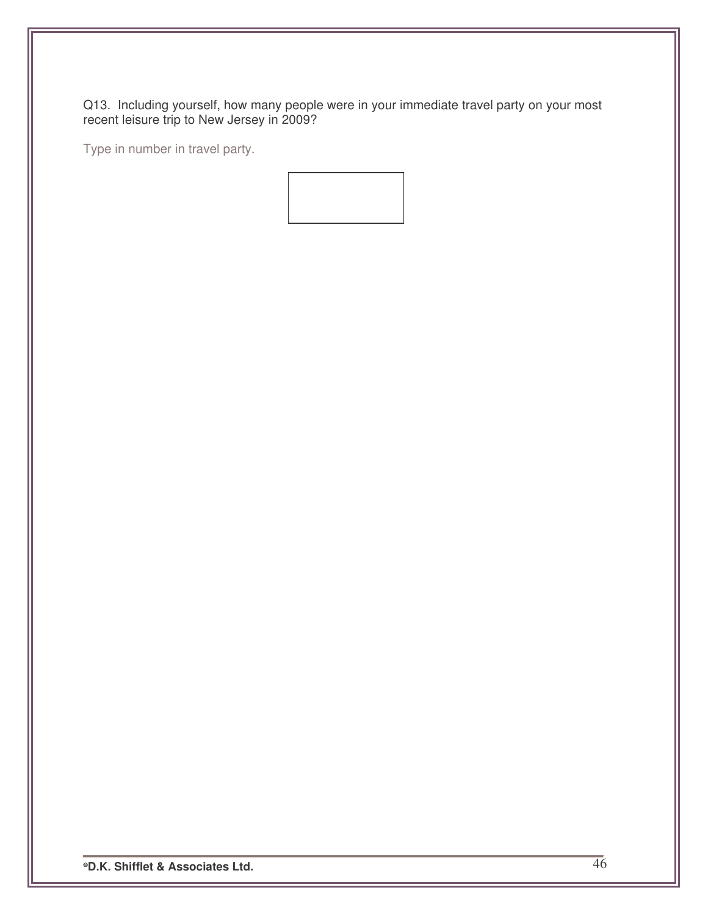Q13. Including yourself, how many people were in your immediate travel party on your most recent leisure trip to New Jersey in 2009?

Type in number in travel party.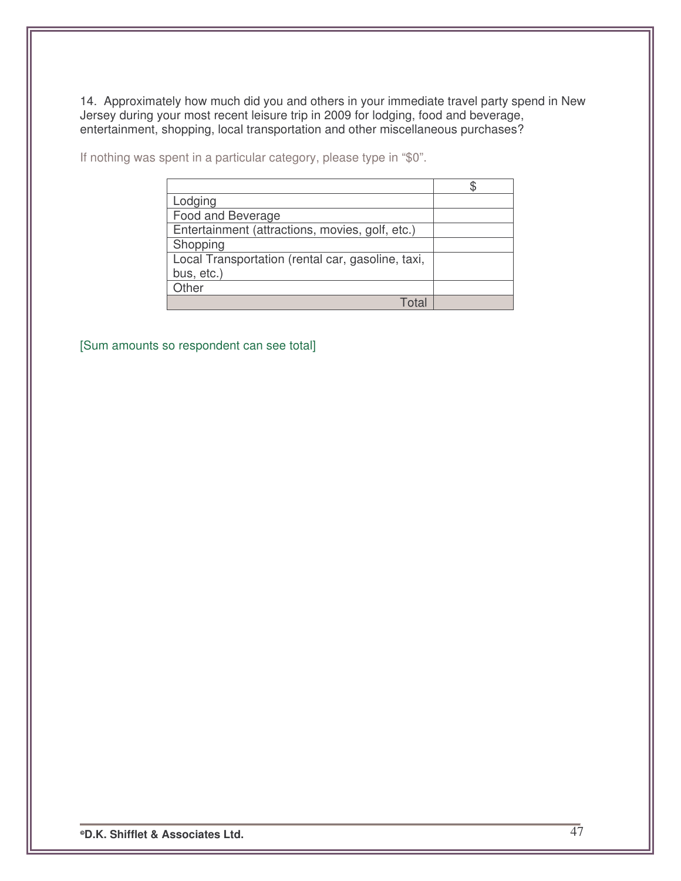14. Approximately how much did you and others in your immediate travel party spend in New Jersey during your most recent leisure trip in 2009 for lodging, food and beverage, entertainment, shopping, local transportation and other miscellaneous purchases?

If nothing was spent in a particular category, please type in "$0".

| | $ |
|---|---|
| Lodging | |
| Food and Beverage | |
| Entertainment (attractions, movies, golf, etc.) | |
| Shopping | |
| Local Transportation (rental car, gasoline, taxi, bus, etc.) | |
| Other | |
| Total | |

[Sum amounts so respondent can see total]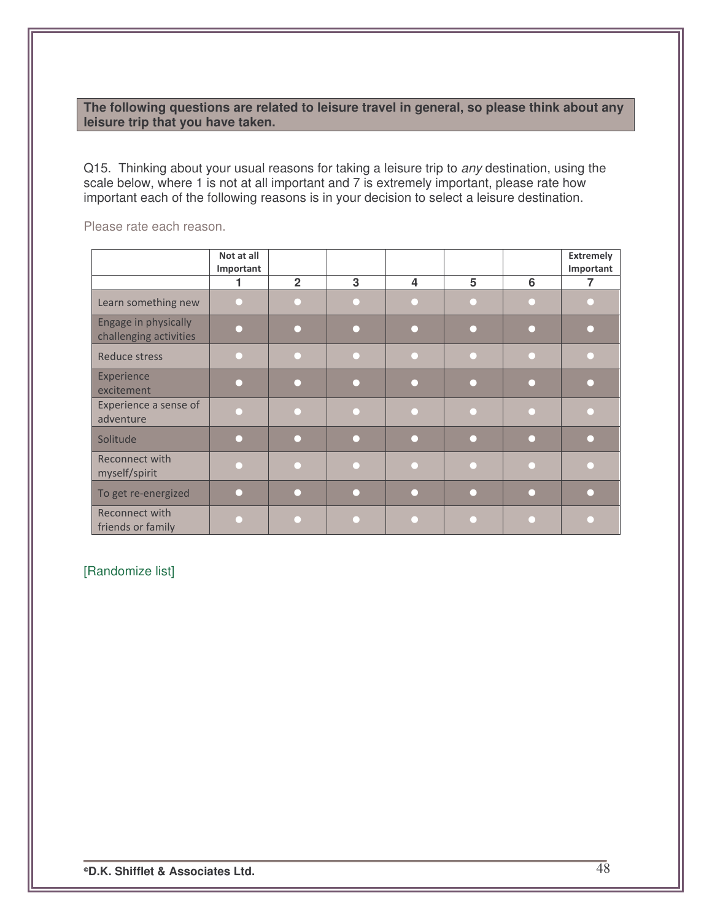**The following questions are related to leisure travel in general, so please think about any leisure trip that you have taken.**

Q15. Thinking about your usual reasons for taking a leisure trip to *any* destination, using the scale below, where 1 is not at all important and 7 is extremely important, please rate how important each of the following reasons is in your decision to select a leisure destination.

Please rate each reason.

| | Not at all Important | | | | | | Extremely Important |
|---|---|---|---|---|---|---|---|
| | 1 | 2 | 3 | 4 | 5 | 6 | 7 |
| Learn something new | ● | ● | ● | ● | ● | ● | ● |
| Engage in physically challenging activities | ● | ● | ● | ● | ● | ● | ● |
| Reduce stress | ● | ● | ● | ● | ● | ● | ● |
| Experience excitement | ● | ● | ● | ● | ● | ● | ● |
| Experience a sense of adventure | ● | ● | ● | ● | ● | ● | ● |
| Solitude | ● | ● | ● | ● | ● | ● | ● |
| Reconnect with myself/spirit | ● | ● | ● | ● | ● | ● | ● |
| To get re-energized | ● | ● | ● | ● | ● | ● | ● |
| Reconnect with friends or family | ● | ● | ● | ● | ● | ● | ● |

[Randomize list]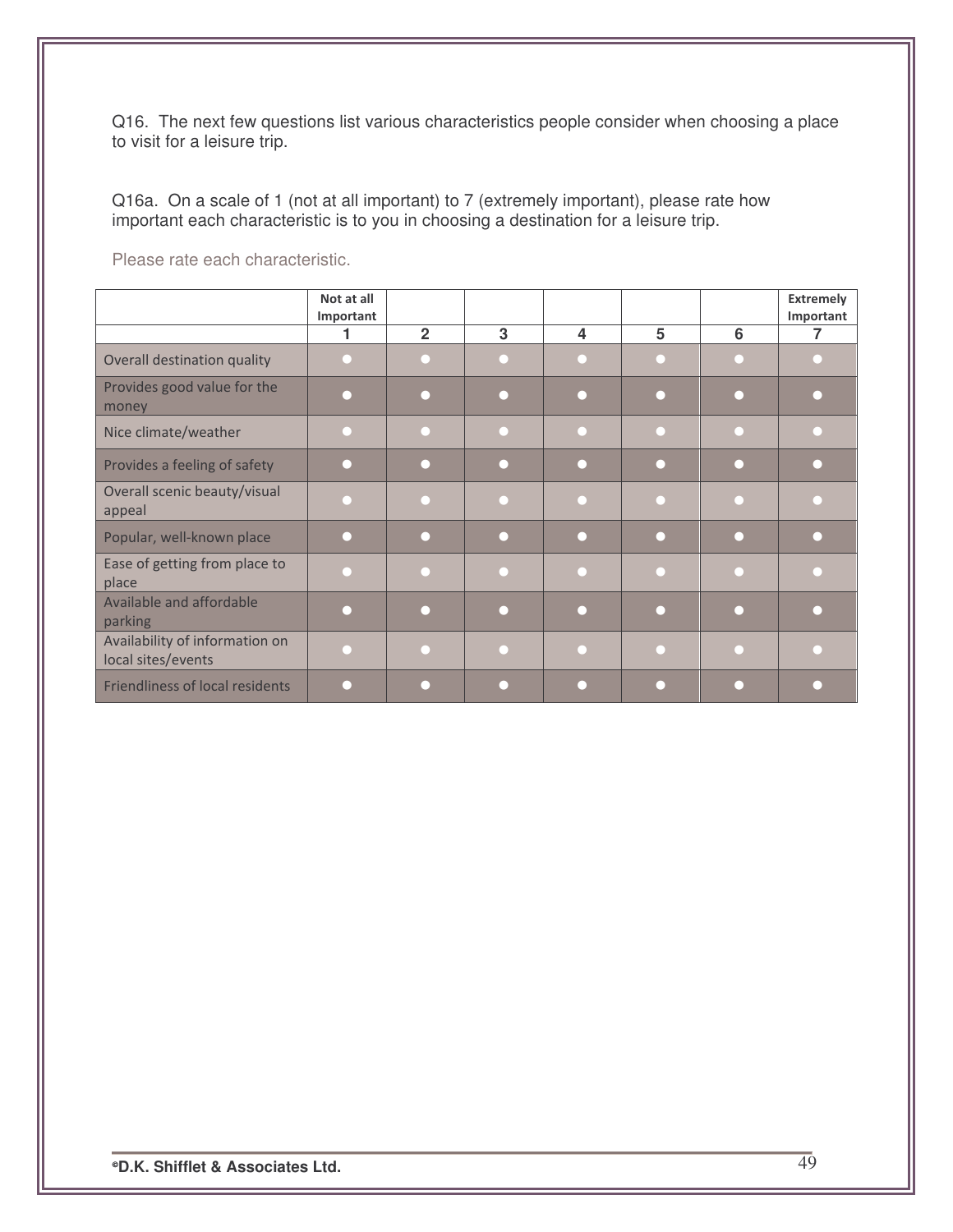Q16. The next few questions list various characteristics people consider when choosing a place to visit for a leisure trip.

Q16a. On a scale of 1 (not at all important) to 7 (extremely important), please rate how important each characteristic is to you in choosing a destination for a leisure trip.

Please rate each characteristic.

| | Not at all Important | | | | | | Extremely Important |
|---|---|---|---|---|---|---|---|
| | 1 | 2 | 3 | 4 | 5 | 6 | 7 |
| Overall destination quality | ● | ● | ● | ● | ● | ● | ● |
| Provides good value for the money | ● | ● | ● | ● | ● | ● | ● |
| Nice climate/weather | ● | ● | ● | ● | ● | ● | ● |
| Provides a feeling of safety | ● | ● | ● | ● | ● | ● | ● |
| Overall scenic beauty/visual appeal | ● | ● | ● | ● | ● | ● | ● |
| Popular, well-known place | ● | ● | ● | ● | ● | ● | ● |
| Ease of getting from place to place | ● | ● | ● | ● | ● | ● | ● |
| Available and affordable parking | ● | ● | ● | ● | ● | ● | ● |
| Availability of information on local sites/events | ● | ● | ● | ● | ● | ● | ● |
| Friendliness of local residents | ● | ● | ● | ● | ● | ● | ● |

©D.K. Shifflet & Associates Ltd.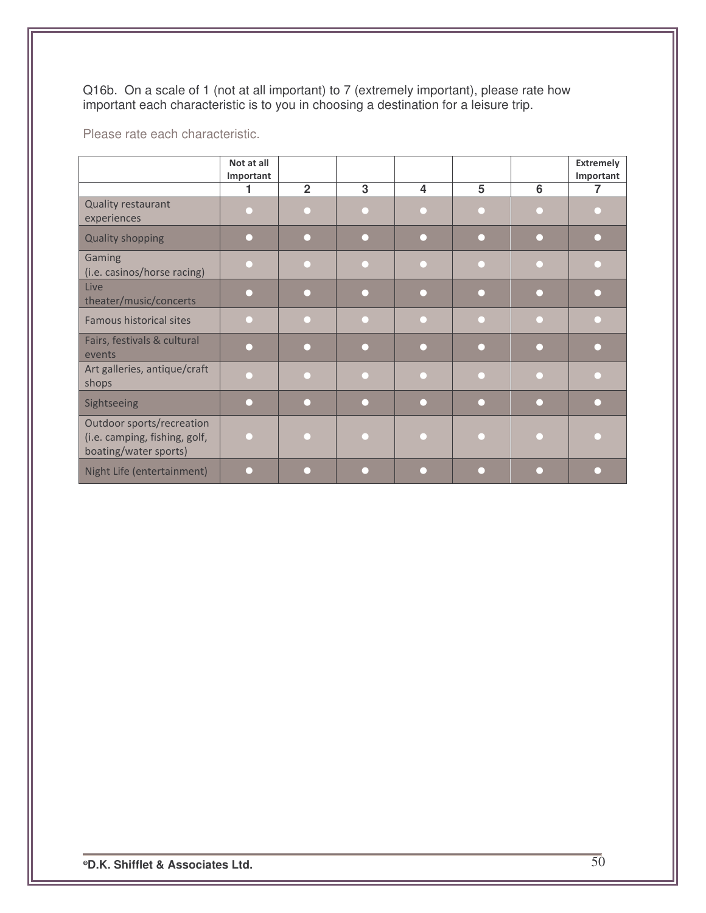Q16b. On a scale of 1 (not at all important) to 7 (extremely important), please rate how important each characteristic is to you in choosing a destination for a leisure trip.

Please rate each characteristic.

| | Not at all Important 1 | 2 | 3 | 4 | 5 | 6 | Extremely Important 7 |
|---|---|---|---|---|---|---|---|
| Quality restaurant experiences | ● | ● | ● | ● | ● | ● | ● |
| Quality shopping | ● | ● | ● | ● | ● | ● | ● |
| Gaming (i.e. casinos/horse racing) | ● | ● | ● | ● | ● | ● | ● |
| Live theater/music/concerts | ● | ● | ● | ● | ● | ● | ● |
| Famous historical sites | ● | ● | ● | ● | ● | ● | ● |
| Fairs, festivals & cultural events | ● | ● | ● | ● | ● | ● | ● |
| Art galleries, antique/craft shops | ● | ● | ● | ● | ● | ● | ● |
| Sightseeing | ● | ● | ● | ● | ● | ● | ● |
| Outdoor sports/recreation (i.e. camping, fishing, golf, boating/water sports) | ● | ● | ● | ● | ● | ● | ● |
| Night Life (entertainment) | ● | ● | ● | ● | ● | ● | ● |

©D.K. Shifflet & Associates Ltd.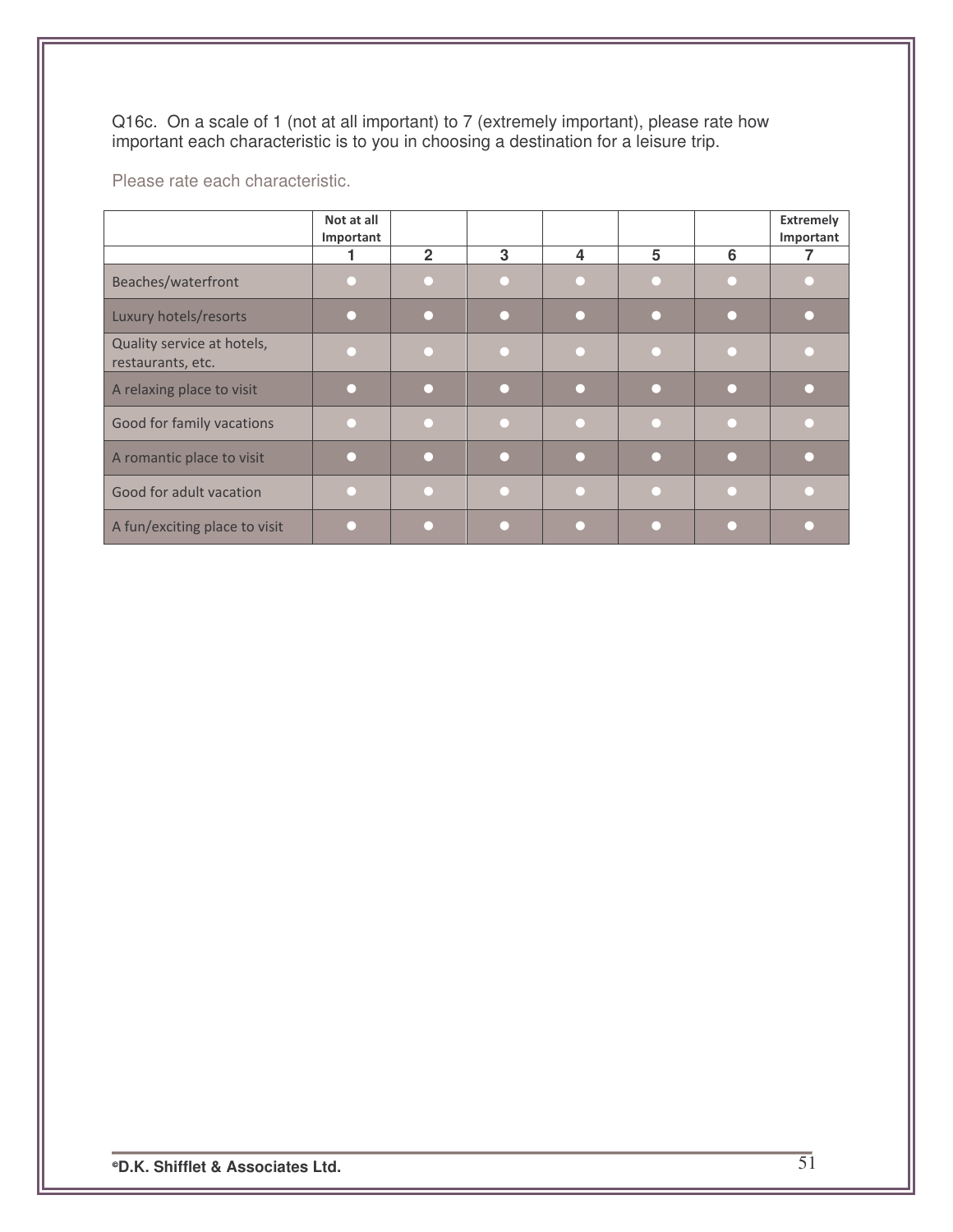Q16c. On a scale of 1 (not at all important) to 7 (extremely important), please rate how important each characteristic is to you in choosing a destination for a leisure trip.

Please rate each characteristic.

| | Not at all Important | | | | | | Extremely Important |
|---|---|---|---|---|---|---|---|
| | 1 | 2 | 3 | 4 | 5 | 6 | 7 |
| Beaches/waterfront | ● | ● | ● | ● | ● | ● | ● |
| Luxury hotels/resorts | ● | ● | ● | ● | ● | ● | ● |
| Quality service at hotels, restaurants, etc. | ● | ● | ● | ● | ● | ● | ● |
| A relaxing place to visit | ● | ● | ● | ● | ● | ● | ● |
| Good for family vacations | ● | ● | ● | ● | ● | ● | ● |
| A romantic place to visit | ● | ● | ● | ● | ● | ● | ● |
| Good for adult vacation | ● | ● | ● | ● | ● | ● | ● |
| A fun/exciting place to visit | ● | ● | ● | ● | ● | ● | ● |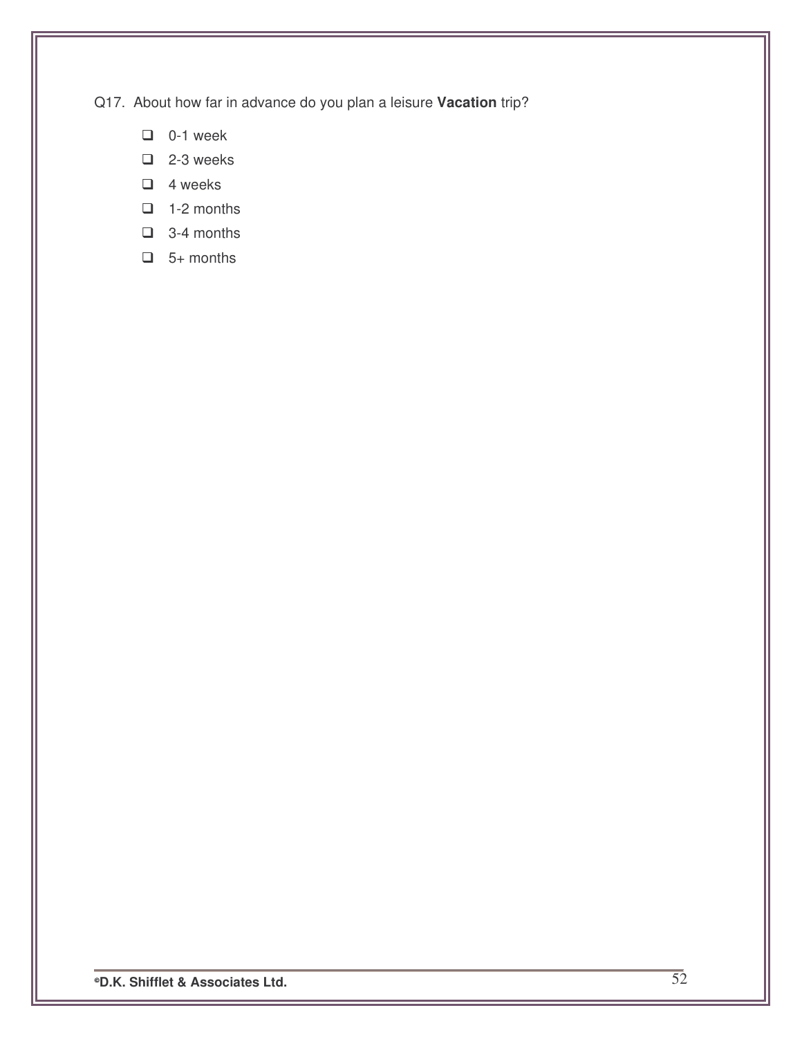Q17. About how far in advance do you plan a leisure **Vacation** trip?

- ☐ 0-1 week
- ☐ 2-3 weeks
- ☐ 4 weeks
- ☐ 1-2 months
- ☐ 3-4 months
- ☐ 5+ months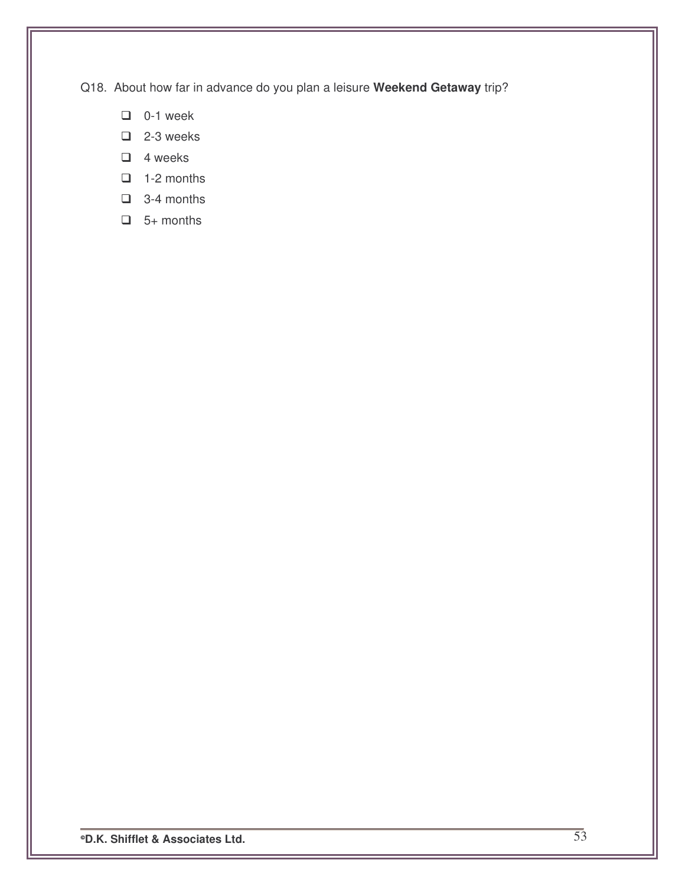Q18. About how far in advance do you plan a leisure **Weekend Getaway** trip?

- ❑ 0-1 week
- ❑ 2-3 weeks
- ❑ 4 weeks
- ❑ 1-2 months
- ❑ 3-4 months
- ❑ 5+ months

**©D.K. Shifflet & Associates Ltd.**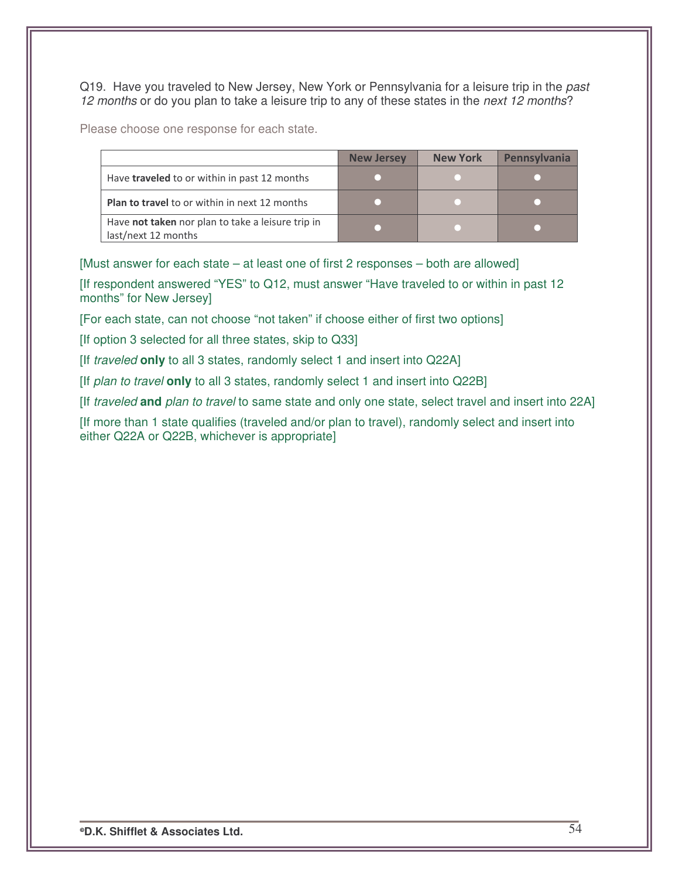Q19. Have you traveled to New Jersey, New York or Pennsylvania for a leisure trip in the *past 12 months* or do you plan to take a leisure trip to any of these states in the *next 12 months*?

Please choose one response for each state.

| | New Jersey | New York | Pennsylvania |
|---|---|---|---|
| Have **traveled** to or within in past 12 months | ● | ● | ● |
| **Plan to travel** to or within in next 12 months | ● | ● | ● |
| Have **not taken** nor plan to take a leisure trip in last/next 12 months | ● | ● | ● |

[Must answer for each state – at least one of first 2 responses – both are allowed]

[If respondent answered "YES" to Q12, must answer "Have traveled to or within in past 12 months" for New Jersey]

[For each state, can not choose "not taken" if choose either of first two options]

[If option 3 selected for all three states, skip to Q33]

[If *traveled* **only** to all 3 states, randomly select 1 and insert into Q22A]

[If *plan to travel* **only** to all 3 states, randomly select 1 and insert into Q22B]

[If *traveled* **and** *plan to travel* to same state and only one state, select travel and insert into 22A]

[If more than 1 state qualifies (traveled and/or plan to travel), randomly select and insert into either Q22A or Q22B, whichever is appropriate]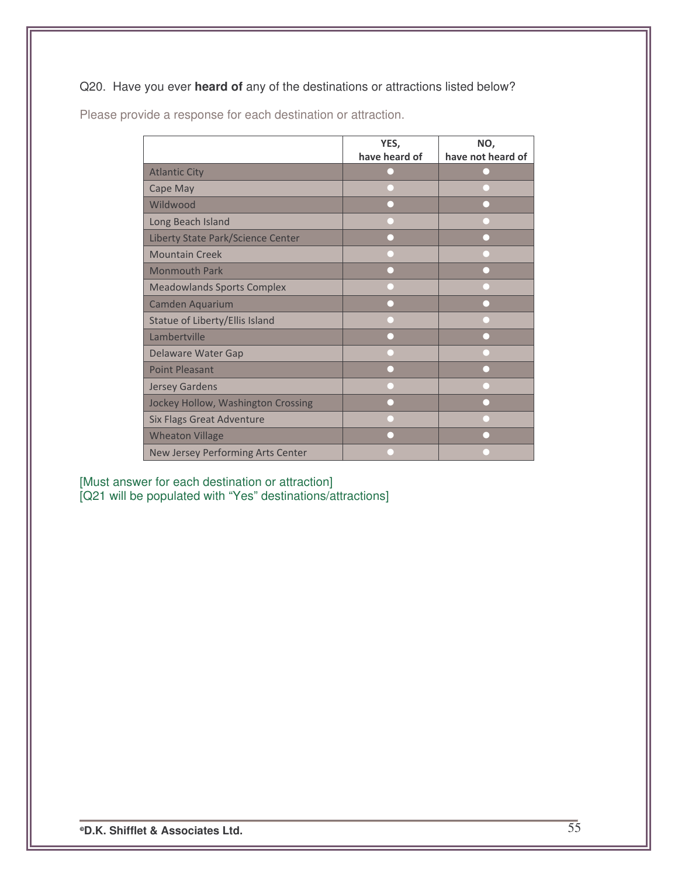Q20. Have you ever **heard of** any of the destinations or attractions listed below?

Please provide a response for each destination or attraction.

| | YES, have heard of | NO, have not heard of |
|---|---|---|
| Atlantic City | ○ | ○ |
| Cape May | ○ | ○ |
| Wildwood | ○ | ○ |
| Long Beach Island | ○ | ○ |
| Liberty State Park/Science Center | ○ | ○ |
| Mountain Creek | ○ | ○ |
| Monmouth Park | ○ | ○ |
| Meadowlands Sports Complex | ○ | ○ |
| Camden Aquarium | ○ | ○ |
| Statue of Liberty/Ellis Island | ○ | ○ |
| Lambertville | ○ | ○ |
| Delaware Water Gap | ○ | ○ |
| Point Pleasant | ○ | ○ |
| Jersey Gardens | ○ | ○ |
| Jockey Hollow, Washington Crossing | ○ | ○ |
| Six Flags Great Adventure | ○ | ○ |
| Wheaton Village | ○ | ○ |
| New Jersey Performing Arts Center | ○ | ○ |

[Must answer for each destination or attraction]
[Q21 will be populated with "Yes" destinations/attractions]

©D.K. Shifflet & Associates Ltd.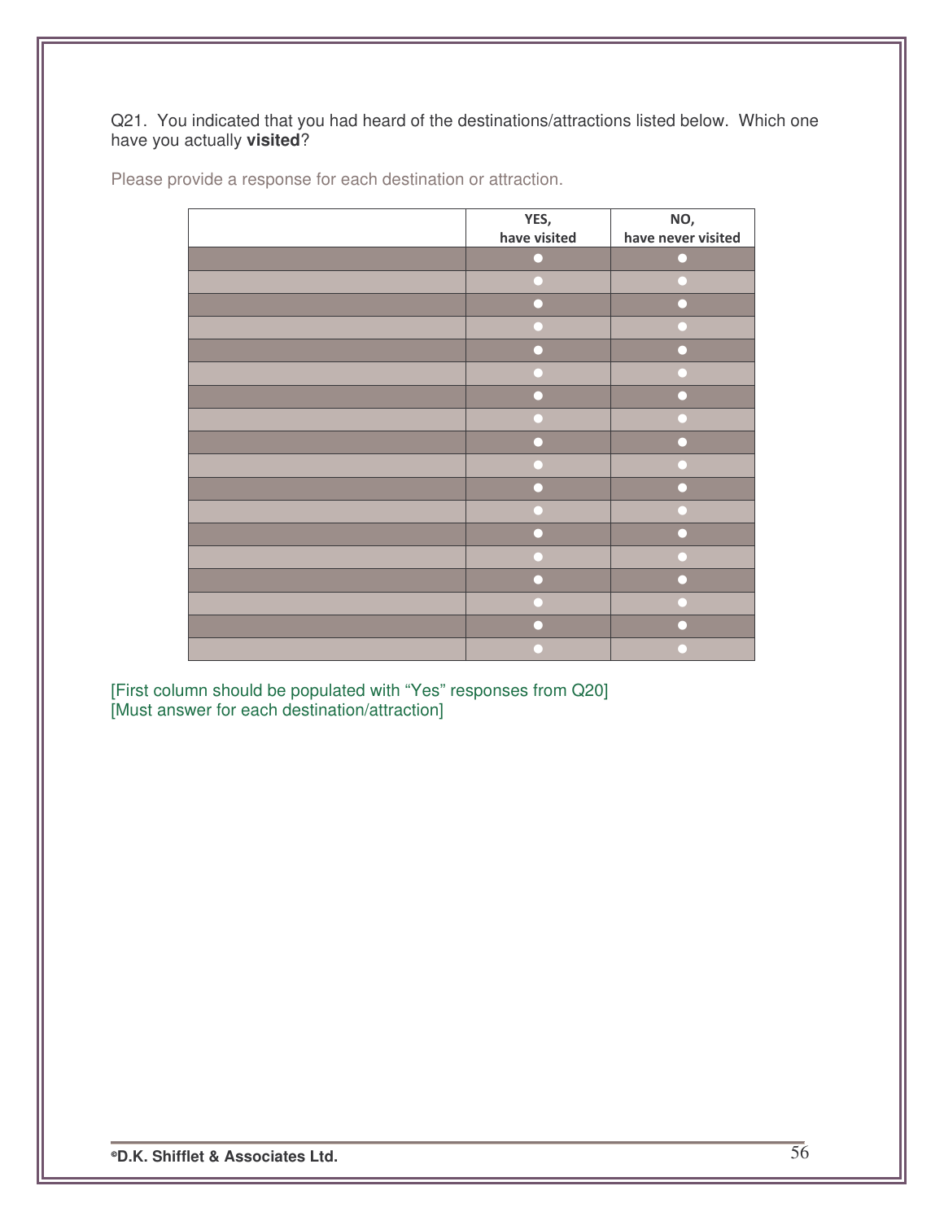Q21. You indicated that you had heard of the destinations/attractions listed below. Which one have you actually **visited**?

Please provide a response for each destination or attraction.

| | YES, have visited | NO, have never visited |
|---|---|---|
| | ● | ● |
| | ● | ● |
| | ● | ● |
| | ● | ● |
| | ● | ● |
| | ● | ● |
| | ● | ● |
| | ● | ● |
| | ● | ● |
| | ● | ● |
| | ● | ● |
| | ● | ● |
| | ● | ● |
| | ● | ● |
| | ● | ● |
| | ● | ● |
| | ● | ● |
| | ● | ● |

[First column should be populated with "Yes" responses from Q20]
[Must answer for each destination/attraction]

©D.K. Shifflet & Associates Ltd.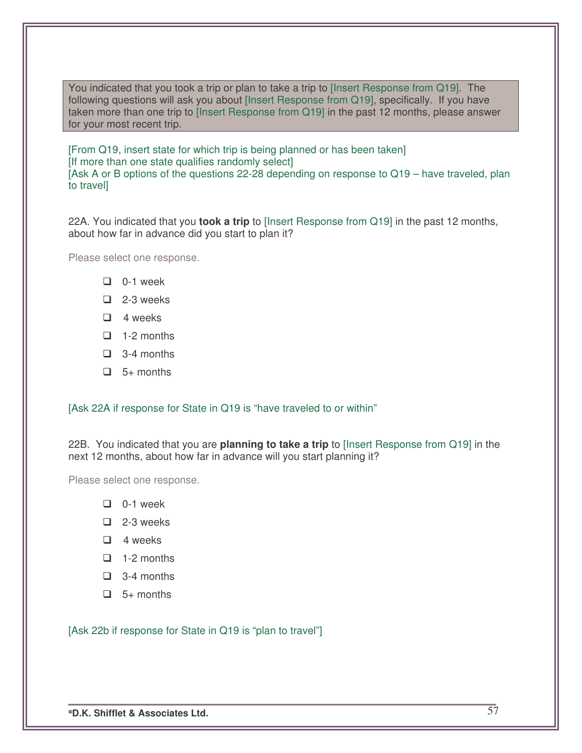You indicated that you took a trip or plan to take a trip to [Insert Response from Q19]. The following questions will ask you about [Insert Response from Q19], specifically. If you have taken more than one trip to [Insert Response from Q19] in the past 12 months, please answer for your most recent trip.

[From Q19, insert state for which trip is being planned or has been taken]
[If more than one state qualifies randomly select]
[Ask A or B options of the questions 22-28 depending on response to Q19 – have traveled, plan to travel]

22A. You indicated that you **took a trip** to [Insert Response from Q19] in the past 12 months, about how far in advance did you start to plan it?

Please select one response.

- ❑ 0-1 week
- ❑ 2-3 weeks
- ❑ 4 weeks
- ❑ 1-2 months
- ❑ 3-4 months
- ❑ 5+ months

[Ask 22A if response for State in Q19 is "have traveled to or within"

22B. You indicated that you are **planning to take a trip** to [Insert Response from Q19] in the next 12 months, about how far in advance will you start planning it?

Please select one response.

- ❑ 0-1 week
- ❑ 2-3 weeks
- ❑ 4 weeks
- ❑ 1-2 months
- ❑ 3-4 months
- ❑ 5+ months

[Ask 22b if response for State in Q19 is "plan to travel"]

©D.K. Shifflet & Associates Ltd.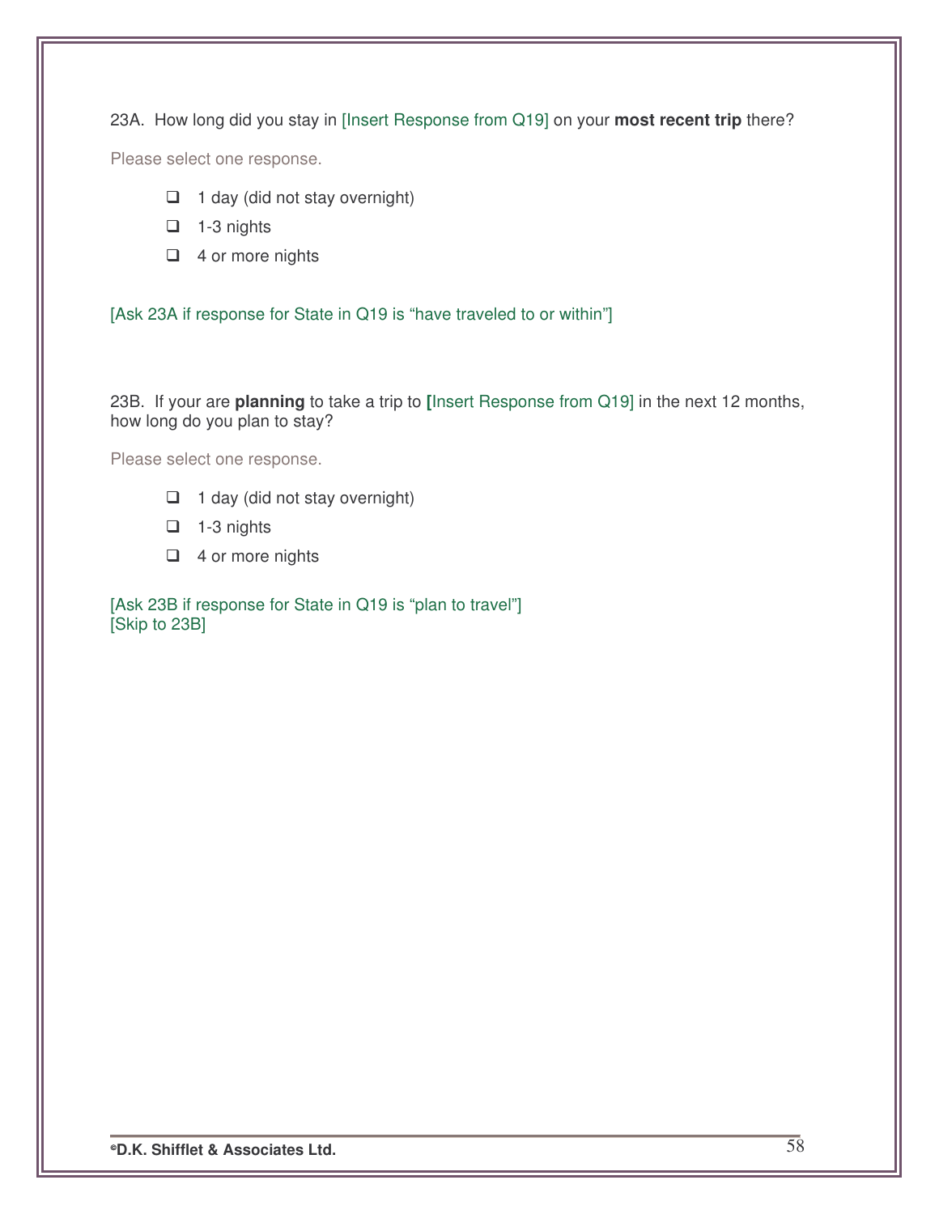23A. How long did you stay in [Insert Response from Q19] on your **most recent trip** there?

Please select one response.

- ❑ 1 day (did not stay overnight)
- ❑ 1-3 nights
- ❑ 4 or more nights

[Ask 23A if response for State in Q19 is "have traveled to or within"]

23B. If your are **planning** to take a trip to **[**Insert Response from Q19] in the next 12 months, how long do you plan to stay?

Please select one response.

- ❑ 1 day (did not stay overnight)
- ❑ 1-3 nights
- ❑ 4 or more nights

[Ask 23B if response for State in Q19 is "plan to travel"]
[Skip to 23B]

**©D.K. Shifflet & Associates Ltd.**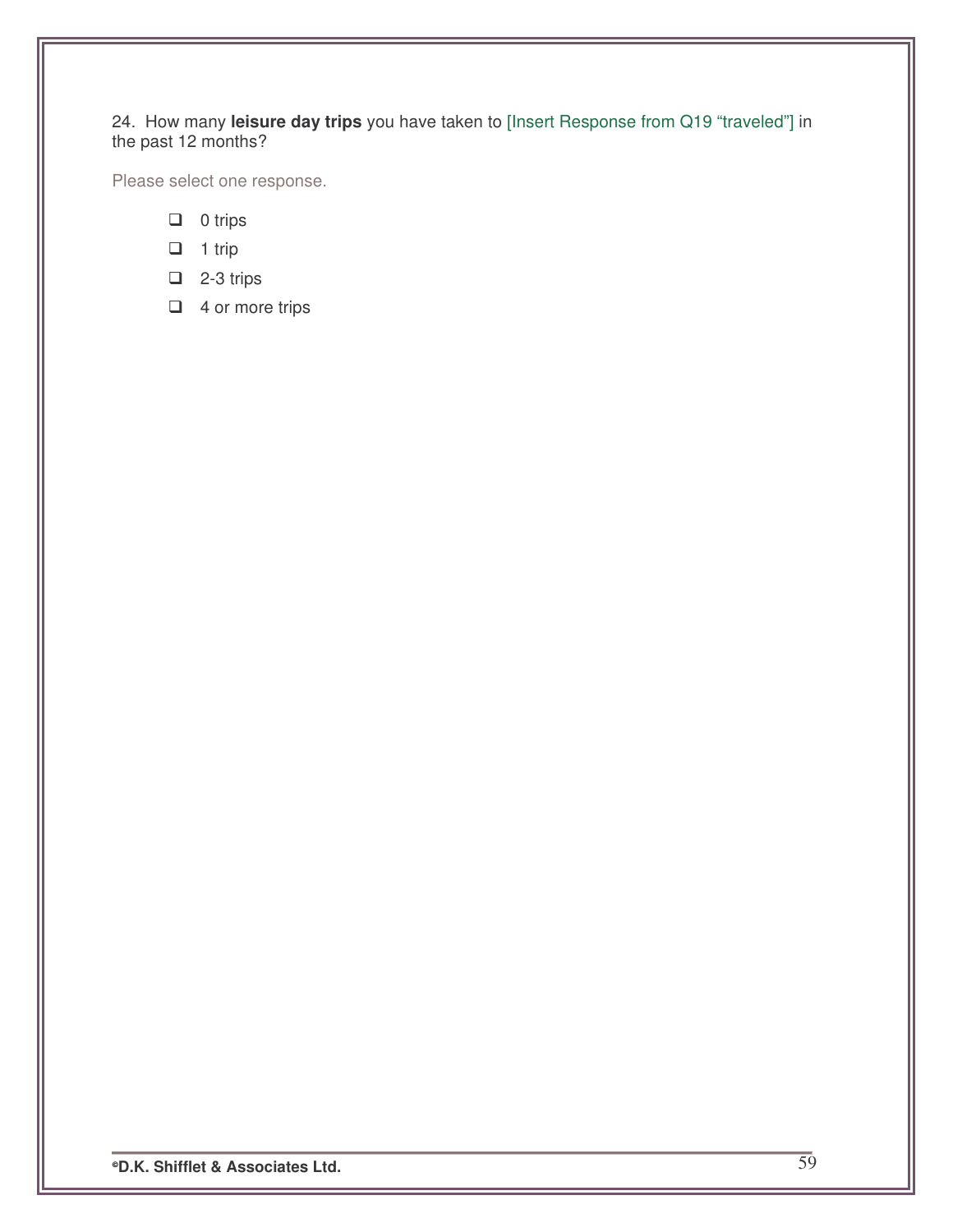24. How many **leisure day trips** you have taken to [Insert Response from Q19 “traveled”] in the past 12 months?

Please select one response.

- ❑ 0 trips
- ❑ 1 trip
- ❑ 2-3 trips
- ❑ 4 or more trips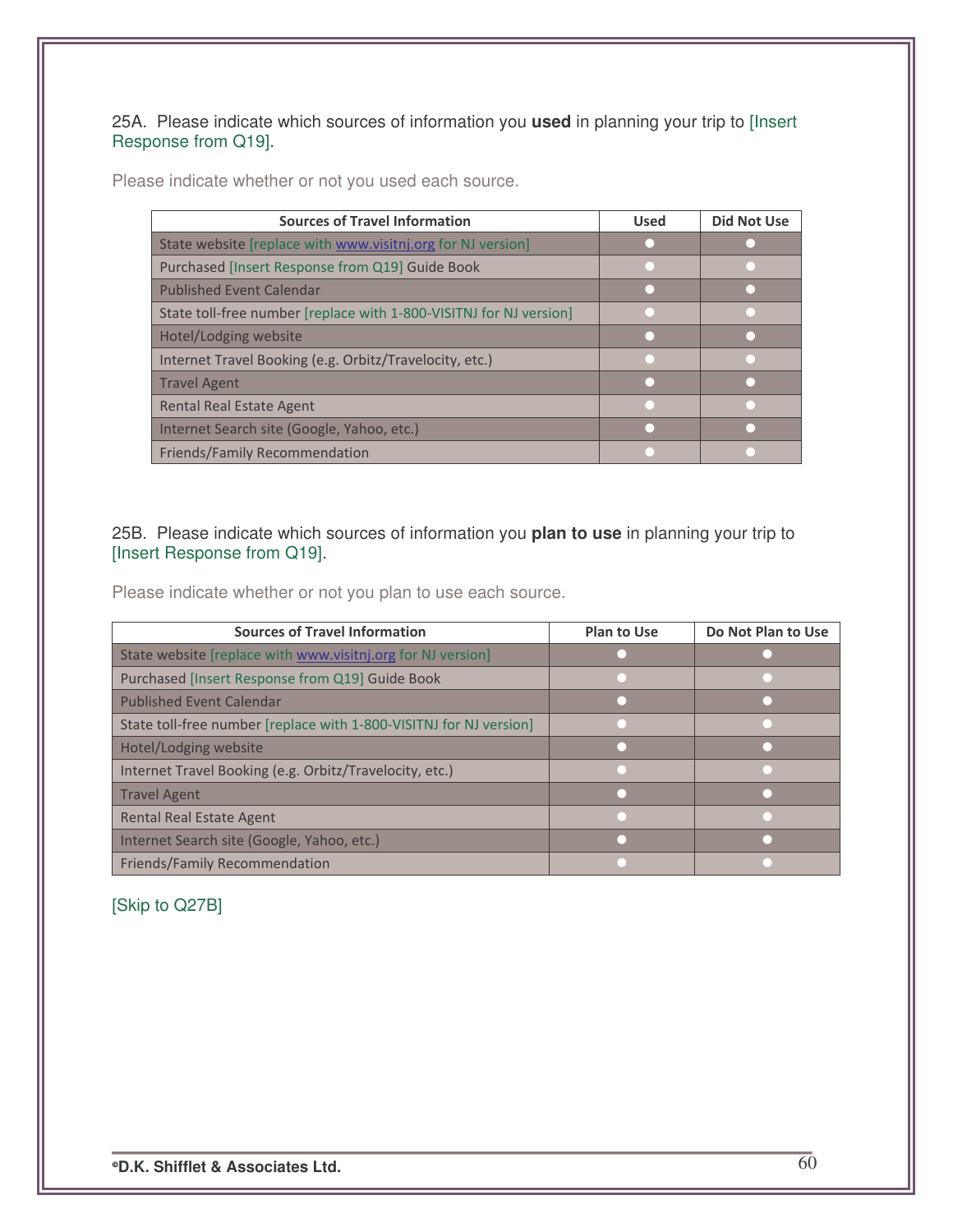25A. Please indicate which sources of information you **used** in planning your trip to [Insert Response from Q19].

Please indicate whether or not you used each source.

| Sources of Travel Information | Used | Did Not Use |
|---|---|---|
| State website [replace with www.visitnj.org for NJ version] | ○ | ○ |
| Purchased [Insert Response from Q19] Guide Book | ○ | ○ |
| Published Event Calendar | ○ | ○ |
| State toll-free number [replace with 1-800-VISITNJ for NJ version] | ○ | ○ |
| Hotel/Lodging website | ○ | ○ |
| Internet Travel Booking (e.g. Orbitz/Travelocity, etc.) | ○ | ○ |
| Travel Agent | ○ | ○ |
| Rental Real Estate Agent | ○ | ○ |
| Internet Search site (Google, Yahoo, etc.) | ○ | ○ |
| Friends/Family Recommendation | ○ | ○ |

25B. Please indicate which sources of information you **plan to use** in planning your trip to [Insert Response from Q19].

Please indicate whether or not you plan to use each source.

| Sources of Travel Information | Plan to Use | Do Not Plan to Use |
|---|---|---|
| State website [replace with www.visitnj.org for NJ version] | ○ | ○ |
| Purchased [Insert Response from Q19] Guide Book | ○ | ○ |
| Published Event Calendar | ○ | ○ |
| State toll-free number [replace with 1-800-VISITNJ for NJ version] | ○ | ○ |
| Hotel/Lodging website | ○ | ○ |
| Internet Travel Booking (e.g. Orbitz/Travelocity, etc.) | ○ | ○ |
| Travel Agent | ○ | ○ |
| Rental Real Estate Agent | ○ | ○ |
| Internet Search site (Google, Yahoo, etc.) | ○ | ○ |
| Friends/Family Recommendation | ○ | ○ |

[Skip to Q27B]

**©D.K. Shifflet & Associates Ltd.**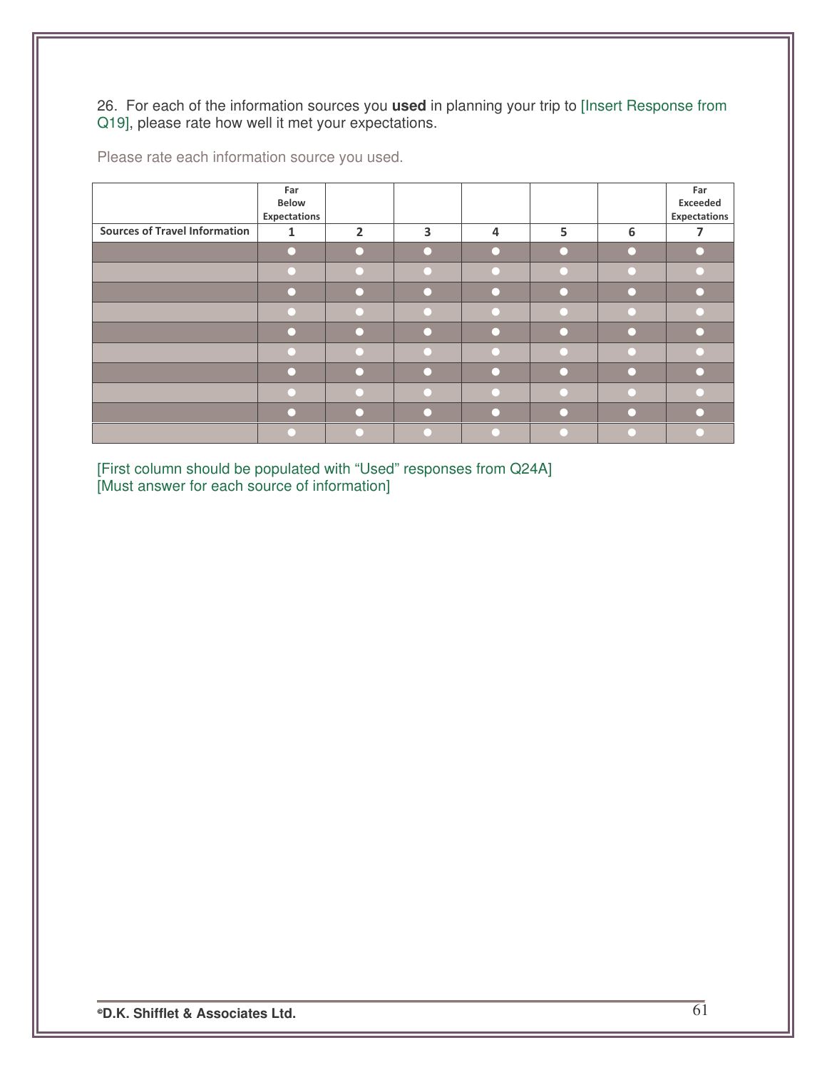26. For each of the information sources you **used** in planning your trip to [Insert Response from Q19], please rate how well it met your expectations.

Please rate each information source you used.

| | Far Below Expectations | | | | | | Far Exceeded Expectations |
|---|---|---|---|---|---|---|---|
| **Sources of Travel Information** | **1** | **2** | **3** | **4** | **5** | **6** | **7** |
| | ● | ● | ● | ● | ● | ● | ● |
| | ● | ● | ● | ● | ● | ● | ● |
| | ● | ● | ● | ● | ● | ● | ● |
| | ● | ● | ● | ● | ● | ● | ● |
| | ● | ● | ● | ● | ● | ● | ● |
| | ● | ● | ● | ● | ● | ● | ● |
| | ● | ● | ● | ● | ● | ● | ● |
| | ● | ● | ● | ● | ● | ● | ● |
| | ● | ● | ● | ● | ● | ● | ● |
| | ● | ● | ● | ● | ● | ● | ● |

[First column should be populated with "Used" responses from Q24A]
[Must answer for each source of information]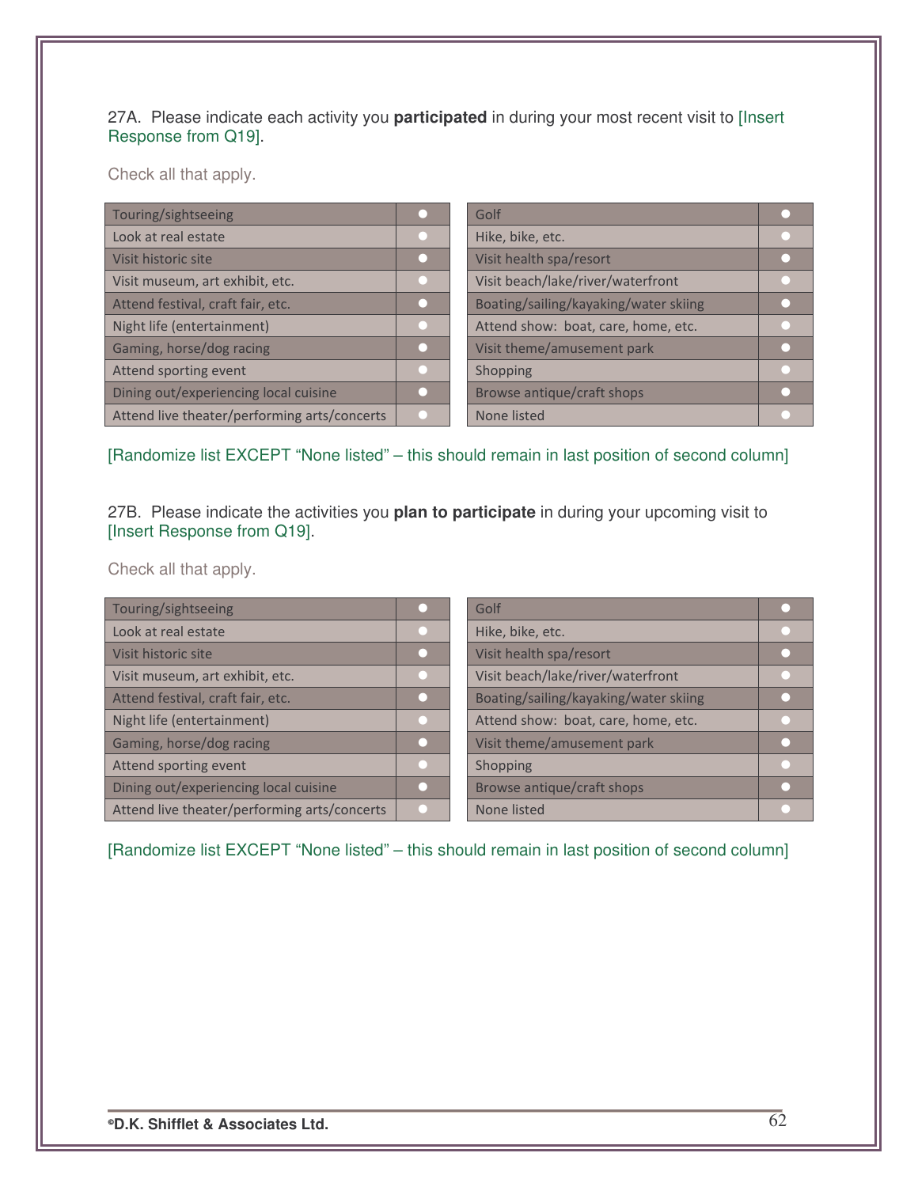27A. Please indicate each activity you **participated** in during your most recent visit to [Insert Response from Q19].

Check all that apply.

| Activity | |
|---|---|
| Touring/sightseeing | ○ |
| Look at real estate | ○ |
| Visit historic site | ○ |
| Visit museum, art exhibit, etc. | ○ |
| Attend festival, craft fair, etc. | ○ |
| Night life (entertainment) | ○ |
| Gaming, horse/dog racing | ○ |
| Attend sporting event | ○ |
| Dining out/experiencing local cuisine | ○ |
| Attend live theater/performing arts/concerts | ○ |
| Golf | ○ |
| Hike, bike, etc. | ○ |
| Visit health spa/resort | ○ |
| Visit beach/lake/river/waterfront | ○ |
| Boating/sailing/kayaking/water skiing | ○ |
| Attend show: boat, care, home, etc. | ○ |
| Visit theme/amusement park | ○ |
| Shopping | ○ |
| Browse antique/craft shops | ○ |
| None listed | ○ |

[Randomize list EXCEPT "None listed" – this should remain in last position of second column]

27B. Please indicate the activities you **plan to participate** in during your upcoming visit to [Insert Response from Q19].

Check all that apply.

| Activity | |
|---|---|
| Touring/sightseeing | ○ |
| Look at real estate | ○ |
| Visit historic site | ○ |
| Visit museum, art exhibit, etc. | ○ |
| Attend festival, craft fair, etc. | ○ |
| Night life (entertainment) | ○ |
| Gaming, horse/dog racing | ○ |
| Attend sporting event | ○ |
| Dining out/experiencing local cuisine | ○ |
| Attend live theater/performing arts/concerts | ○ |
| Golf | ○ |
| Hike, bike, etc. | ○ |
| Visit health spa/resort | ○ |
| Visit beach/lake/river/waterfront | ○ |
| Boating/sailing/kayaking/water skiing | ○ |
| Attend show: boat, care, home, etc. | ○ |
| Visit theme/amusement park | ○ |
| Shopping | ○ |
| Browse antique/craft shops | ○ |
| None listed | ○ |

[Randomize list EXCEPT "None listed" – this should remain in last position of second column]

©D.K. Shifflet & Associates Ltd.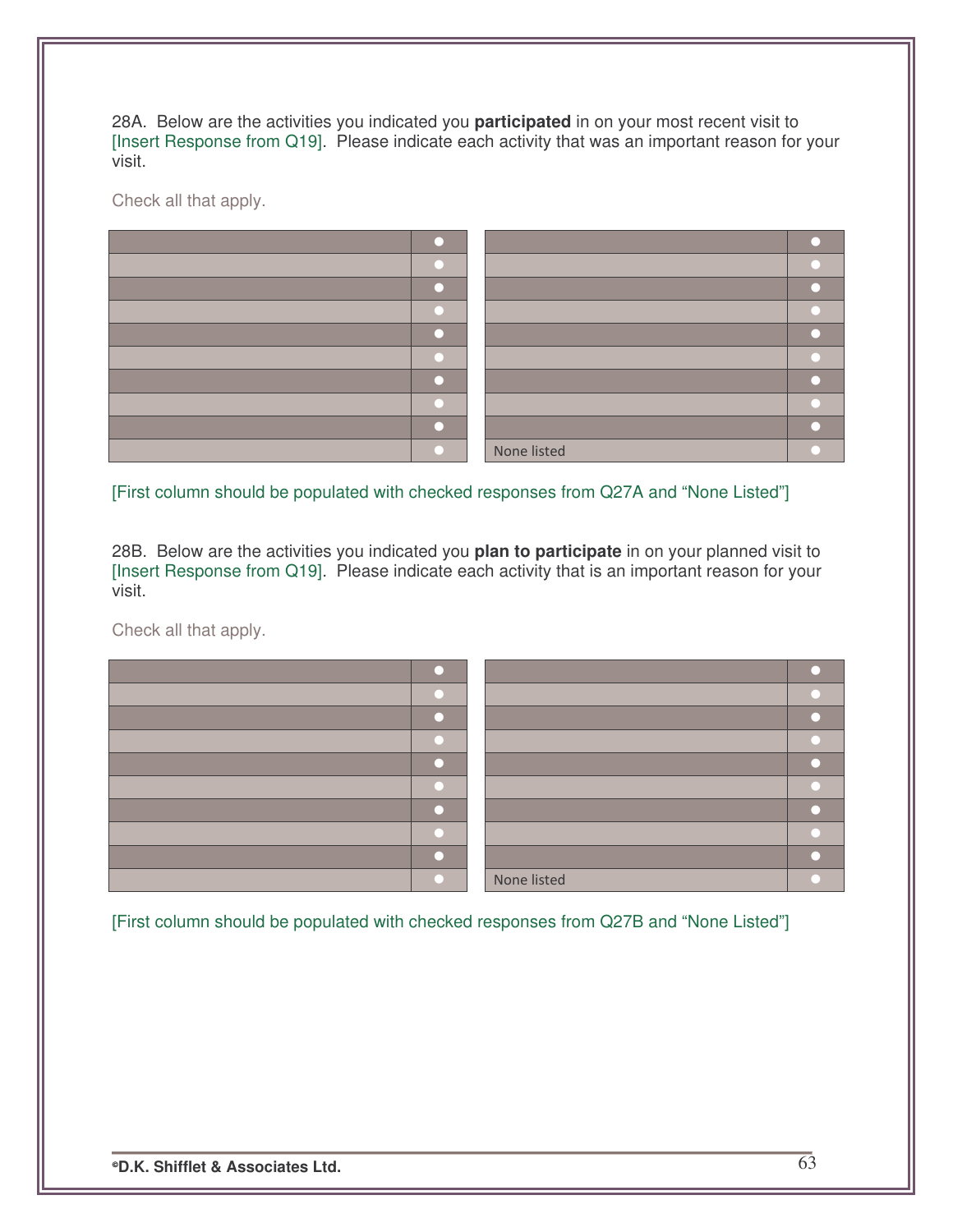28A. Below are the activities you indicated you **participated** in on your most recent visit to [Insert Response from Q19]. Please indicate each activity that was an important reason for your visit.

Check all that apply.

| | ● | | ● |
|---|---|---|---|
| | ● | | ● |
| | ● | | ● |
| | ● | | ● |
| | ● | | ● |
| | ● | | ● |
| | ● | | ● |
| | ● | | ● |
| | ● | | ● |
| | ● | None listed | ● |

[First column should be populated with checked responses from Q27A and "None Listed"]

28B. Below are the activities you indicated you **plan to participate** in on your planned visit to [Insert Response from Q19]. Please indicate each activity that is an important reason for your visit.

Check all that apply.

| | ● | | ● |
|---|---|---|---|
| | ● | | ● |
| | ● | | ● |
| | ● | | ● |
| | ● | | ● |
| | ● | | ● |
| | ● | | ● |
| | ● | | ● |
| | ● | | ● |
| | ● | None listed | ● |

[First column should be populated with checked responses from Q27B and "None Listed"]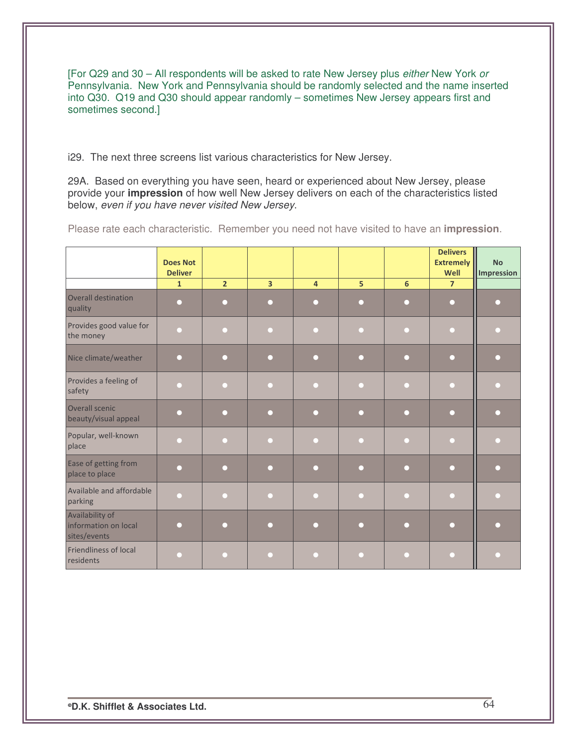[For Q29 and 30 – All respondents will be asked to rate New Jersey plus *either* New York *or* Pennsylvania. New York and Pennsylvania should be randomly selected and the name inserted into Q30. Q19 and Q30 should appear randomly – sometimes New Jersey appears first and sometimes second.]

i29. The next three screens list various characteristics for New Jersey.

29A. Based on everything you have seen, heard or experienced about New Jersey, please provide your **impression** of how well New Jersey delivers on each of the characteristics listed below, *even if you have never visited New Jersey.*

Please rate each characteristic. Remember you need not have visited to have an **impression**.

| | Does Not Deliver | | | | | | Delivers Extremely Well | No Impression |
|---|---|---|---|---|---|---|---|---|
| | 1 | 2 | 3 | 4 | 5 | 6 | 7 | |
| Overall destination quality | ● | ● | ● | ● | ● | ● | ● | ● |
| Provides good value for the money | ● | ● | ● | ● | ● | ● | ● | ● |
| Nice climate/weather | ● | ● | ● | ● | ● | ● | ● | ● |
| Provides a feeling of safety | ● | ● | ● | ● | ● | ● | ● | ● |
| Overall scenic beauty/visual appeal | ● | ● | ● | ● | ● | ● | ● | ● |
| Popular, well-known place | ● | ● | ● | ● | ● | ● | ● | ● |
| Ease of getting from place to place | ● | ● | ● | ● | ● | ● | ● | ● |
| Available and affordable parking | ● | ● | ● | ● | ● | ● | ● | ● |
| Availability of information on local sites/events | ● | ● | ● | ● | ● | ● | ● | ● |
| Friendliness of local residents | ● | ● | ● | ● | ● | ● | ● | ● |

**©D.K. Shifflet & Associates Ltd.**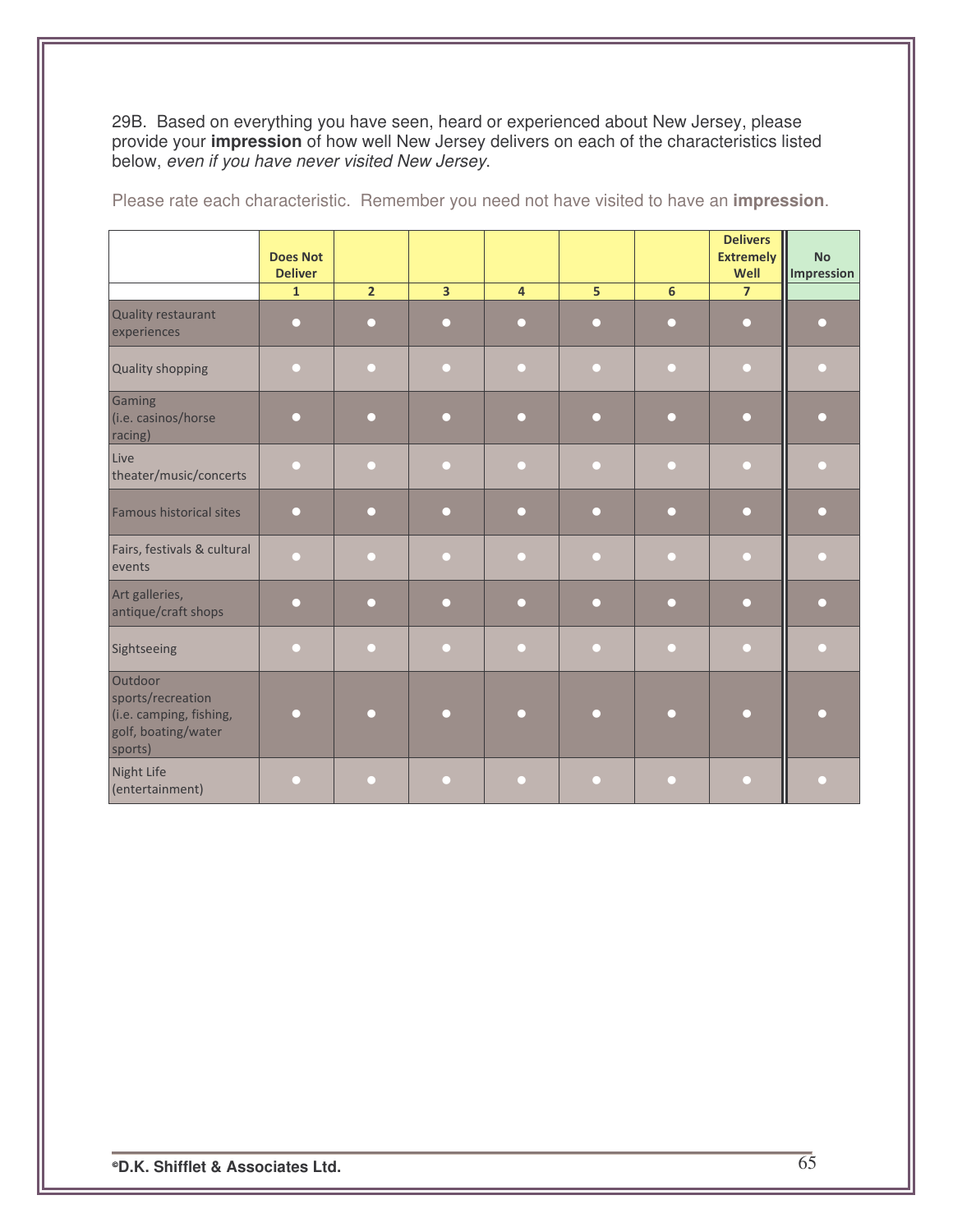29B. Based on everything you have seen, heard or experienced about New Jersey, please provide your **impression** of how well New Jersey delivers on each of the characteristics listed below, *even if you have never visited New Jersey.*

Please rate each characteristic. Remember you need not have visited to have an **impression**.

| | Does Not Deliver 1 | 2 | 3 | 4 | 5 | 6 | Delivers Extremely Well 7 | No Impression |
|---|---|---|---|---|---|---|---|---|
| Quality restaurant experiences | ● | ● | ● | ● | ● | ● | ● | ● |
| Quality shopping | ● | ● | ● | ● | ● | ● | ● | ● |
| Gaming (i.e. casinos/horse racing) | ● | ● | ● | ● | ● | ● | ● | ● |
| Live theater/music/concerts | ● | ● | ● | ● | ● | ● | ● | ● |
| Famous historical sites | ● | ● | ● | ● | ● | ● | ● | ● |
| Fairs, festivals & cultural events | ● | ● | ● | ● | ● | ● | ● | ● |
| Art galleries, antique/craft shops | ● | ● | ● | ● | ● | ● | ● | ● |
| Sightseeing | ● | ● | ● | ● | ● | ● | ● | ● |
| Outdoor sports/recreation (i.e. camping, fishing, golf, boating/water sports) | ● | ● | ● | ● | ● | ● | ● | ● |
| Night Life (entertainment) | ● | ● | ● | ● | ● | ● | ● | ● |

©D.K. Shifflet & Associates Ltd.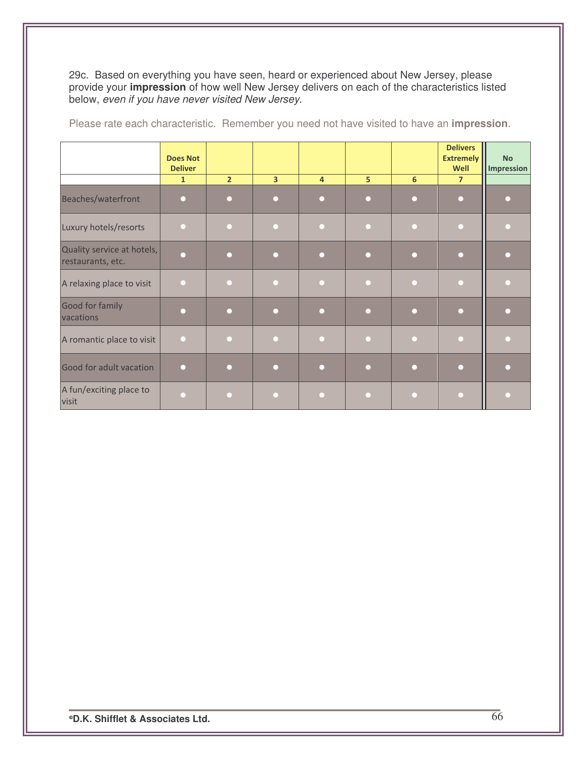29c. Based on everything you have seen, heard or experienced about New Jersey, please provide your **impression** of how well New Jersey delivers on each of the characteristics listed below, *even if you have never visited New Jersey*.

Please rate each characteristic. Remember you need not have visited to have an **impression**.

| | Does Not Deliver | | | | | | Delivers Extremely Well | No Impression |
|---|---|---|---|---|---|---|---|---|
| | 1 | 2 | 3 | 4 | 5 | 6 | 7 | |
| Beaches/waterfront | ● | ● | ● | ● | ● | ● | ● | ● |
| Luxury hotels/resorts | ● | ● | ● | ● | ● | ● | ● | ● |
| Quality service at hotels, restaurants, etc. | ● | ● | ● | ● | ● | ● | ● | ● |
| A relaxing place to visit | ● | ● | ● | ● | ● | ● | ● | ● |
| Good for family vacations | ● | ● | ● | ● | ● | ● | ● | ● |
| A romantic place to visit | ● | ● | ● | ● | ● | ● | ● | ● |
| Good for adult vacation | ● | ● | ● | ● | ● | ● | ● | ● |
| A fun/exciting place to visit | ● | ● | ● | ● | ● | ● | ● | ● |

©D.K. Shifflet & Associates Ltd.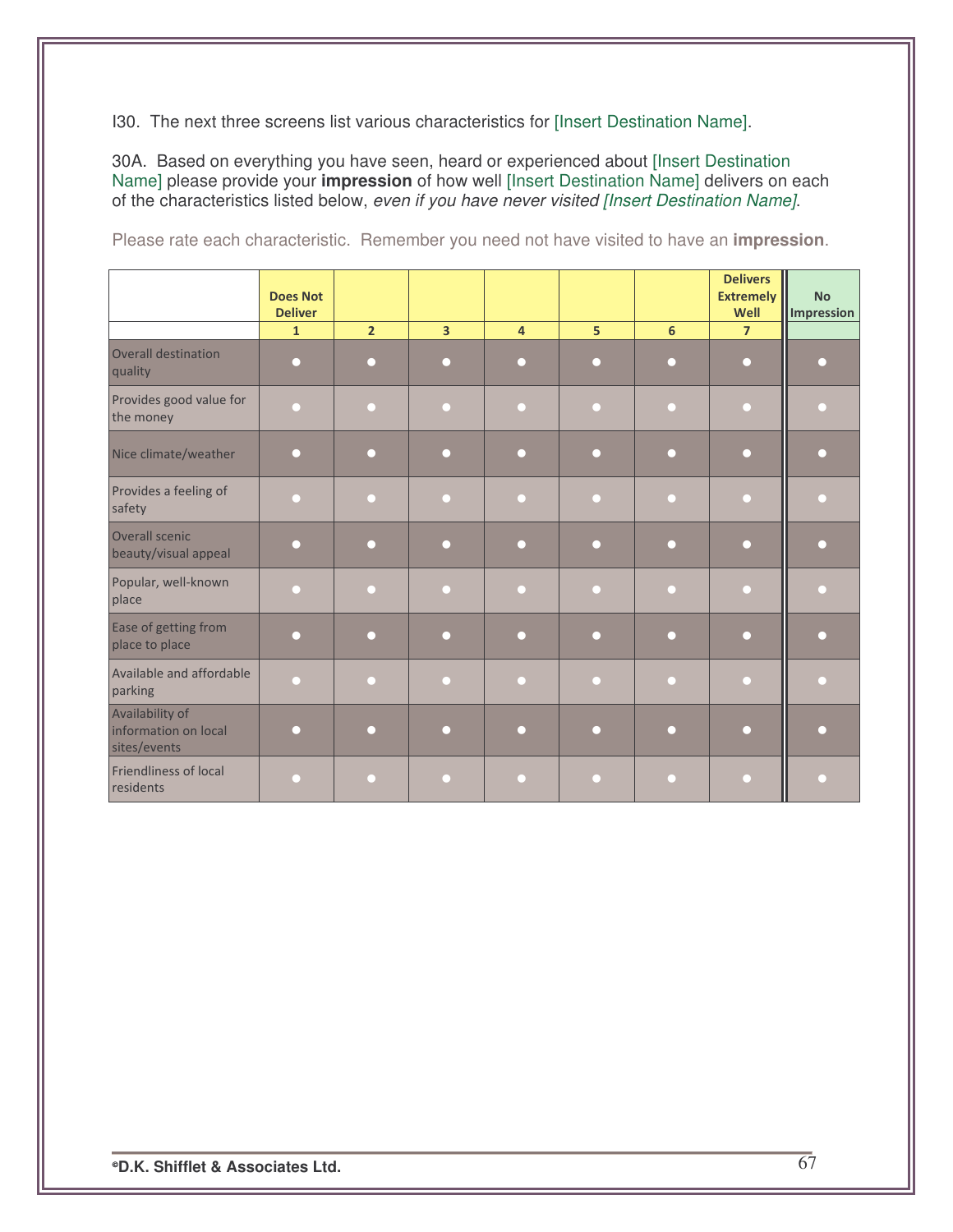I30. The next three screens list various characteristics for [Insert Destination Name].

30A. Based on everything you have seen, heard or experienced about [Insert Destination Name] please provide your **impression** of how well [Insert Destination Name] delivers on each of the characteristics listed below, *even if you have never visited [Insert Destination Name]*.

Please rate each characteristic. Remember you need not have visited to have an **impression**.

| | Does Not Deliver | | | | | | Delivers Extremely Well | No Impression |
|---|---|---|---|---|---|---|---|---|
| | 1 | 2 | 3 | 4 | 5 | 6 | 7 | |
| Overall destination quality | ● | ● | ● | ● | ● | ● | ● | ● |
| Provides good value for the money | ● | ● | ● | ● | ● | ● | ● | ● |
| Nice climate/weather | ● | ● | ● | ● | ● | ● | ● | ● |
| Provides a feeling of safety | ● | ● | ● | ● | ● | ● | ● | ● |
| Overall scenic beauty/visual appeal | ● | ● | ● | ● | ● | ● | ● | ● |
| Popular, well-known place | ● | ● | ● | ● | ● | ● | ● | ● |
| Ease of getting from place to place | ● | ● | ● | ● | ● | ● | ● | ● |
| Available and affordable parking | ● | ● | ● | ● | ● | ● | ● | ● |
| Availability of information on local sites/events | ● | ● | ● | ● | ● | ● | ● | ● |
| Friendliness of local residents | ● | ● | ● | ● | ● | ● | ● | ● |

©D.K. Shifflet & Associates Ltd.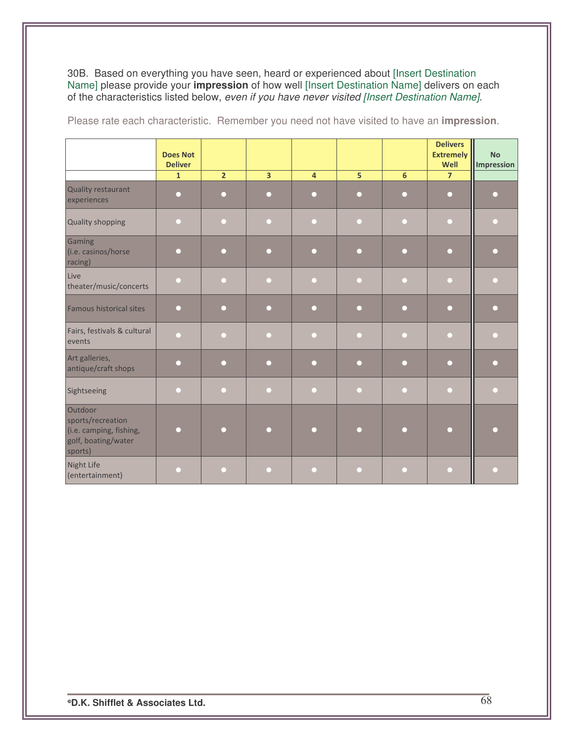30B. Based on everything you have seen, heard or experienced about [Insert Destination Name] please provide your **impression** of how well [Insert Destination Name] delivers on each of the characteristics listed below, *even if you have never visited [Insert Destination Name]*.

Please rate each characteristic. Remember you need not have visited to have an **impression**.

| | Does Not Deliver | | | | | | Delivers Extremely Well | No Impression |
|---|---|---|---|---|---|---|---|---|
| | 1 | 2 | 3 | 4 | 5 | 6 | 7 | |
| Quality restaurant experiences | ● | ● | ● | ● | ● | ● | ● | ● |
| Quality shopping | ● | ● | ● | ● | ● | ● | ● | ● |
| Gaming (i.e. casinos/horse racing) | ● | ● | ● | ● | ● | ● | ● | ● |
| Live theater/music/concerts | ● | ● | ● | ● | ● | ● | ● | ● |
| Famous historical sites | ● | ● | ● | ● | ● | ● | ● | ● |
| Fairs, festivals & cultural events | ● | ● | ● | ● | ● | ● | ● | ● |
| Art galleries, antique/craft shops | ● | ● | ● | ● | ● | ● | ● | ● |
| Sightseeing | ● | ● | ● | ● | ● | ● | ● | ● |
| Outdoor sports/recreation (i.e. camping, fishing, golf, boating/water sports) | ● | ● | ● | ● | ● | ● | ● | ● |
| Night Life (entertainment) | ● | ● | ● | ● | ● | ● | ● | ● |

©D.K. Shifflet & Associates Ltd.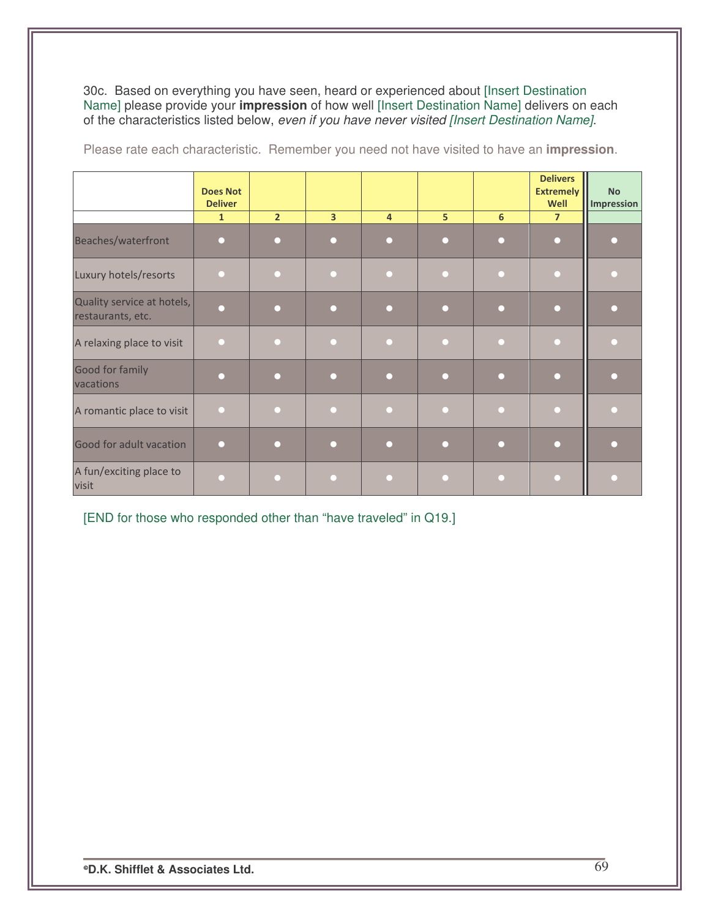30c. Based on everything you have seen, heard or experienced about [Insert Destination Name] please provide your **impression** of how well [Insert Destination Name] delivers on each of the characteristics listed below, *even if you have never visited [Insert Destination Name]*.

Please rate each characteristic. Remember you need not have visited to have an **impression**.

| | Does Not Deliver | | | | | | Delivers Extremely Well | No Impression |
|---|---|---|---|---|---|---|---|---|
| | 1 | 2 | 3 | 4 | 5 | 6 | 7 | |
| Beaches/waterfront | ● | ● | ● | ● | ● | ● | ● | ● |
| Luxury hotels/resorts | ● | ● | ● | ● | ● | ● | ● | ● |
| Quality service at hotels, restaurants, etc. | ● | ● | ● | ● | ● | ● | ● | ● |
| A relaxing place to visit | ● | ● | ● | ● | ● | ● | ● | ● |
| Good for family vacations | ● | ● | ● | ● | ● | ● | ● | ● |
| A romantic place to visit | ● | ● | ● | ● | ● | ● | ● | ● |
| Good for adult vacation | ● | ● | ● | ● | ● | ● | ● | ● |
| A fun/exciting place to visit | ● | ● | ● | ● | ● | ● | ● | ● |

[END for those who responded other than "have traveled" in Q19.]

**©D.K. Shifflet & Associates Ltd.**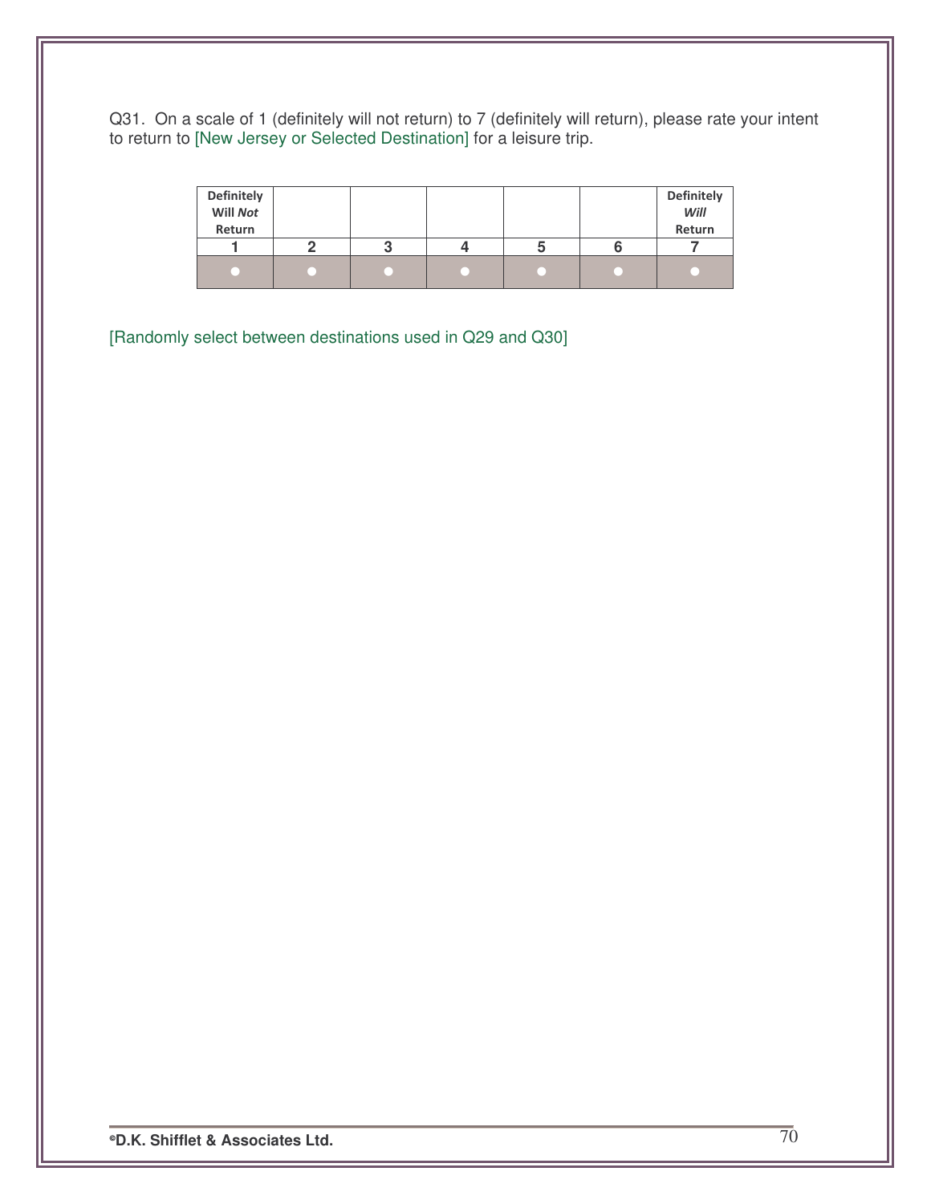Q31. On a scale of 1 (definitely will not return) to 7 (definitely will return), please rate your intent to return to [New Jersey or Selected Destination] for a leisure trip.

| Definitely Will *Not* Return | | | | | | Definitely *Will* Return |
|---|---|---|---|---|---|---|
| 1 | 2 | 3 | 4 | 5 | 6 | 7 |
| ● | ● | ● | ● | ● | ● | ● |

[Randomly select between destinations used in Q29 and Q30]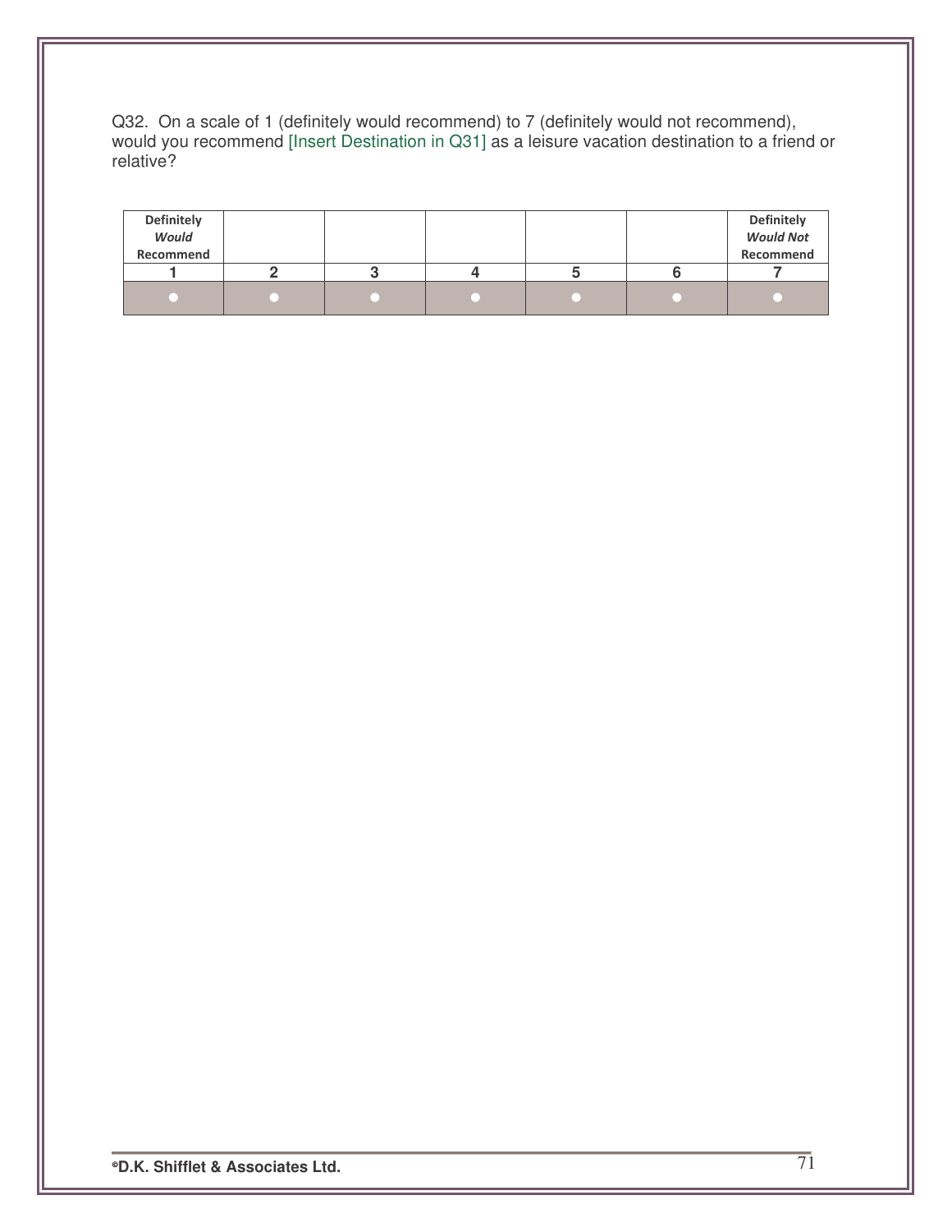Q32. On a scale of 1 (definitely would recommend) to 7 (definitely would not recommend), would you recommend [Insert Destination in Q31] as a leisure vacation destination to a friend or relative?

| **Definitely *Would* Recommend** | | | | | | **Definitely *Would Not* Recommend** |
|---|---|---|---|---|---|---|
| **1** | **2** | **3** | **4** | **5** | **6** | **7** |
| ● | ● | ● | ● | ● | ● | ● |

**©D.K. Shifflet & Associates Ltd.**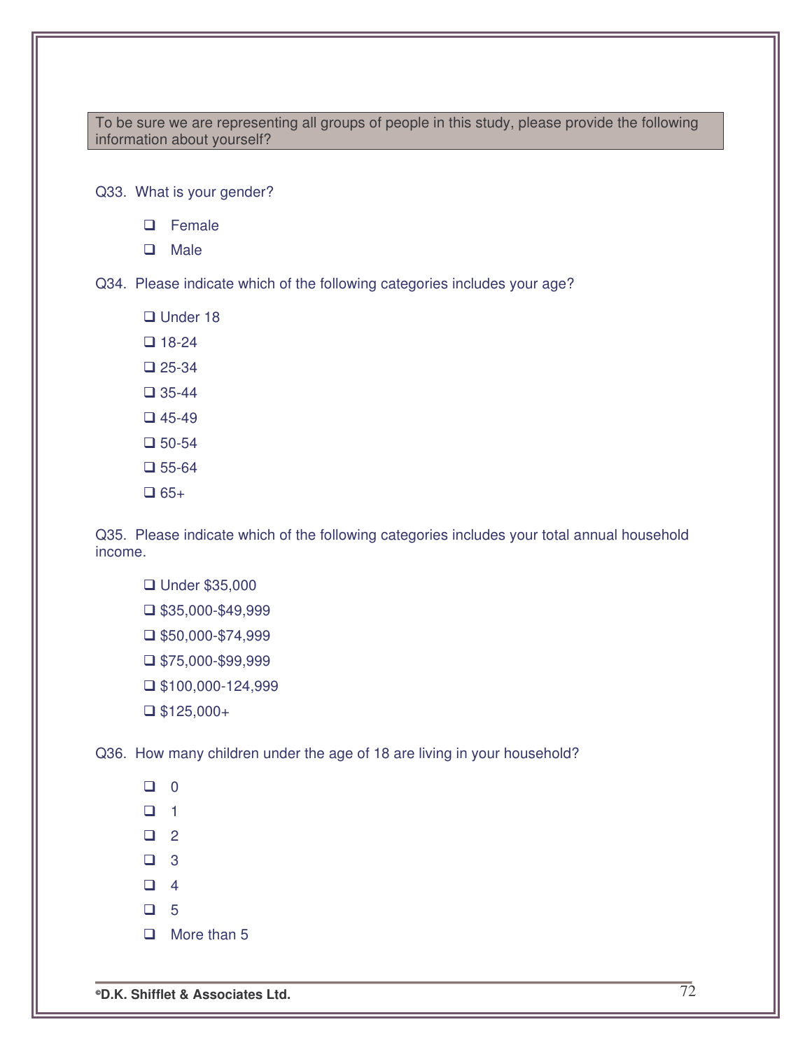To be sure we are representing all groups of people in this study, please provide the following information about yourself?

Q33. What is your gender?

- ❑ Female
- ❑ Male

Q34. Please indicate which of the following categories includes your age?

- ❑ Under 18
- ❑ 18-24
- ❑ 25-34
- ❑ 35-44
- ❑ 45-49
- ❑ 50-54
- ❑ 55-64
- ❑ 65+

Q35. Please indicate which of the following categories includes your total annual household income.

- ❑ Under $35,000
- ❑ $35,000-$49,999
- ❑ $50,000-$74,999
- ❑ $75,000-$99,999
- ❑ $100,000-124,999
- ❑ $125,000+

Q36. How many children under the age of 18 are living in your household?

- ❑ 0
- ❑ 1
- ❑ 2
- ❑ 3
- ❑ 4
- ❑ 5
- ❑ More than 5

©D.K. Shifflet & Associates Ltd.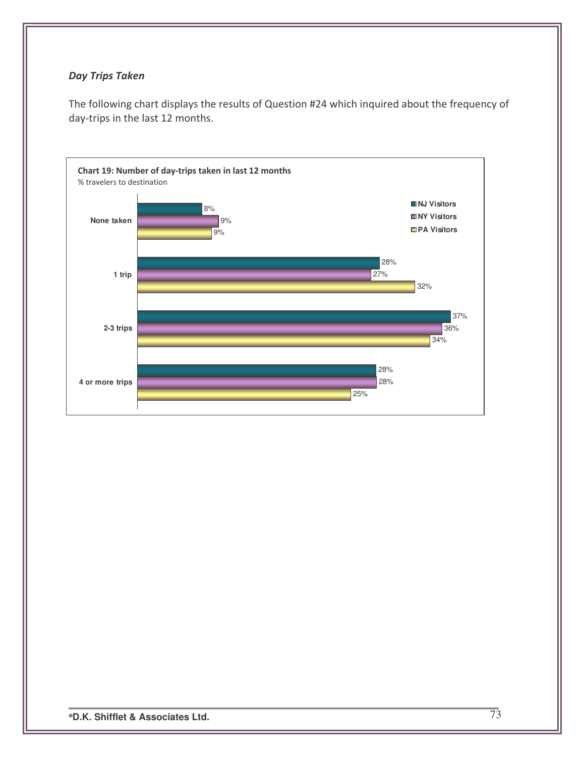### *Day Trips Taken*

The following chart displays the results of Question #24 which inquired about the frequency of day-trips in the last 12 months.

**Chart 19: Number of day-trips taken in last 12 months**
% travelers to destination

| | NJ Visitors | NY Visitors | PA Visitors |
|---|---|---|---|
| None taken | 8% | 9% | 9% |
| 1 trip | 28% | 27% | 32% |
| 2-3 trips | 37% | 36% | 34% |
| 4 or more trips | 28% | 28% | 25% |